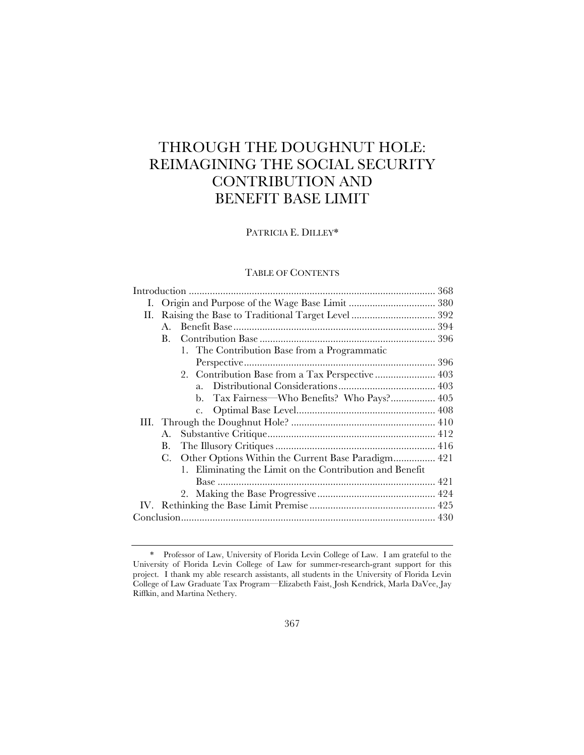# THROUGH THE DOUGHNUT HOLE: REIMAGINING THE SOCIAL SECURITY CONTRIBUTION AND BENEFIT BASE LIMIT

PATRICIA E. DILLEY*

TABLE OF CONTENTS

Introduction ............................................................................................. 368
I. Origin and Purpose of the Wage Base Limit ................................. 380
II. Raising the Base to Traditional Target Level ................................ 392
    A. Benefit Base ............................................................................. 394
    B. Contribution Base ................................................................... 396
        1. The Contribution Base from a Programmatic Perspective ......................................................................... 396
        2. Contribution Base from a Tax Perspective ....................... 403
            a. Distributional Considerations ..................................... 403
            b. Tax Fairness—Who Benefits? Who Pays? ................. 405
            c. Optimal Base Level ..................................................... 408
III. Through the Doughnut Hole? ....................................................... 410
    A. Substantive Critique ................................................................ 412
    B. The Illusory Critiques ............................................................. 416
    C. Other Options Within the Current Base Paradigm ................ 421
        1. Eliminating the Limit on the Contribution and Benefit Base ................................................................................... 421
        2. Making the Base Progressive ............................................. 424
IV. Rethinking the Base Limit Premise ................................................ 425
Conclusion ................................................................................................ 430

---

\* Professor of Law, University of Florida Levin College of Law. I am grateful to the University of Florida Levin College of Law for summer-research-grant support for this project. I thank my able research assistants, all students in the University of Florida Levin College of Law Graduate Tax Program—Elizabeth Faist, Josh Kendrick, Marla DaVee, Jay Riffkin, and Martina Nethery.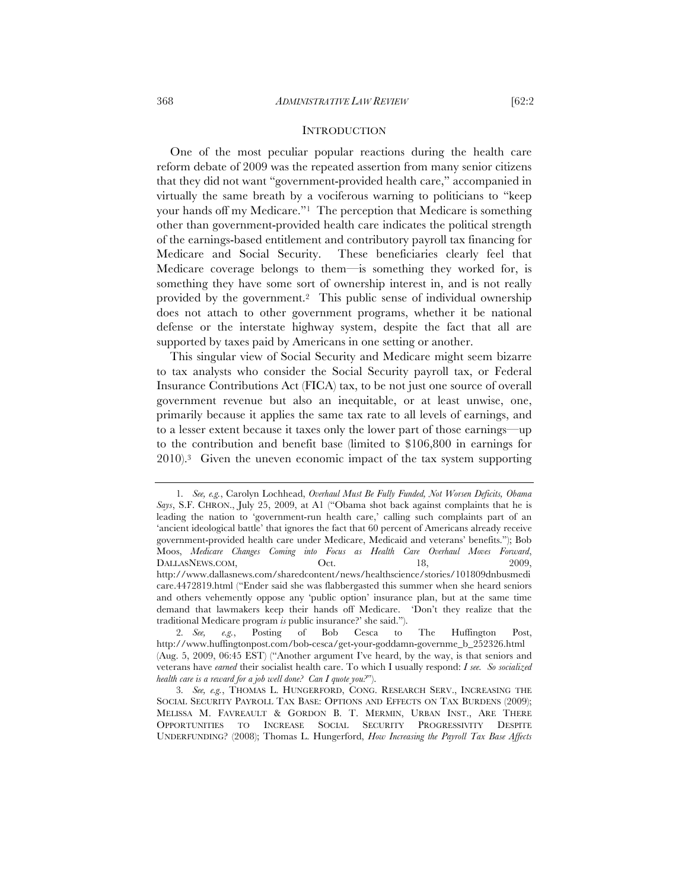## INTRODUCTION

One of the most peculiar popular reactions during the health care reform debate of 2009 was the repeated assertion from many senior citizens that they did not want "government-provided health care," accompanied in virtually the same breath by a vociferous warning to politicians to "keep your hands off my Medicare."[1] The perception that Medicare is something other than government-provided health care indicates the political strength of the earnings-based entitlement and contributory payroll tax financing for Medicare and Social Security. These beneficiaries clearly feel that Medicare coverage belongs to them—is something they worked for, is something they have some sort of ownership interest in, and is not really provided by the government.[2] This public sense of individual ownership does not attach to other government programs, whether it be national defense or the interstate highway system, despite the fact that all are supported by taxes paid by Americans in one setting or another.

This singular view of Social Security and Medicare might seem bizarre to tax analysts who consider the Social Security payroll tax, or Federal Insurance Contributions Act (FICA) tax, to be not just one source of overall government revenue but also an inequitable, or at least unwise, one, primarily because it applies the same tax rate to all levels of earnings, and to a lesser extent because it taxes only the lower part of those earnings—up to the contribution and benefit base (limited to $106,800 in earnings for 2010).[3] Given the uneven economic impact of the tax system supporting

---

1. *See, e.g.*, Carolyn Lochhead, *Overhaul Must Be Fully Funded, Not Worsen Deficits, Obama Says*, S.F. CHRON., July 25, 2009, at A1 ("Obama shot back against complaints that he is leading the nation to 'government-run health care,' calling such complaints part of an 'ancient ideological battle' that ignores the fact that 60 percent of Americans already receive government-provided health care under Medicare, Medicaid and veterans' benefits."); Bob Moos, *Medicare Changes Coming into Focus as Health Care Overhaul Moves Forward*, DALLASNEWS.COM, Oct. 18, 2009, http://www.dallasnews.com/sharedcontent/news/healthscience/stories/101809dnbusmedicare.4472819.html ("Ender said she was flabbergasted this summer when she heard seniors and others vehemently oppose any 'public option' insurance plan, but at the same time demand that lawmakers keep their hands off Medicare. 'Don't they realize that the traditional Medicare program *is* public insurance?' she said.").

2. *See, e.g.*, Posting of Bob Cesca to The Huffington Post, http://www.huffingtonpost.com/bob-cesca/get-your-goddamn-governme_b_252326.html (Aug. 5, 2009, 06:45 EST) ("Another argument I've heard, by the way, is that seniors and veterans have *earned* their socialist health care. To which I usually respond: *I see. So socialized health care is a reward for a job well done? Can I quote you?*").

3. *See, e.g.*, THOMAS L. HUNGERFORD, CONG. RESEARCH SERV., INCREASING THE SOCIAL SECURITY PAYROLL TAX BASE: OPTIONS AND EFFECTS ON TAX BURDENS (2009); MELISSA M. FAVREAULT & GORDON B. T. MERMIN, URBAN INST., ARE THERE OPPORTUNITIES TO INCREASE SOCIAL SECURITY PROGRESSIVITY DESPITE UNDERFUNDING? (2008); Thomas L. Hungerford, *How Increasing the Payroll Tax Base Affects*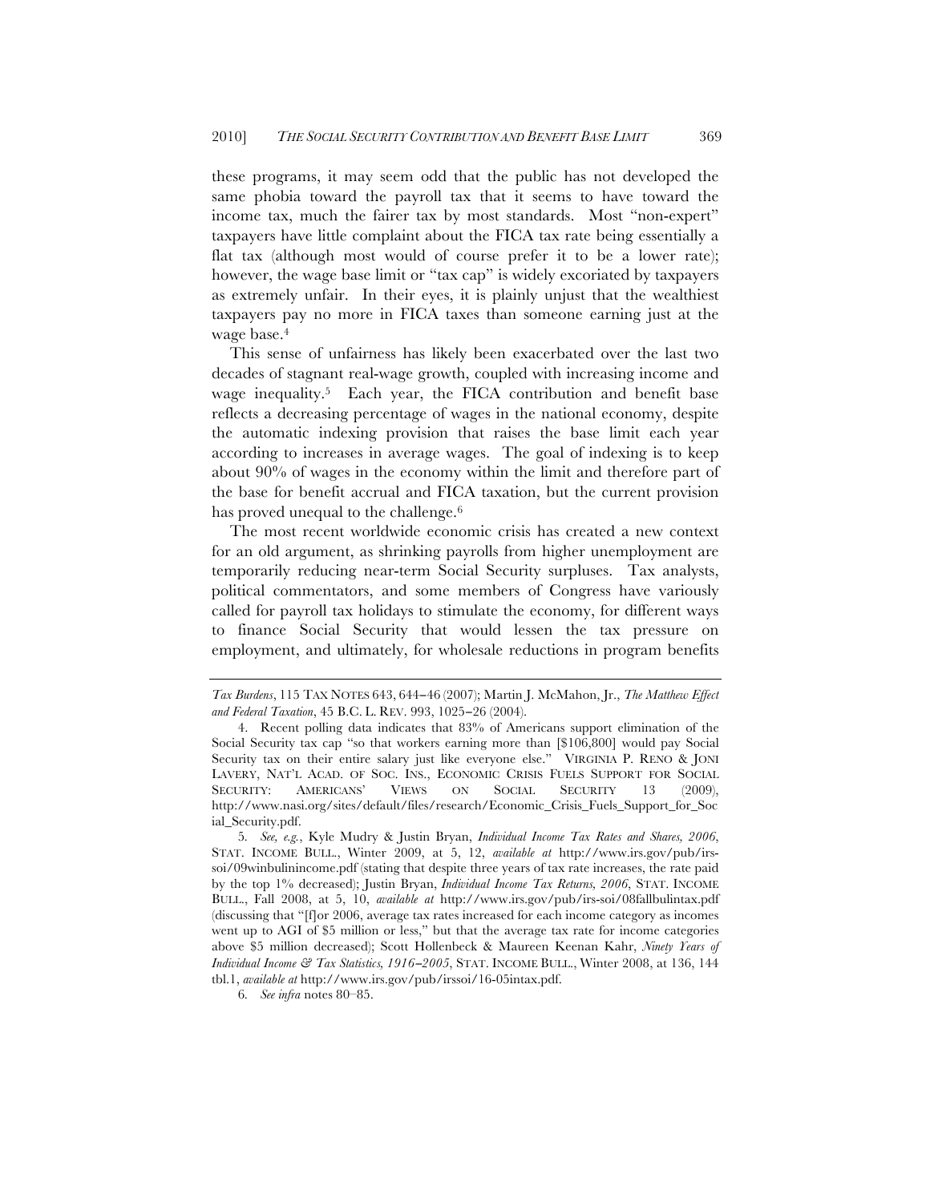these programs, it may seem odd that the public has not developed the same phobia toward the payroll tax that it seems to have toward the income tax, much the fairer tax by most standards. Most "non-expert" taxpayers have little complaint about the FICA tax rate being essentially a flat tax (although most would of course prefer it to be a lower rate); however, the wage base limit or "tax cap" is widely excoriated by taxpayers as extremely unfair. In their eyes, it is plainly unjust that the wealthiest taxpayers pay no more in FICA taxes than someone earning just at the wage base.[4]

This sense of unfairness has likely been exacerbated over the last two decades of stagnant real-wage growth, coupled with increasing income and wage inequality.[5] Each year, the FICA contribution and benefit base reflects a decreasing percentage of wages in the national economy, despite the automatic indexing provision that raises the base limit each year according to increases in average wages. The goal of indexing is to keep about 90% of wages in the economy within the limit and therefore part of the base for benefit accrual and FICA taxation, but the current provision has proved unequal to the challenge.[6]

The most recent worldwide economic crisis has created a new context for an old argument, as shrinking payrolls from higher unemployment are temporarily reducing near-term Social Security surpluses. Tax analysts, political commentators, and some members of Congress have variously called for payroll tax holidays to stimulate the economy, for different ways to finance Social Security that would lessen the tax pressure on employment, and ultimately, for wholesale reductions in program benefits

---

*Tax Burdens*, 115 TAX NOTES 643, 644–46 (2007); Martin J. McMahon, Jr., *The Matthew Effect and Federal Taxation*, 45 B.C. L. REV. 993, 1025–26 (2004).

4. Recent polling data indicates that 83% of Americans support elimination of the Social Security tax cap "so that workers earning more than [$106,800] would pay Social Security tax on their entire salary just like everyone else." VIRGINIA P. RENO & JONI LAVERY, NAT'L ACAD. OF SOC. INS., ECONOMIC CRISIS FUELS SUPPORT FOR SOCIAL SECURITY: AMERICANS' VIEWS ON SOCIAL SECURITY 13 (2009), http://www.nasi.org/sites/default/files/research/Economic_Crisis_Fuels_Support_for_Social_Security.pdf.

5. *See, e.g.*, Kyle Mudry & Justin Bryan, *Individual Income Tax Rates and Shares, 2006*, STAT. INCOME BULL., Winter 2009, at 5, 12, *available at* http://www.irs.gov/pub/irs-soi/09winbulinincome.pdf (stating that despite three years of tax rate increases, the rate paid by the top 1% decreased); Justin Bryan, *Individual Income Tax Returns, 2006*, STAT. INCOME BULL., Fall 2008, at 5, 10, *available at* http://www.irs.gov/pub/irs-soi/08fallbulintax.pdf (discussing that "[f]or 2006, average tax rates increased for each income category as incomes went up to AGI of $5 million or less," but that the average tax rate for income categories above $5 million decreased); Scott Hollenbeck & Maureen Keenan Kahr, *Ninety Years of Individual Income & Tax Statistics, 1916–2005*, STAT. INCOME BULL., Winter 2008, at 136, 144 tbl.1, *available at* http://www.irs.gov/pub/irssoi/16-05intax.pdf.

6. *See infra* notes 80–85.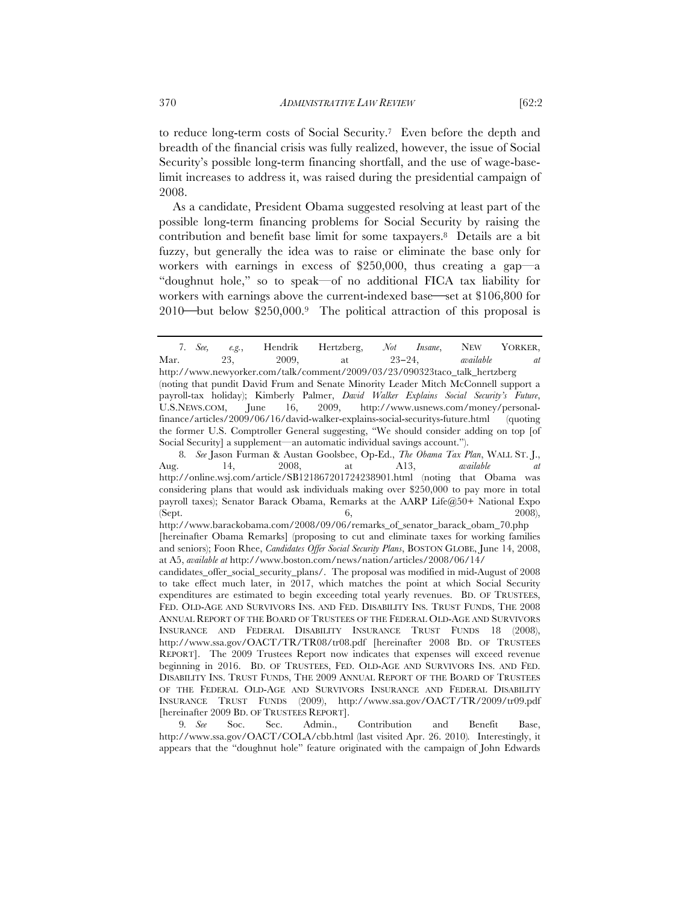to reduce long-term costs of Social Security.[7] Even before the depth and breadth of the financial crisis was fully realized, however, the issue of Social Security's possible long-term financing shortfall, and the use of wage-base-limit increases to address it, was raised during the presidential campaign of 2008.

As a candidate, President Obama suggested resolving at least part of the possible long-term financing problems for Social Security by raising the contribution and benefit base limit for some taxpayers.[8] Details are a bit fuzzy, but generally the idea was to raise or eliminate the base only for workers with earnings in excess of $250,000, thus creating a gap—a "doughnut hole," so to speak—of no additional FICA tax liability for workers with earnings above the current-indexed base—set at $106,800 for 2010—but below $250,000.[9] The political attraction of this proposal is

---

7. *See, e.g.*, Hendrik Hertzberg, *Not Insane*, NEW YORKER, Mar. 23, 2009, at 23–24, *available at* http://www.newyorker.com/talk/comment/2009/03/23/090323taco_talk_hertzberg (noting that pundit David Frum and Senate Minority Leader Mitch McConnell support a payroll-tax holiday); Kimberly Palmer, *David Walker Explains Social Security's Future*, U.S.NEWS.COM, June 16, 2009, http://www.usnews.com/money/personal-finance/articles/2009/06/16/david-walker-explains-social-securitys-future.html (quoting the former U.S. Comptroller General suggesting, "We should consider adding on top [of Social Security] a supplement—an automatic individual savings account.").

8. *See* Jason Furman & Austan Goolsbee, Op-Ed., *The Obama Tax Plan*, WALL ST. J., Aug. 14, 2008, at A13, *available at* http://online.wsj.com/article/SB121867201724238901.html (noting that Obama was considering plans that would ask individuals making over $250,000 to pay more in total payroll taxes); Senator Barack Obama, Remarks at the AARP Life@50+ National Expo (Sept. 6, 2008), http://www.barackobama.com/2008/09/06/remarks_of_senator_barack_obam_70.php [hereinafter Obama Remarks] (proposing to cut and eliminate taxes for working families and seniors); Foon Rhee, *Candidates Offer Social Security Plans*, BOSTON GLOBE, June 14, 2008, at A5, *available at* http://www.boston.com/news/nation/articles/2008/06/14/candidates_offer_social_security_plans/. The proposal was modified in mid-August of 2008 to take effect much later, in 2017, which matches the point at which Social Security expenditures are estimated to begin exceeding total yearly revenues. BD. OF TRUSTEES, FED. OLD-AGE AND SURVIVORS INS. AND FED. DISABILITY INS. TRUST FUNDS, THE 2008 ANNUAL REPORT OF THE BOARD OF TRUSTEES OF THE FEDERAL OLD-AGE AND SURVIVORS INSURANCE AND FEDERAL DISABILITY INSURANCE TRUST FUNDS 18 (2008), http://www.ssa.gov/OACT/TR/TR08/tr08.pdf [hereinafter 2008 BD. OF TRUSTEES REPORT]. The 2009 Trustees Report now indicates that expenses will exceed revenue beginning in 2016. BD. OF TRUSTEES, FED. OLD-AGE AND SURVIVORS INS. AND FED. DISABILITY INS. TRUST FUNDS, THE 2009 ANNUAL REPORT OF THE BOARD OF TRUSTEES OF THE FEDERAL OLD-AGE AND SURVIVORS INSURANCE AND FEDERAL DISABILITY INSURANCE TRUST FUNDS (2009), http://www.ssa.gov/OACT/TR/2009/tr09.pdf [hereinafter 2009 BD. OF TRUSTEES REPORT].

9. *See* Soc. Sec. Admin., Contribution and Benefit Base, http://www.ssa.gov/OACT/COLA/cbb.html (last visited Apr. 26. 2010). Interestingly, it appears that the "doughnut hole" feature originated with the campaign of John Edwards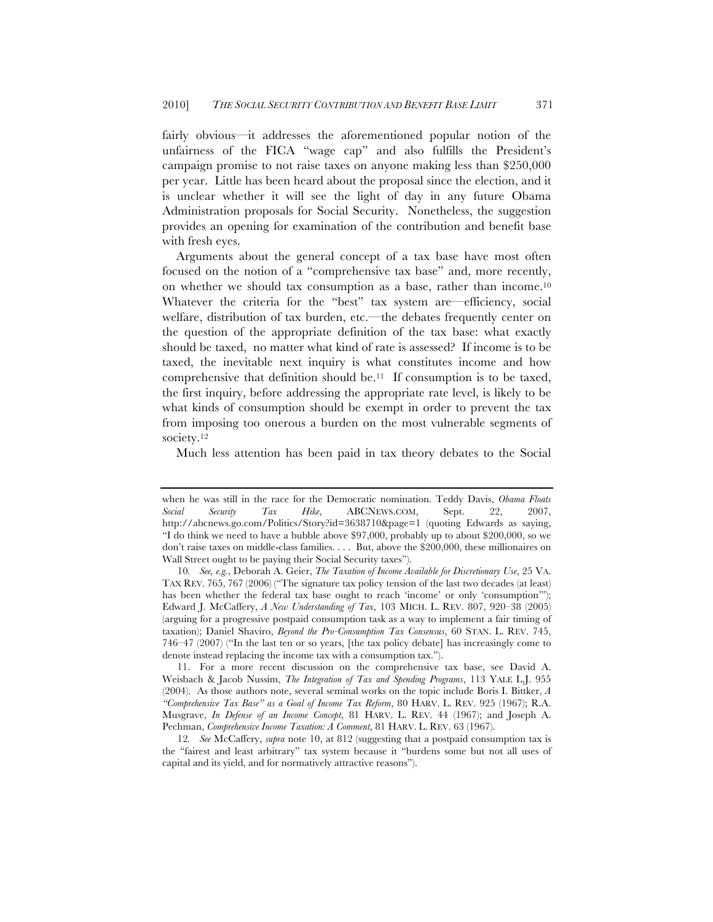fairly obvious—it addresses the aforementioned popular notion of the unfairness of the FICA "wage cap" and also fulfills the President's campaign promise to not raise taxes on anyone making less than $250,000 per year. Little has been heard about the proposal since the election, and it is unclear whether it will see the light of day in any future Obama Administration proposals for Social Security. Nonetheless, the suggestion provides an opening for examination of the contribution and benefit base with fresh eyes.

Arguments about the general concept of a tax base have most often focused on the notion of a "comprehensive tax base" and, more recently, on whether we should tax consumption as a base, rather than income.[10] Whatever the criteria for the "best" tax system are—efficiency, social welfare, distribution of tax burden, etc.—the debates frequently center on the question of the appropriate definition of the tax base: what exactly should be taxed, no matter what kind of rate is assessed? If income is to be taxed, the inevitable next inquiry is what constitutes income and how comprehensive that definition should be.[11] If consumption is to be taxed, the first inquiry, before addressing the appropriate rate level, is likely to be what kinds of consumption should be exempt in order to prevent the tax from imposing too onerous a burden on the most vulnerable segments of society.[12]

Much less attention has been paid in tax theory debates to the Social

---

when he was still in the race for the Democratic nomination. Teddy Davis, *Obama Floats Social Security Tax Hike*, ABCNEWS.COM, Sept. 22, 2007, http://abcnews.go.com/Politics/Story?id=3638710&page=1 (quoting Edwards as saying, "I do think we need to have a bubble above $97,000, probably up to about $200,000, so we don't raise taxes on middle-class families. . . . But, above the $200,000, these millionaires on Wall Street ought to be paying their Social Security taxes").

10. *See, e.g.*, Deborah A. Geier, *The Taxation of Income Available for Discretionary Use*, 25 VA. TAX REV. 765, 767 (2006) ("The signature tax policy tension of the last two decades (at least) has been whether the federal tax base ought to reach 'income' or only 'consumption'"); Edward J. McCaffery, *A New Understanding of Tax*, 103 MICH. L. REV. 807, 920–38 (2005) (arguing for a progressive postpaid consumption task as a way to implement a fair timing of taxation); Daniel Shaviro, *Beyond the Pro-Consumption Tax Consensus*, 60 STAN. L. REV. 745, 746–47 (2007) ("In the last ten or so years, [the tax policy debate] has increasingly come to denote instead replacing the income tax with a consumption tax.").

11. For a more recent discussion on the comprehensive tax base, see David A. Weisbach & Jacob Nussim, *The Integration of Tax and Spending Programs*, 113 YALE L.J. 955 (2004). As those authors note, several seminal works on the topic include Boris I. Bittker, *A "Comprehensive Tax Base" as a Goal of Income Tax Reform*, 80 HARV. L. REV. 925 (1967); R.A. Musgrave, *In Defense of an Income Concept*, 81 HARV. L. REV. 44 (1967); and Joseph A. Pechman, *Comprehensive Income Taxation: A Comment*, 81 HARV. L. REV. 63 (1967).

12. *See* McCaffery, *supra* note 10, at 812 (suggesting that a postpaid consumption tax is the "fairest and least arbitrary" tax system because it "burdens some but not all uses of capital and its yield, and for normatively attractive reasons").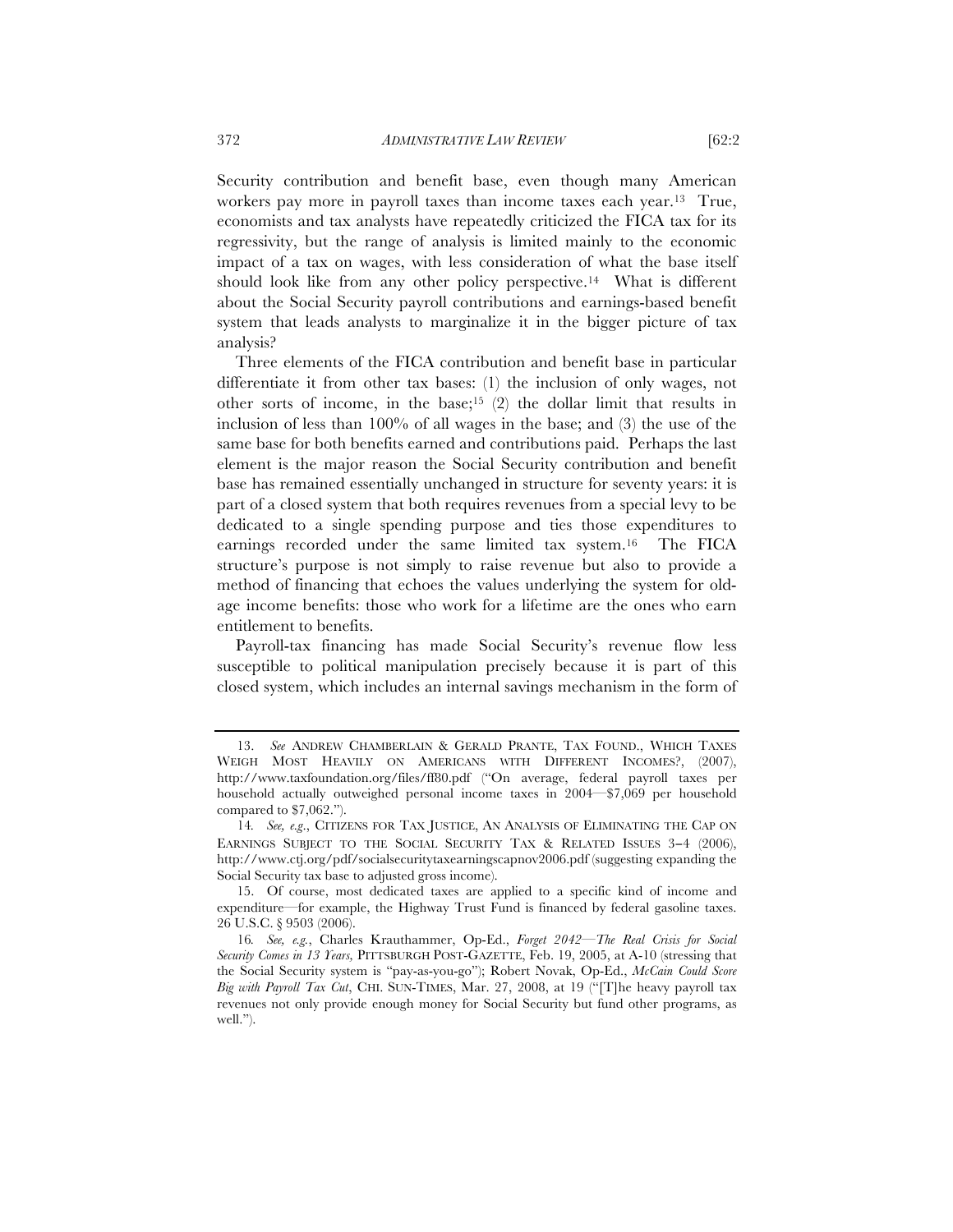Security contribution and benefit base, even though many American workers pay more in payroll taxes than income taxes each year.[13] True, economists and tax analysts have repeatedly criticized the FICA tax for its regressivity, but the range of analysis is limited mainly to the economic impact of a tax on wages, with less consideration of what the base itself should look like from any other policy perspective.[14] What is different about the Social Security payroll contributions and earnings-based benefit system that leads analysts to marginalize it in the bigger picture of tax analysis?

Three elements of the FICA contribution and benefit base in particular differentiate it from other tax bases: (1) the inclusion of only wages, not other sorts of income, in the base;[15] (2) the dollar limit that results in inclusion of less than 100% of all wages in the base; and (3) the use of the same base for both benefits earned and contributions paid. Perhaps the last element is the major reason the Social Security contribution and benefit base has remained essentially unchanged in structure for seventy years: it is part of a closed system that both requires revenues from a special levy to be dedicated to a single spending purpose and ties those expenditures to earnings recorded under the same limited tax system.[16] The FICA structure's purpose is not simply to raise revenue but also to provide a method of financing that echoes the values underlying the system for old-age income benefits: those who work for a lifetime are the ones who earn entitlement to benefits.

Payroll-tax financing has made Social Security's revenue flow less susceptible to political manipulation precisely because it is part of this closed system, which includes an internal savings mechanism in the form of

---

13. *See* ANDREW CHAMBERLAIN & GERALD PRANTE, TAX FOUND., WHICH TAXES WEIGH MOST HEAVILY ON AMERICANS WITH DIFFERENT INCOMES?, (2007), http://www.taxfoundation.org/files/ff80.pdf ("On average, federal payroll taxes per household actually outweighed personal income taxes in 2004—$7,069 per household compared to $7,062.").

14. *See, e.g.*, CITIZENS FOR TAX JUSTICE, AN ANALYSIS OF ELIMINATING THE CAP ON EARNINGS SUBJECT TO THE SOCIAL SECURITY TAX & RELATED ISSUES 3–4 (2006), http://www.ctj.org/pdf/socialsecuritytaxearningscapnov2006.pdf (suggesting expanding the Social Security tax base to adjusted gross income).

15. Of course, most dedicated taxes are applied to a specific kind of income and expenditure—for example, the Highway Trust Fund is financed by federal gasoline taxes. 26 U.S.C. § 9503 (2006).

16. *See, e.g.*, Charles Krauthammer, Op-Ed., *Forget 2042—The Real Crisis for Social Security Comes in 13 Years*, PITTSBURGH POST-GAZETTE, Feb. 19, 2005, at A-10 (stressing that the Social Security system is "pay-as-you-go"); Robert Novak, Op-Ed., *McCain Could Score Big with Payroll Tax Cut*, CHI. SUN-TIMES, Mar. 27, 2008, at 19 ("[T]he heavy payroll tax revenues not only provide enough money for Social Security but fund other programs, as well.").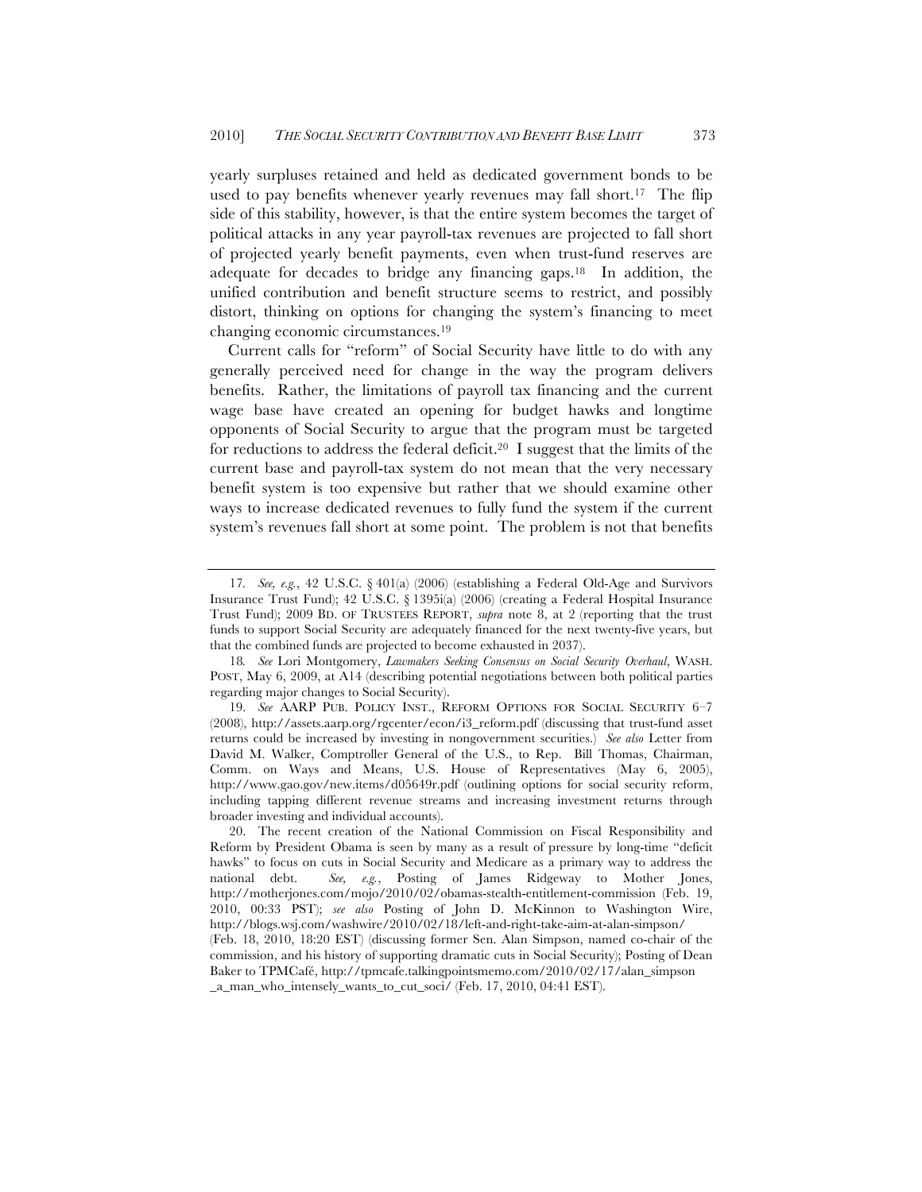yearly surpluses retained and held as dedicated government bonds to be used to pay benefits whenever yearly revenues may fall short.[17] The flip side of this stability, however, is that the entire system becomes the target of political attacks in any year payroll-tax revenues are projected to fall short of projected yearly benefit payments, even when trust-fund reserves are adequate for decades to bridge any financing gaps.[18] In addition, the unified contribution and benefit structure seems to restrict, and possibly distort, thinking on options for changing the system's financing to meet changing economic circumstances.[19]

Current calls for "reform" of Social Security have little to do with any generally perceived need for change in the way the program delivers benefits. Rather, the limitations of payroll tax financing and the current wage base have created an opening for budget hawks and longtime opponents of Social Security to argue that the program must be targeted for reductions to address the federal deficit.[20] I suggest that the limits of the current base and payroll-tax system do not mean that the very necessary benefit system is too expensive but rather that we should examine other ways to increase dedicated revenues to fully fund the system if the current system's revenues fall short at some point. The problem is not that benefits

---

17. *See, e.g.*, 42 U.S.C. § 401(a) (2006) (establishing a Federal Old-Age and Survivors Insurance Trust Fund); 42 U.S.C. § 1395i(a) (2006) (creating a Federal Hospital Insurance Trust Fund); 2009 BD. OF TRUSTEES REPORT, *supra* note 8, at 2 (reporting that the trust funds to support Social Security are adequately financed for the next twenty-five years, but that the combined funds are projected to become exhausted in 2037).

18. *See* Lori Montgomery, *Lawmakers Seeking Consensus on Social Security Overhaul*, WASH. POST, May 6, 2009, at A14 (describing potential negotiations between both political parties regarding major changes to Social Security).

19. *See* AARP PUB. POLICY INST., REFORM OPTIONS FOR SOCIAL SECURITY 6–7 (2008), http://assets.aarp.org/rgcenter/econ/i3_reform.pdf (discussing that trust-fund asset returns could be increased by investing in nongovernment securities.) *See also* Letter from David M. Walker, Comptroller General of the U.S., to Rep. Bill Thomas, Chairman, Comm. on Ways and Means, U.S. House of Representatives (May 6, 2005), http://www.gao.gov/new.items/d05649r.pdf (outlining options for social security reform, including tapping different revenue streams and increasing investment returns through broader investing and individual accounts).

20. The recent creation of the National Commission on Fiscal Responsibility and Reform by President Obama is seen by many as a result of pressure by long-time "deficit hawks" to focus on cuts in Social Security and Medicare as a primary way to address the national debt. *See, e.g.*, Posting of James Ridgeway to Mother Jones, http://motherjones.com/mojo/2010/02/obamas-stealth-entitlement-commission (Feb. 19, 2010, 00:33 PST); *see also* Posting of John D. McKinnon to Washington Wire, http://blogs.wsj.com/washwire/2010/02/18/left-and-right-take-aim-at-alan-simpson/ (Feb. 18, 2010, 18:20 EST) (discussing former Sen. Alan Simpson, named co-chair of the commission, and his history of supporting dramatic cuts in Social Security); Posting of Dean Baker to TPMCafé, http://tpmcafe.talkingpointsmemo.com/2010/02/17/alan_simpson_a_man_who_intensely_wants_to_cut_soci/ (Feb. 17, 2010, 04:41 EST).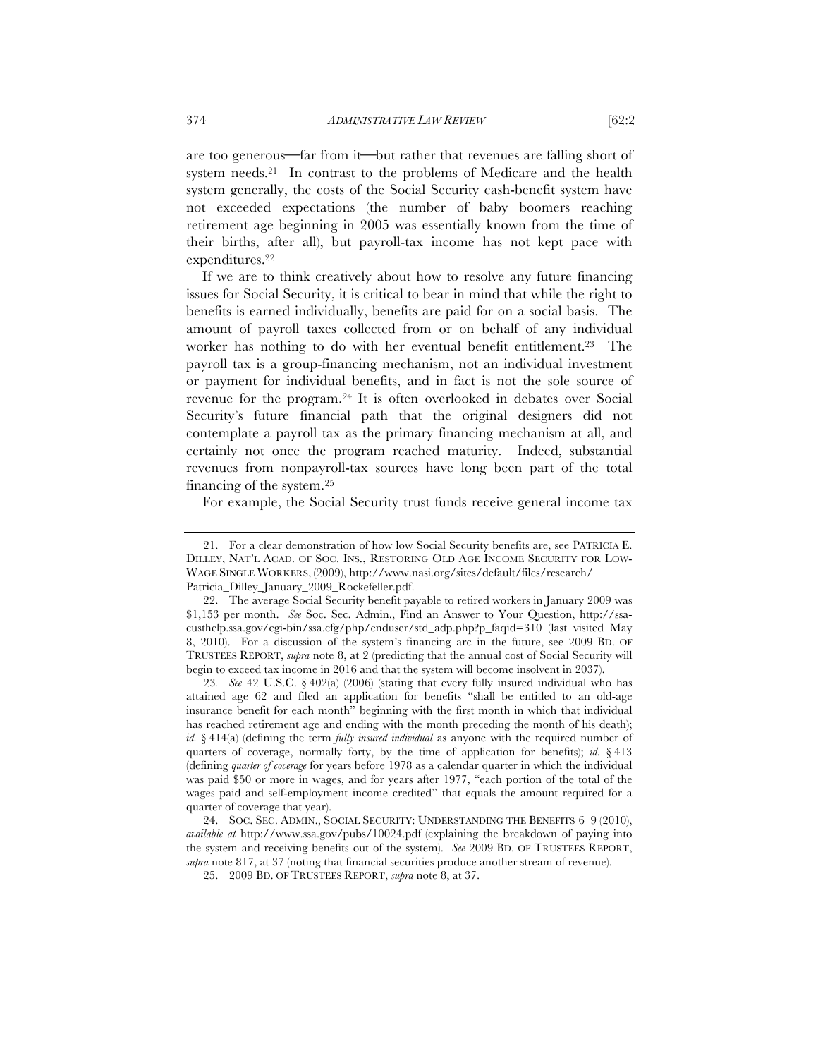are too generous—far from it—but rather that revenues are falling short of system needs.[21] In contrast to the problems of Medicare and the health system generally, the costs of the Social Security cash-benefit system have not exceeded expectations (the number of baby boomers reaching retirement age beginning in 2005 was essentially known from the time of their births, after all), but payroll-tax income has not kept pace with expenditures.[22]

If we are to think creatively about how to resolve any future financing issues for Social Security, it is critical to bear in mind that while the right to benefits is earned individually, benefits are paid for on a social basis. The amount of payroll taxes collected from or on behalf of any individual worker has nothing to do with her eventual benefit entitlement.[23] The payroll tax is a group-financing mechanism, not an individual investment or payment for individual benefits, and in fact is not the sole source of revenue for the program.[24] It is often overlooked in debates over Social Security's future financial path that the original designers did not contemplate a payroll tax as the primary financing mechanism at all, and certainly not once the program reached maturity. Indeed, substantial revenues from nonpayroll-tax sources have long been part of the total financing of the system.[25]

For example, the Social Security trust funds receive general income tax

---

21. For a clear demonstration of how low Social Security benefits are, see PATRICIA E. DILLEY, NAT'L ACAD. OF SOC. INS., RESTORING OLD AGE INCOME SECURITY FOR LOW-WAGE SINGLE WORKERS, (2009), http://www.nasi.org/sites/default/files/research/Patricia_Dilley_January_2009_Rockefeller.pdf.

22. The average Social Security benefit payable to retired workers in January 2009 was $1,153 per month. *See* Soc. Sec. Admin., Find an Answer to Your Question, http://ssa-custhelp.ssa.gov/cgi-bin/ssa.cfg/php/enduser/std_adp.php?p_faqid=310 (last visited May 8, 2010). For a discussion of the system's financing arc in the future, see 2009 BD. OF TRUSTEES REPORT, *supra* note 8, at 2 (predicting that the annual cost of Social Security will begin to exceed tax income in 2016 and that the system will become insolvent in 2037).

23. *See* 42 U.S.C. § 402(a) (2006) (stating that every fully insured individual who has attained age 62 and filed an application for benefits "shall be entitled to an old-age insurance benefit for each month" beginning with the first month in which that individual has reached retirement age and ending with the month preceding the month of his death); *id.* § 414(a) (defining the term *fully insured individual* as anyone with the required number of quarters of coverage, normally forty, by the time of application for benefits); *id.* § 413 (defining *quarter of coverage* for years before 1978 as a calendar quarter in which the individual was paid $50 or more in wages, and for years after 1977, "each portion of the total of the wages paid and self-employment income credited" that equals the amount required for a quarter of coverage that year).

24. SOC. SEC. ADMIN., SOCIAL SECURITY: UNDERSTANDING THE BENEFITS 6–9 (2010), *available at* http://www.ssa.gov/pubs/10024.pdf (explaining the breakdown of paying into the system and receiving benefits out of the system). *See* 2009 BD. OF TRUSTEES REPORT, *supra* note 817, at 37 (noting that financial securities produce another stream of revenue).

25. 2009 BD. OF TRUSTEES REPORT, *supra* note 8, at 37.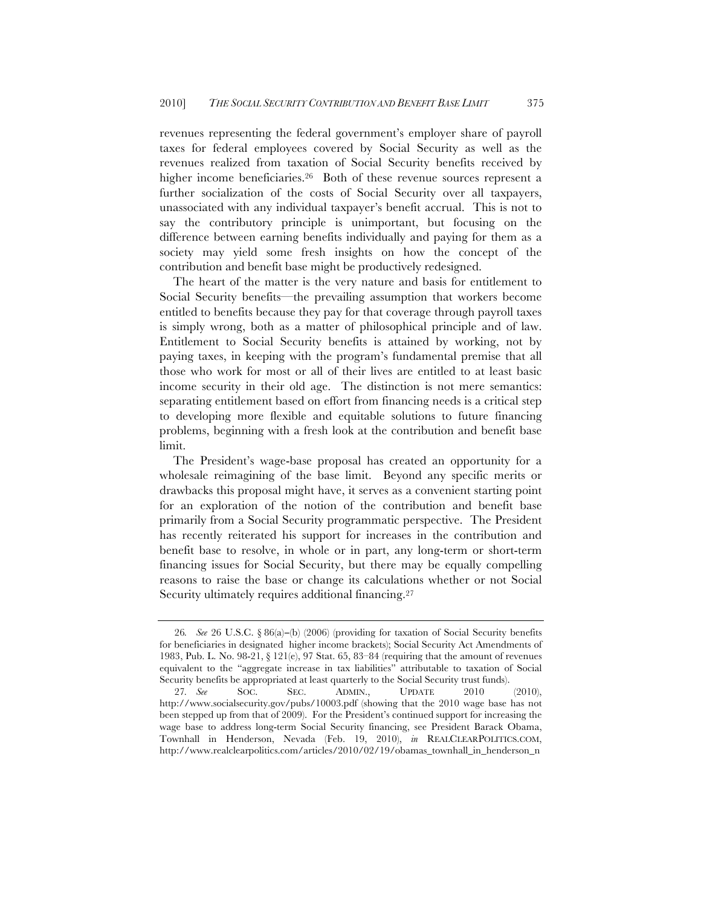revenues representing the federal government's employer share of payroll taxes for federal employees covered by Social Security as well as the revenues realized from taxation of Social Security benefits received by higher income beneficiaries.[26] Both of these revenue sources represent a further socialization of the costs of Social Security over all taxpayers, unassociated with any individual taxpayer's benefit accrual. This is not to say the contributory principle is unimportant, but focusing on the difference between earning benefits individually and paying for them as a society may yield some fresh insights on how the concept of the contribution and benefit base might be productively redesigned.

The heart of the matter is the very nature and basis for entitlement to Social Security benefits—the prevailing assumption that workers become entitled to benefits because they pay for that coverage through payroll taxes is simply wrong, both as a matter of philosophical principle and of law. Entitlement to Social Security benefits is attained by working, not by paying taxes, in keeping with the program's fundamental premise that all those who work for most or all of their lives are entitled to at least basic income security in their old age. The distinction is not mere semantics: separating entitlement based on effort from financing needs is a critical step to developing more flexible and equitable solutions to future financing problems, beginning with a fresh look at the contribution and benefit base limit.

The President's wage-base proposal has created an opportunity for a wholesale reimagining of the base limit. Beyond any specific merits or drawbacks this proposal might have, it serves as a convenient starting point for an exploration of the notion of the contribution and benefit base primarily from a Social Security programmatic perspective. The President has recently reiterated his support for increases in the contribution and benefit base to resolve, in whole or in part, any long-term or short-term financing issues for Social Security, but there may be equally compelling reasons to raise the base or change its calculations whether or not Social Security ultimately requires additional financing.[27]

---

26. *See* 26 U.S.C. § 86(a)–(b) (2006) (providing for taxation of Social Security benefits for beneficiaries in designated higher income brackets); Social Security Act Amendments of 1983, Pub. L. No. 98-21, § 121(e), 97 Stat. 65, 83–84 (requiring that the amount of revenues equivalent to the "aggregate increase in tax liabilities" attributable to taxation of Social Security benefits be appropriated at least quarterly to the Social Security trust funds).

27. *See* SOC. SEC. ADMIN., UPDATE 2010 (2010), http://www.socialsecurity.gov/pubs/10003.pdf (showing that the 2010 wage base has not been stepped up from that of 2009). For the President's continued support for increasing the wage base to address long-term Social Security financing, see President Barack Obama, Townhall in Henderson, Nevada (Feb. 19, 2010), *in* REALCLEARPOLITICS.COM, http://www.realclearpolitics.com/articles/2010/02/19/obamas_townhall_in_henderson_n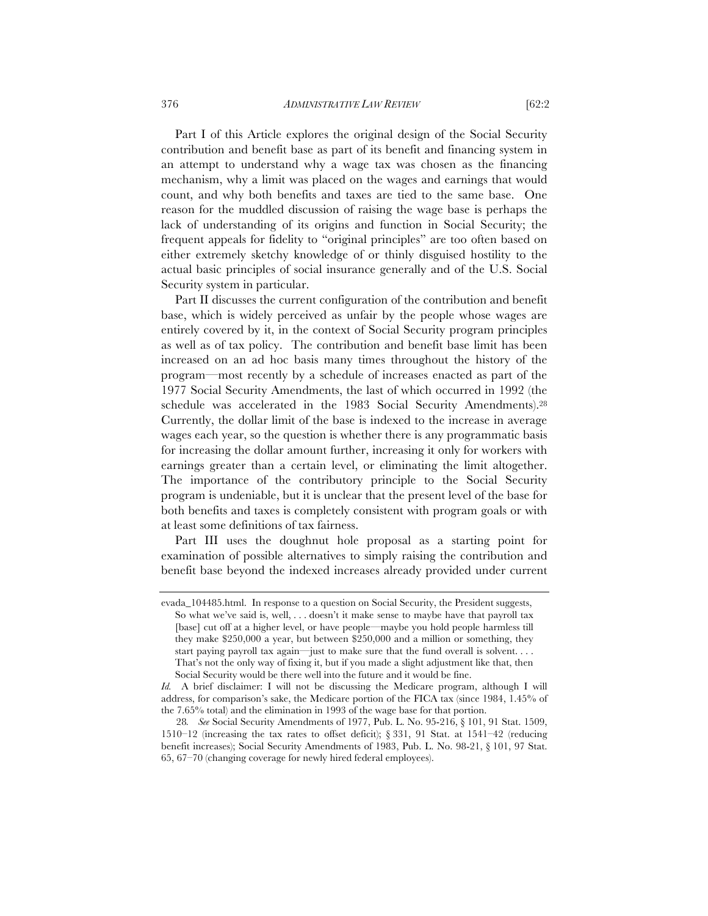Part I of this Article explores the original design of the Social Security contribution and benefit base as part of its benefit and financing system in an attempt to understand why a wage tax was chosen as the financing mechanism, why a limit was placed on the wages and earnings that would count, and why both benefits and taxes are tied to the same base. One reason for the muddled discussion of raising the wage base is perhaps the lack of understanding of its origins and function in Social Security; the frequent appeals for fidelity to "original principles" are too often based on either extremely sketchy knowledge of or thinly disguised hostility to the actual basic principles of social insurance generally and of the U.S. Social Security system in particular.

Part II discusses the current configuration of the contribution and benefit base, which is widely perceived as unfair by the people whose wages are entirely covered by it, in the context of Social Security program principles as well as of tax policy. The contribution and benefit base limit has been increased on an ad hoc basis many times throughout the history of the program—most recently by a schedule of increases enacted as part of the 1977 Social Security Amendments, the last of which occurred in 1992 (the schedule was accelerated in the 1983 Social Security Amendments).[28] Currently, the dollar limit of the base is indexed to the increase in average wages each year, so the question is whether there is any programmatic basis for increasing the dollar amount further, increasing it only for workers with earnings greater than a certain level, or eliminating the limit altogether. The importance of the contributory principle to the Social Security program is undeniable, but it is unclear that the present level of the base for both benefits and taxes is completely consistent with program goals or with at least some definitions of tax fairness.

Part III uses the doughnut hole proposal as a starting point for examination of possible alternatives to simply raising the contribution and benefit base beyond the indexed increases already provided under current

---

evada_104485.html. In response to a question on Social Security, the President suggests,

> So what we've said is, well, . . . doesn't it make sense to maybe have that payroll tax [base] cut off at a higher level, or have people—maybe you hold people harmless till they make $250,000 a year, but between $250,000 and a million or something, they start paying payroll tax again—just to make sure that the fund overall is solvent. . . . That's not the only way of fixing it, but if you made a slight adjustment like that, then Social Security would be there well into the future and it would be fine.

*Id.* A brief disclaimer: I will not be discussing the Medicare program, although I will address, for comparison's sake, the Medicare portion of the FICA tax (since 1984, 1.45% of the 7.65% total) and the elimination in 1993 of the wage base for that portion.

28. *See* Social Security Amendments of 1977, Pub. L. No. 95-216, § 101, 91 Stat. 1509, 1510–12 (increasing the tax rates to offset deficit); § 331, 91 Stat. at 1541–42 (reducing benefit increases); Social Security Amendments of 1983, Pub. L. No. 98-21, § 101, 97 Stat. 65, 67–70 (changing coverage for newly hired federal employees).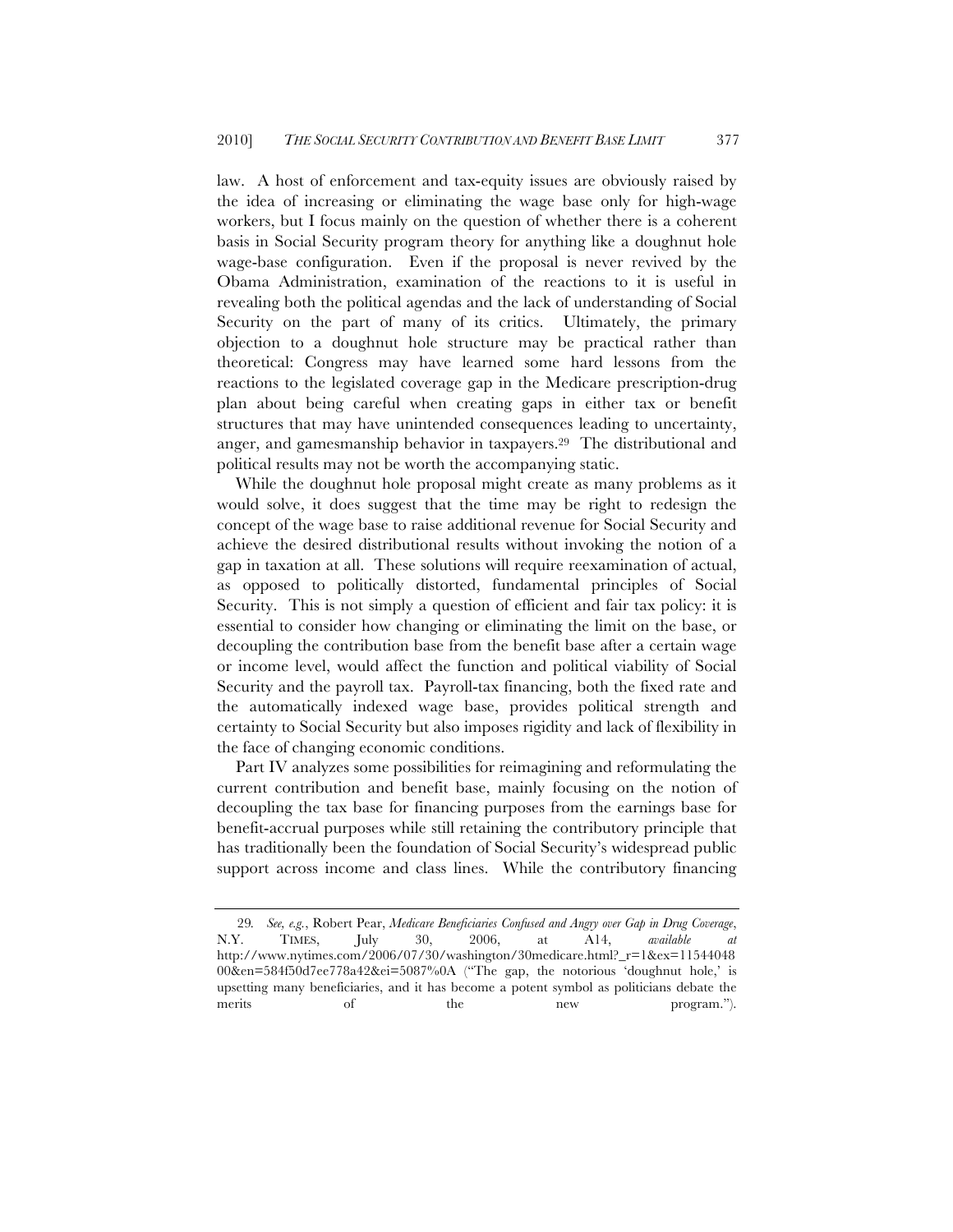law. A host of enforcement and tax-equity issues are obviously raised by the idea of increasing or eliminating the wage base only for high-wage workers, but I focus mainly on the question of whether there is a coherent basis in Social Security program theory for anything like a doughnut hole wage-base configuration. Even if the proposal is never revived by the Obama Administration, examination of the reactions to it is useful in revealing both the political agendas and the lack of understanding of Social Security on the part of many of its critics. Ultimately, the primary objection to a doughnut hole structure may be practical rather than theoretical: Congress may have learned some hard lessons from the reactions to the legislated coverage gap in the Medicare prescription-drug plan about being careful when creating gaps in either tax or benefit structures that may have unintended consequences leading to uncertainty, anger, and gamesmanship behavior in taxpayers.[29] The distributional and political results may not be worth the accompanying static.

While the doughnut hole proposal might create as many problems as it would solve, it does suggest that the time may be right to redesign the concept of the wage base to raise additional revenue for Social Security and achieve the desired distributional results without invoking the notion of a gap in taxation at all. These solutions will require reexamination of actual, as opposed to politically distorted, fundamental principles of Social Security. This is not simply a question of efficient and fair tax policy: it is essential to consider how changing or eliminating the limit on the base, or decoupling the contribution base from the benefit base after a certain wage or income level, would affect the function and political viability of Social Security and the payroll tax. Payroll-tax financing, both the fixed rate and the automatically indexed wage base, provides political strength and certainty to Social Security but also imposes rigidity and lack of flexibility in the face of changing economic conditions.

Part IV analyzes some possibilities for reimagining and reformulating the current contribution and benefit base, mainly focusing on the notion of decoupling the tax base for financing purposes from the earnings base for benefit-accrual purposes while still retaining the contributory principle that has traditionally been the foundation of Social Security's widespread public support across income and class lines. While the contributory financing

---

29. *See, e.g.*, Robert Pear, *Medicare Beneficiaries Confused and Angry over Gap in Drug Coverage*, N.Y. TIMES, July 30, 2006, at A14, *available at* http://www.nytimes.com/2006/07/30/washington/30medicare.html?_r=1&ex=1154404800&en=584f50d7ee778a42&ei=5087%0A ("The gap, the notorious 'doughnut hole,' is upsetting many beneficiaries, and it has become a potent symbol as politicians debate the merits of the new program.").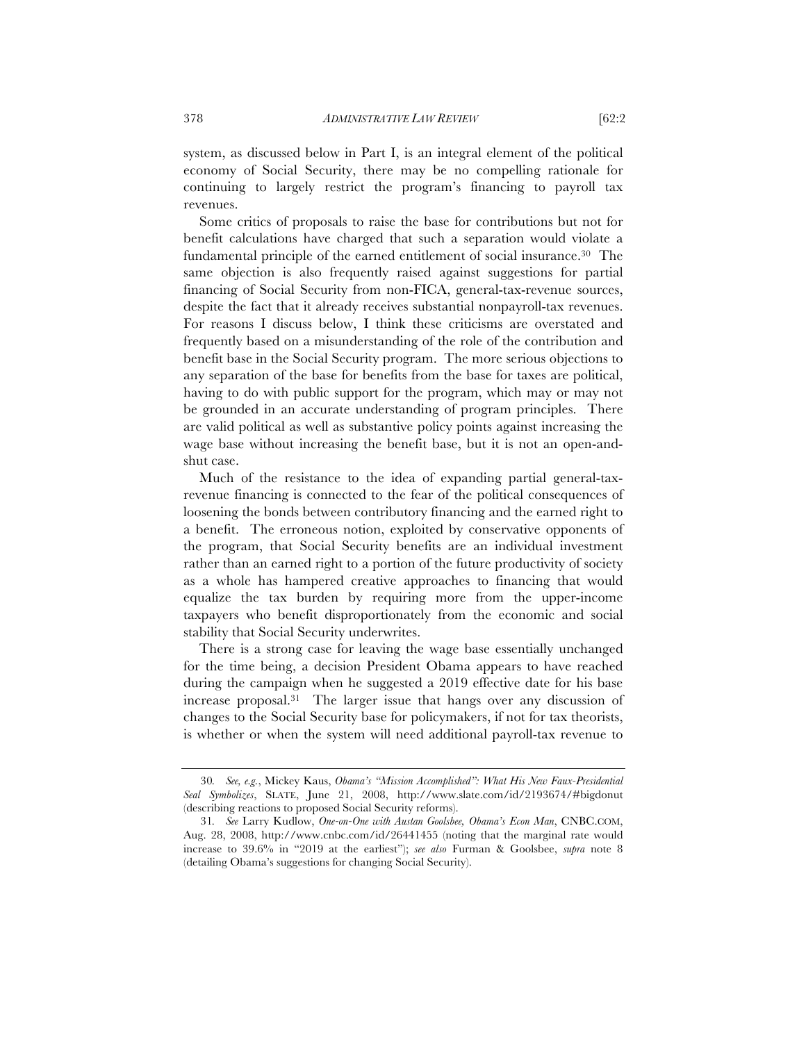system, as discussed below in Part I, is an integral element of the political economy of Social Security, there may be no compelling rationale for continuing to largely restrict the program's financing to payroll tax revenues.

Some critics of proposals to raise the base for contributions but not for benefit calculations have charged that such a separation would violate a fundamental principle of the earned entitlement of social insurance.[30] The same objection is also frequently raised against suggestions for partial financing of Social Security from non-FICA, general-tax-revenue sources, despite the fact that it already receives substantial nonpayroll-tax revenues. For reasons I discuss below, I think these criticisms are overstated and frequently based on a misunderstanding of the role of the contribution and benefit base in the Social Security program. The more serious objections to any separation of the base for benefits from the base for taxes are political, having to do with public support for the program, which may or may not be grounded in an accurate understanding of program principles. There are valid political as well as substantive policy points against increasing the wage base without increasing the benefit base, but it is not an open-and-shut case.

Much of the resistance to the idea of expanding partial general-tax-revenue financing is connected to the fear of the political consequences of loosening the bonds between contributory financing and the earned right to a benefit. The erroneous notion, exploited by conservative opponents of the program, that Social Security benefits are an individual investment rather than an earned right to a portion of the future productivity of society as a whole has hampered creative approaches to financing that would equalize the tax burden by requiring more from the upper-income taxpayers who benefit disproportionately from the economic and social stability that Social Security underwrites.

There is a strong case for leaving the wage base essentially unchanged for the time being, a decision President Obama appears to have reached during the campaign when he suggested a 2019 effective date for his base increase proposal.[31] The larger issue that hangs over any discussion of changes to the Social Security base for policymakers, if not for tax theorists, is whether or when the system will need additional payroll-tax revenue to

---

30. *See, e.g.*, Mickey Kaus, *Obama's "Mission Accomplished": What His New Faux-Presidential Seal Symbolizes*, SLATE, June 21, 2008, http://www.slate.com/id/2193674/#bigdonut (describing reactions to proposed Social Security reforms).

31. *See* Larry Kudlow, *One-on-One with Austan Goolsbee, Obama's Econ Man*, CNBC.COM, Aug. 28, 2008, http://www.cnbc.com/id/26441455 (noting that the marginal rate would increase to 39.6% in "2019 at the earliest"); *see also* Furman & Goolsbee, *supra* note 8 (detailing Obama's suggestions for changing Social Security).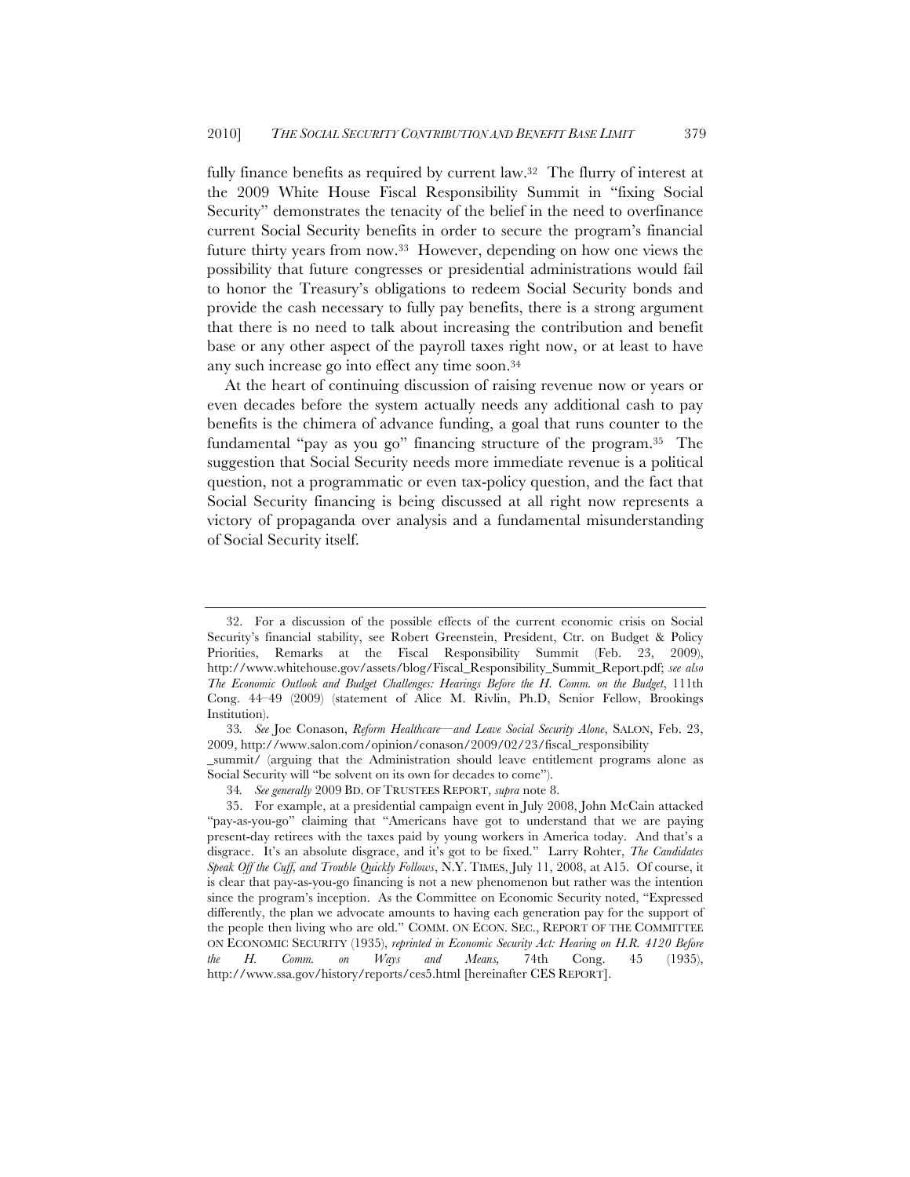fully finance benefits as required by current law.[32] The flurry of interest at the 2009 White House Fiscal Responsibility Summit in "fixing Social Security" demonstrates the tenacity of the belief in the need to overfinance current Social Security benefits in order to secure the program's financial future thirty years from now.[33] However, depending on how one views the possibility that future congresses or presidential administrations would fail to honor the Treasury's obligations to redeem Social Security bonds and provide the cash necessary to fully pay benefits, there is a strong argument that there is no need to talk about increasing the contribution and benefit base or any other aspect of the payroll taxes right now, or at least to have any such increase go into effect any time soon.[34]

At the heart of continuing discussion of raising revenue now or years or even decades before the system actually needs any additional cash to pay benefits is the chimera of advance funding, a goal that runs counter to the fundamental "pay as you go" financing structure of the program.[35] The suggestion that Social Security needs more immediate revenue is a political question, not a programmatic or even tax-policy question, and the fact that Social Security financing is being discussed at all right now represents a victory of propaganda over analysis and a fundamental misunderstanding of Social Security itself.

---

32. For a discussion of the possible effects of the current economic crisis on Social Security's financial stability, see Robert Greenstein, President, Ctr. on Budget & Policy Priorities, Remarks at the Fiscal Responsibility Summit (Feb. 23, 2009), http://www.whitehouse.gov/assets/blog/Fiscal_Responsibility_Summit_Report.pdf; *see also The Economic Outlook and Budget Challenges: Hearings Before the H. Comm. on the Budget*, 111th Cong. 44–49 (2009) (statement of Alice M. Rivlin, Ph.D, Senior Fellow, Brookings Institution).

33. *See* Joe Conason, *Reform Healthcare—and Leave Social Security Alone*, SALON, Feb. 23, 2009, http://www.salon.com/opinion/conason/2009/02/23/fiscal_responsibility_summit/ (arguing that the Administration should leave entitlement programs alone as Social Security will "be solvent on its own for decades to come").

34. *See generally* 2009 BD. OF TRUSTEES REPORT, *supra* note 8.

35. For example, at a presidential campaign event in July 2008, John McCain attacked "pay-as-you-go" claiming that "Americans have got to understand that we are paying present-day retirees with the taxes paid by young workers in America today. And that's a disgrace. It's an absolute disgrace, and it's got to be fixed." Larry Rohter, *The Candidates Speak Off the Cuff, and Trouble Quickly Follows*, N.Y. TIMES, July 11, 2008, at A15. Of course, it is clear that pay-as-you-go financing is not a new phenomenon but rather was the intention since the program's inception. As the Committee on Economic Security noted, "Expressed differently, the plan we advocate amounts to having each generation pay for the support of the people then living who are old." COMM. ON ECON. SEC., REPORT OF THE COMMITTEE ON ECONOMIC SECURITY (1935), *reprinted in Economic Security Act: Hearing on H.R. 4120 Before the H. Comm. on Ways and Means,* 74th Cong. 45 (1935), http://www.ssa.gov/history/reports/ces5.html [hereinafter CES REPORT].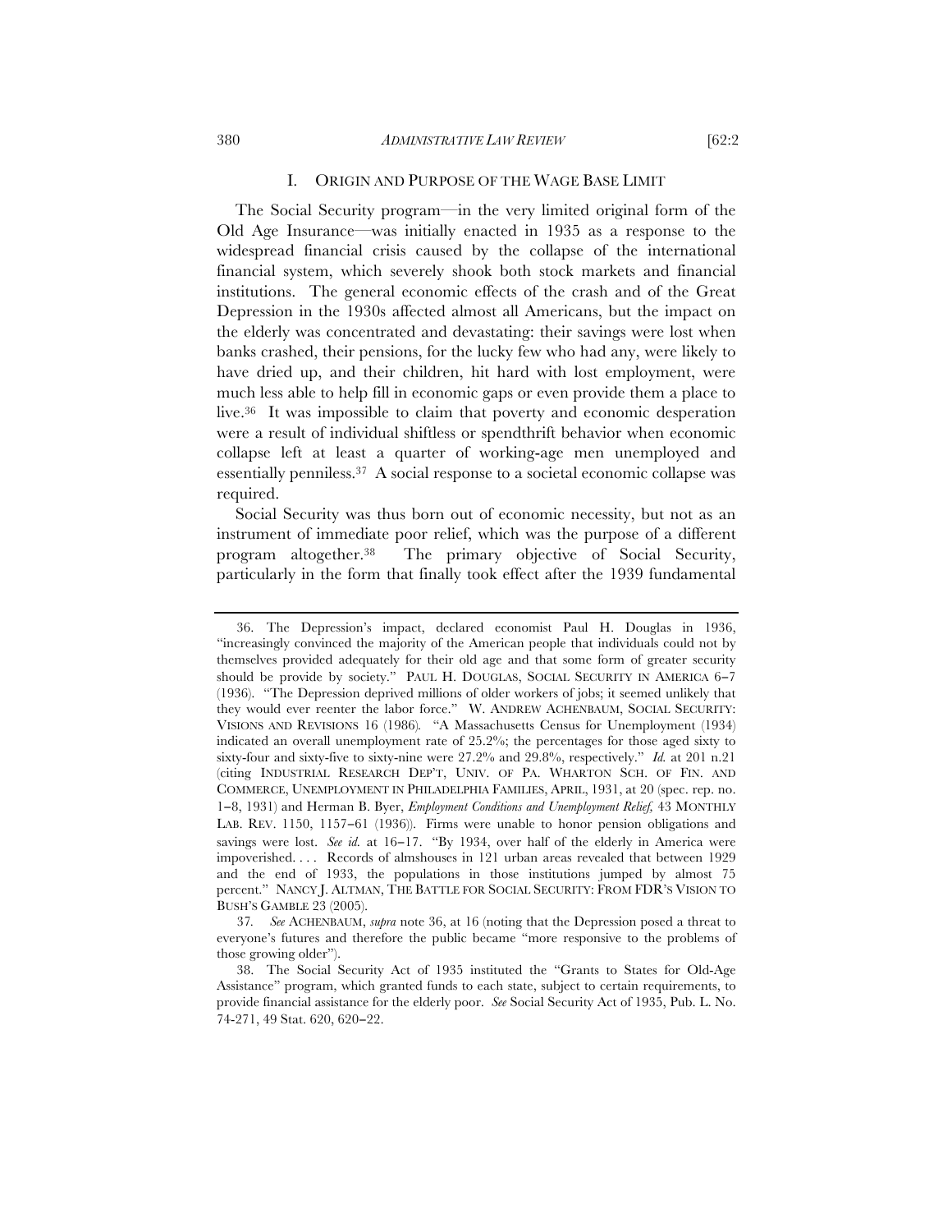## I. ORIGIN AND PURPOSE OF THE WAGE BASE LIMIT

The Social Security program—in the very limited original form of the Old Age Insurance—was initially enacted in 1935 as a response to the widespread financial crisis caused by the collapse of the international financial system, which severely shook both stock markets and financial institutions. The general economic effects of the crash and of the Great Depression in the 1930s affected almost all Americans, but the impact on the elderly was concentrated and devastating: their savings were lost when banks crashed, their pensions, for the lucky few who had any, were likely to have dried up, and their children, hit hard with lost employment, were much less able to help fill in economic gaps or even provide them a place to live.[36] It was impossible to claim that poverty and economic desperation were a result of individual shiftless or spendthrift behavior when economic collapse left at least a quarter of working-age men unemployed and essentially penniless.[37] A social response to a societal economic collapse was required.

Social Security was thus born out of economic necessity, but not as an instrument of immediate poor relief, which was the purpose of a different program altogether.[38] The primary objective of Social Security, particularly in the form that finally took effect after the 1939 fundamental

---

36. The Depression's impact, declared economist Paul H. Douglas in 1936, "increasingly convinced the majority of the American people that individuals could not by themselves provided adequately for their old age and that some form of greater security should be provide by society." PAUL H. DOUGLAS, SOCIAL SECURITY IN AMERICA 6–7 (1936). "The Depression deprived millions of older workers of jobs; it seemed unlikely that they would ever reenter the labor force." W. ANDREW ACHENBAUM, SOCIAL SECURITY: VISIONS AND REVISIONS 16 (1986). "A Massachusetts Census for Unemployment (1934) indicated an overall unemployment rate of 25.2%; the percentages for those aged sixty to sixty-four and sixty-five to sixty-nine were 27.2% and 29.8%, respectively." *Id.* at 201 n.21 (citing INDUSTRIAL RESEARCH DEP'T, UNIV. OF PA. WHARTON SCH. OF FIN. AND COMMERCE, UNEMPLOYMENT IN PHILADELPHIA FAMILIES, APRIL, 1931, at 20 (spec. rep. no. 1–8, 1931) and Herman B. Byer, *Employment Conditions and Unemployment Relief,* 43 MONTHLY LAB. REV. 1150, 1157–61 (1936)). Firms were unable to honor pension obligations and savings were lost. *See id.* at 16–17. "By 1934, over half of the elderly in America were impoverished. . . . Records of almshouses in 121 urban areas revealed that between 1929 and the end of 1933, the populations in those institutions jumped by almost 75 percent." NANCY J. ALTMAN, THE BATTLE FOR SOCIAL SECURITY: FROM FDR'S VISION TO BUSH'S GAMBLE 23 (2005).

37. *See* ACHENBAUM, *supra* note 36, at 16 (noting that the Depression posed a threat to everyone's futures and therefore the public became "more responsive to the problems of those growing older").

38. The Social Security Act of 1935 instituted the "Grants to States for Old-Age Assistance" program, which granted funds to each state, subject to certain requirements, to provide financial assistance for the elderly poor. *See* Social Security Act of 1935, Pub. L. No. 74-271, 49 Stat. 620, 620–22.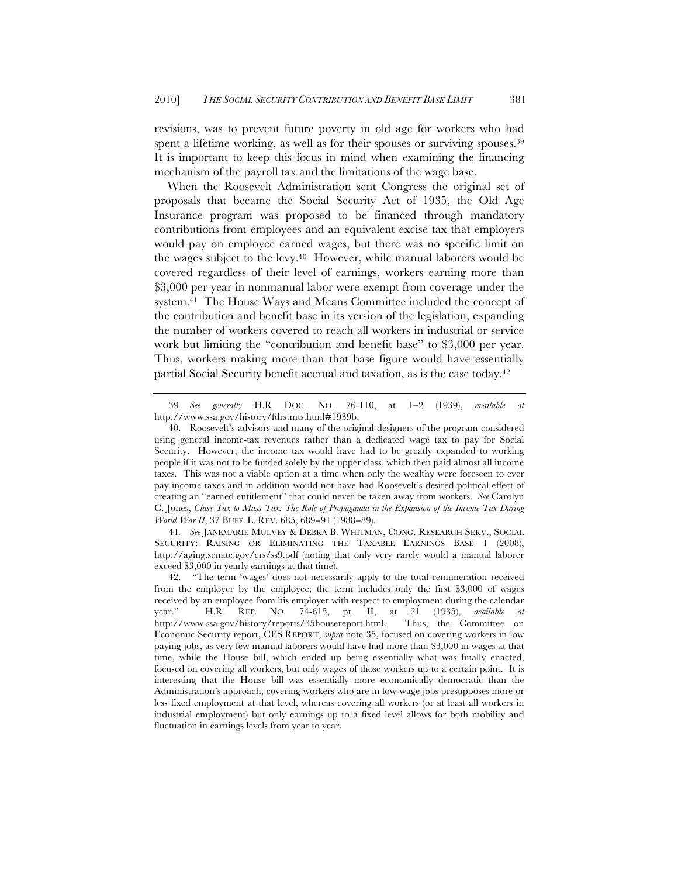revisions, was to prevent future poverty in old age for workers who had spent a lifetime working, as well as for their spouses or surviving spouses.[39] It is important to keep this focus in mind when examining the financing mechanism of the payroll tax and the limitations of the wage base.

When the Roosevelt Administration sent Congress the original set of proposals that became the Social Security Act of 1935, the Old Age Insurance program was proposed to be financed through mandatory contributions from employees and an equivalent excise tax that employers would pay on employee earned wages, but there was no specific limit on the wages subject to the levy.[40] However, while manual laborers would be covered regardless of their level of earnings, workers earning more than $3,000 per year in nonmanual labor were exempt from coverage under the system.[41] The House Ways and Means Committee included the concept of the contribution and benefit base in its version of the legislation, expanding the number of workers covered to reach all workers in industrial or service work but limiting the "contribution and benefit base" to $3,000 per year. Thus, workers making more than that base figure would have essentially partial Social Security benefit accrual and taxation, as is the case today.[42]

---

39. *See generally* H.R DOC. NO. 76-110, at 1–2 (1939), *available at* http://www.ssa.gov/history/fdrstmts.html#1939b.

40. Roosevelt's advisors and many of the original designers of the program considered using general income-tax revenues rather than a dedicated wage tax to pay for Social Security. However, the income tax would have had to be greatly expanded to working people if it was not to be funded solely by the upper class, which then paid almost all income taxes. This was not a viable option at a time when only the wealthy were foreseen to ever pay income taxes and in addition would not have had Roosevelt's desired political effect of creating an "earned entitlement" that could never be taken away from workers. *See* Carolyn C. Jones, *Class Tax to Mass Tax: The Role of Propaganda in the Expansion of the Income Tax During World War II*, 37 BUFF. L. REV. 685, 689–91 (1988–89).

41. *See* JANEMARIE MULVEY & DEBRA B. WHITMAN, CONG. RESEARCH SERV., SOCIAL SECURITY: RAISING OR ELIMINATING THE TAXABLE EARNINGS BASE 1 (2008), http://aging.senate.gov/crs/ss9.pdf (noting that only very rarely would a manual laborer exceed $3,000 in yearly earnings at that time).

42. "The term 'wages' does not necessarily apply to the total remuneration received from the employer by the employee; the term includes only the first $3,000 of wages received by an employee from his employer with respect to employment during the calendar year." H.R. REP. NO. 74-615, pt. II, at 21 (1935), *available at* http://www.ssa.gov/history/reports/35housereport.html. Thus, the Committee on Economic Security report, CES REPORT, *supra* note 35, focused on covering workers in low paying jobs, as very few manual laborers would have had more than $3,000 in wages at that time, while the House bill, which ended up being essentially what was finally enacted, focused on covering all workers, but only wages of those workers up to a certain point. It is interesting that the House bill was essentially more economically democratic than the Administration's approach; covering workers who are in low-wage jobs presupposes more or less fixed employment at that level, whereas covering all workers (or at least all workers in industrial employment) but only earnings up to a fixed level allows for both mobility and fluctuation in earnings levels from year to year.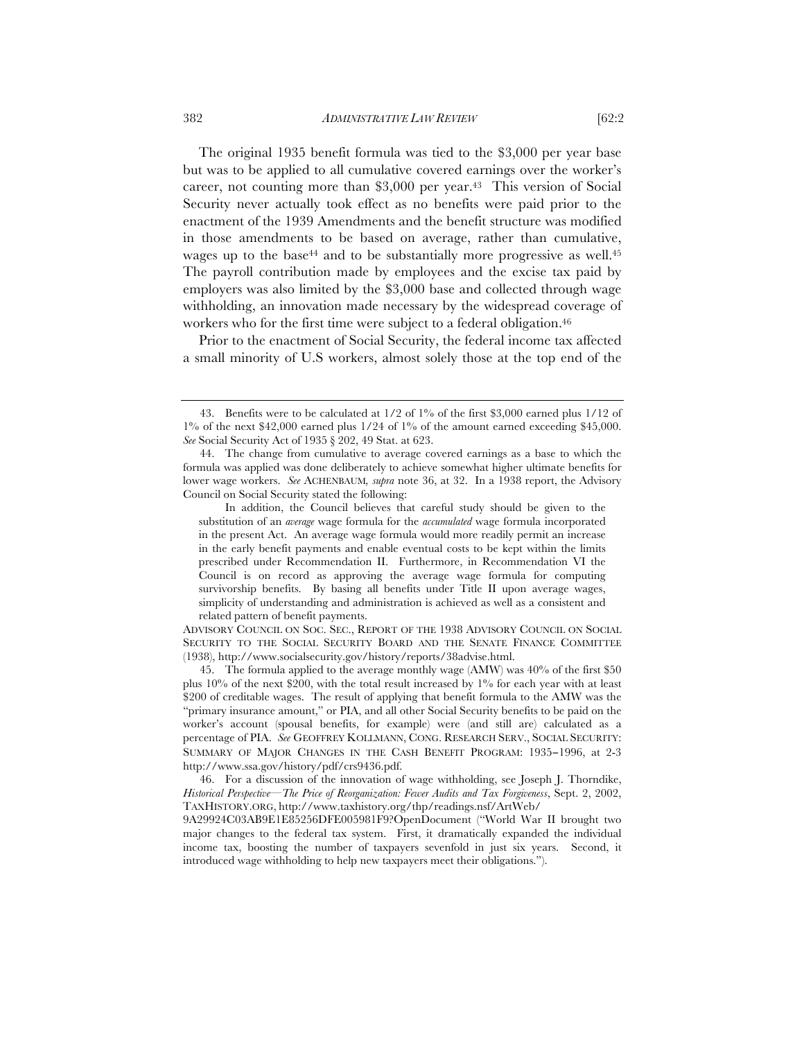The original 1935 benefit formula was tied to the \$3,000 per year base but was to be applied to all cumulative covered earnings over the worker's career, not counting more than \$3,000 per year.[43] This version of Social Security never actually took effect as no benefits were paid prior to the enactment of the 1939 Amendments and the benefit structure was modified in those amendments to be based on average, rather than cumulative, wages up to the base[44] and to be substantially more progressive as well.[45] The payroll contribution made by employees and the excise tax paid by employers was also limited by the \$3,000 base and collected through wage withholding, an innovation made necessary by the widespread coverage of workers who for the first time were subject to a federal obligation.[46]

Prior to the enactment of Social Security, the federal income tax affected a small minority of U.S workers, almost solely those at the top end of the

---

43. Benefits were to be calculated at 1/2 of 1% of the first \$3,000 earned plus 1/12 of 1% of the next \$42,000 earned plus 1/24 of 1% of the amount earned exceeding \$45,000. *See* Social Security Act of 1935 § 202, 49 Stat. at 623.

44. The change from cumulative to average covered earnings as a base to which the formula was applied was done deliberately to achieve somewhat higher ultimate benefits for lower wage workers. *See* ACHENBAUM, *supra* note 36, at 32. In a 1938 report, the Advisory Council on Social Security stated the following:

> In addition, the Council believes that careful study should be given to the substitution of an *average* wage formula for the *accumulated* wage formula incorporated in the present Act. An average wage formula would more readily permit an increase in the early benefit payments and enable eventual costs to be kept within the limits prescribed under Recommendation II. Furthermore, in Recommendation VI the Council is on record as approving the average wage formula for computing survivorship benefits. By basing all benefits under Title II upon average wages, simplicity of understanding and administration is achieved as well as a consistent and related pattern of benefit payments.

ADVISORY COUNCIL ON SOC. SEC., REPORT OF THE 1938 ADVISORY COUNCIL ON SOCIAL SECURITY TO THE SOCIAL SECURITY BOARD AND THE SENATE FINANCE COMMITTEE (1938), http://www.socialsecurity.gov/history/reports/38advise.html.

45. The formula applied to the average monthly wage (AMW) was 40% of the first \$50 plus 10% of the next \$200, with the total result increased by 1% for each year with at least \$200 of creditable wages. The result of applying that benefit formula to the AMW was the "primary insurance amount," or PIA, and all other Social Security benefits to be paid on the worker's account (spousal benefits, for example) were (and still are) calculated as a percentage of PIA. *See* GEOFFREY KOLLMANN, CONG. RESEARCH SERV., SOCIAL SECURITY: SUMMARY OF MAJOR CHANGES IN THE CASH BENEFIT PROGRAM: 1935–1996, at 2-3 http://www.ssa.gov/history/pdf/crs9436.pdf.

46. For a discussion of the innovation of wage withholding, see Joseph J. Thorndike, *Historical Perspective—The Price of Reorganization: Fewer Audits and Tax Forgiveness*, Sept. 2, 2002, TAXHISTORY.ORG, http://www.taxhistory.org/thp/readings.nsf/ArtWeb/9A29924C03AB9E1E85256DFE005981F9?OpenDocument ("World War II brought two major changes to the federal tax system. First, it dramatically expanded the individual income tax, boosting the number of taxpayers sevenfold in just six years. Second, it introduced wage withholding to help new taxpayers meet their obligations.").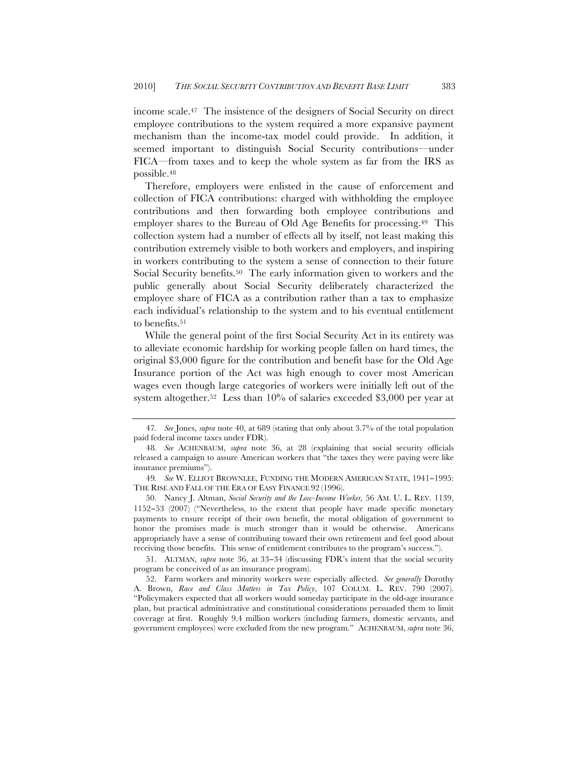income scale.[47] The insistence of the designers of Social Security on direct employee contributions to the system required a more expansive payment mechanism than the income-tax model could provide. In addition, it seemed important to distinguish Social Security contributions—under FICA—from taxes and to keep the whole system as far from the IRS as possible.[48]

Therefore, employers were enlisted in the cause of enforcement and collection of FICA contributions: charged with withholding the employee contributions and then forwarding both employee contributions and employer shares to the Bureau of Old Age Benefits for processing.[49] This collection system had a number of effects all by itself, not least making this contribution extremely visible to both workers and employers, and inspiring in workers contributing to the system a sense of connection to their future Social Security benefits.[50] The early information given to workers and the public generally about Social Security deliberately characterized the employee share of FICA as a contribution rather than a tax to emphasize each individual's relationship to the system and to his eventual entitlement to benefits.[51]

While the general point of the first Social Security Act in its entirety was to alleviate economic hardship for working people fallen on hard times, the original $3,000 figure for the contribution and benefit base for the Old Age Insurance portion of the Act was high enough to cover most American wages even though large categories of workers were initially left out of the system altogether.[52] Less than 10% of salaries exceeded $3,000 per year at

---

47. *See* Jones, *supra* note 40, at 689 (stating that only about 3.7% of the total population paid federal income taxes under FDR).

48. *See* ACHENBAUM, *supra* note 36, at 28 (explaining that social security officials released a campaign to assure American workers that "the taxes they were paying were like insurance premiums").

49. *See* W. ELLIOT BROWNLEE, FUNDING THE MODERN AMERICAN STATE, 1941–1995: THE RISE AND FALL OF THE ERA OF EASY FINANCE 92 (1996).

50. Nancy J. Altman, *Social Security and the Low-Income Worker*, 56 AM. U. L. REV. 1139, 1152–53 (2007) ("Nevertheless, to the extent that people have made specific monetary payments to ensure receipt of their own benefit, the moral obligation of government to honor the promises made is much stronger than it would be otherwise. Americans appropriately have a sense of contributing toward their own retirement and feel good about receiving those benefits. This sense of entitlement contributes to the program's success.").

51. ALTMAN, *supra* note 36, at 33–34 (discussing FDR's intent that the social security program be conceived of as an insurance program).

52. Farm workers and minority workers were especially affected. *See generally* Dorothy A. Brown, *Race and Class Matters in Tax Policy*, 107 COLUM. L. REV. 790 (2007). "Policymakers expected that all workers would someday participate in the old-age insurance plan, but practical administrative and constitutional considerations persuaded them to limit coverage at first. Roughly 9.4 million workers (including farmers, domestic servants, and government employees) were excluded from the new program." ACHENBAUM, *supra* note 36,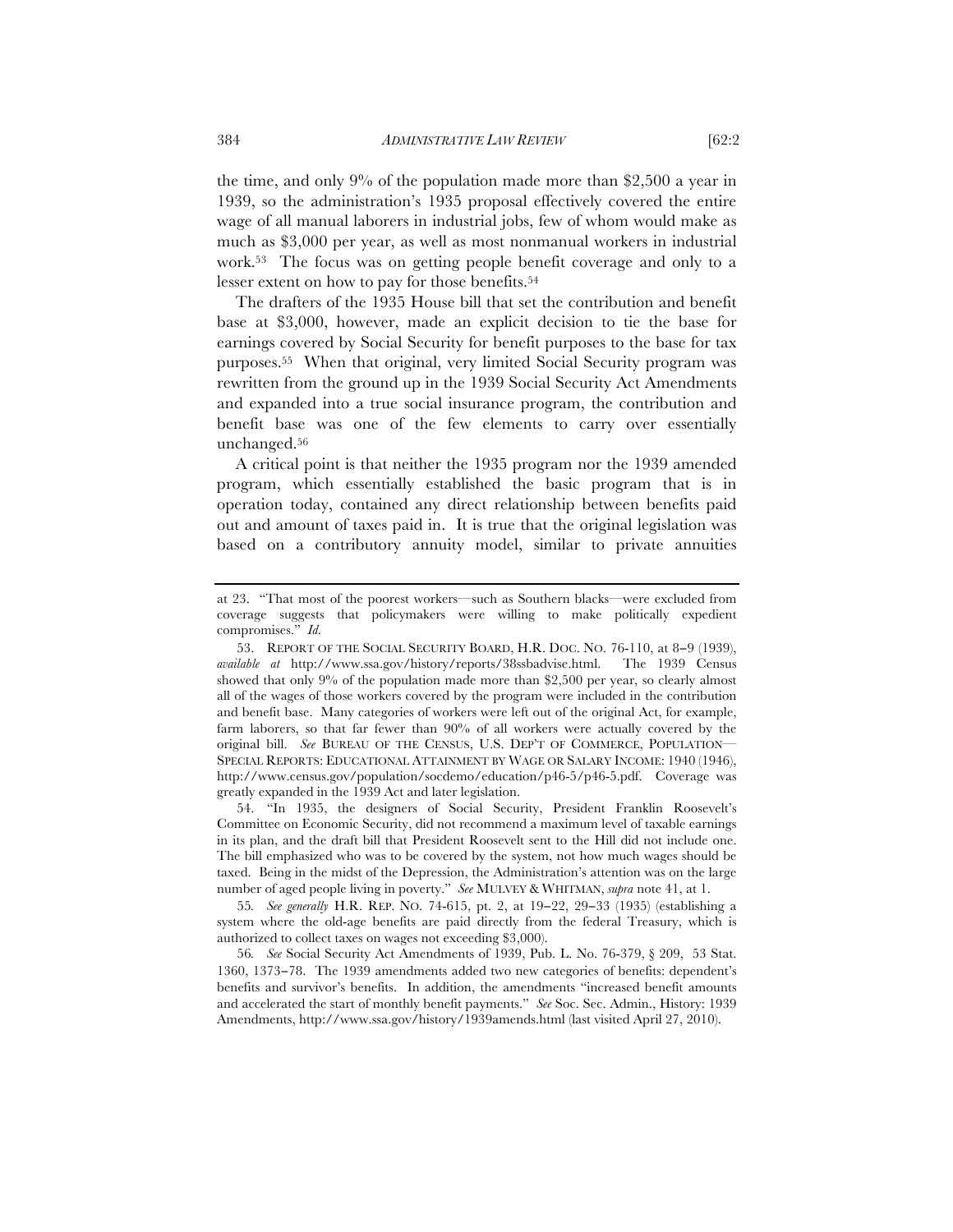the time, and only 9% of the population made more than $2,500 a year in 1939, so the administration's 1935 proposal effectively covered the entire wage of all manual laborers in industrial jobs, few of whom would make as much as $3,000 per year, as well as most nonmanual workers in industrial work.[53] The focus was on getting people benefit coverage and only to a lesser extent on how to pay for those benefits.[54]

The drafters of the 1935 House bill that set the contribution and benefit base at $3,000, however, made an explicit decision to tie the base for earnings covered by Social Security for benefit purposes to the base for tax purposes.[55] When that original, very limited Social Security program was rewritten from the ground up in the 1939 Social Security Act Amendments and expanded into a true social insurance program, the contribution and benefit base was one of the few elements to carry over essentially unchanged.[56]

A critical point is that neither the 1935 program nor the 1939 amended program, which essentially established the basic program that is in operation today, contained any direct relationship between benefits paid out and amount of taxes paid in. It is true that the original legislation was based on a contributory annuity model, similar to private annuities

---

at 23. "That most of the poorest workers—such as Southern blacks—were excluded from coverage suggests that policymakers were willing to make politically expedient compromises." *Id.*

53. REPORT OF THE SOCIAL SECURITY BOARD, H.R. DOC. NO. 76-110, at 8–9 (1939), *available at* http://www.ssa.gov/history/reports/38ssbadvise.html. The 1939 Census showed that only 9% of the population made more than $2,500 per year, so clearly almost all of the wages of those workers covered by the program were included in the contribution and benefit base. Many categories of workers were left out of the original Act, for example, farm laborers, so that far fewer than 90% of all workers were actually covered by the original bill. *See* BUREAU OF THE CENSUS, U.S. DEP'T OF COMMERCE, POPULATION—SPECIAL REPORTS: EDUCATIONAL ATTAINMENT BY WAGE OR SALARY INCOME: 1940 (1946), http://www.census.gov/population/socdemo/education/p46-5/p46-5.pdf. Coverage was greatly expanded in the 1939 Act and later legislation.

54. "In 1935, the designers of Social Security, President Franklin Roosevelt's Committee on Economic Security, did not recommend a maximum level of taxable earnings in its plan, and the draft bill that President Roosevelt sent to the Hill did not include one. The bill emphasized who was to be covered by the system, not how much wages should be taxed. Being in the midst of the Depression, the Administration's attention was on the large number of aged people living in poverty." *See* MULVEY & WHITMAN, *supra* note 41, at 1.

55. *See generally* H.R. REP. NO. 74-615, pt. 2, at 19–22, 29–33 (1935) (establishing a system where the old-age benefits are paid directly from the federal Treasury, which is authorized to collect taxes on wages not exceeding $3,000).

56. *See* Social Security Act Amendments of 1939, Pub. L. No. 76-379, § 209, 53 Stat. 1360, 1373–78. The 1939 amendments added two new categories of benefits: dependent's benefits and survivor's benefits. In addition, the amendments "increased benefit amounts and accelerated the start of monthly benefit payments." *See* Soc. Sec. Admin., History: 1939 Amendments, http://www.ssa.gov/history/1939amends.html (last visited April 27, 2010).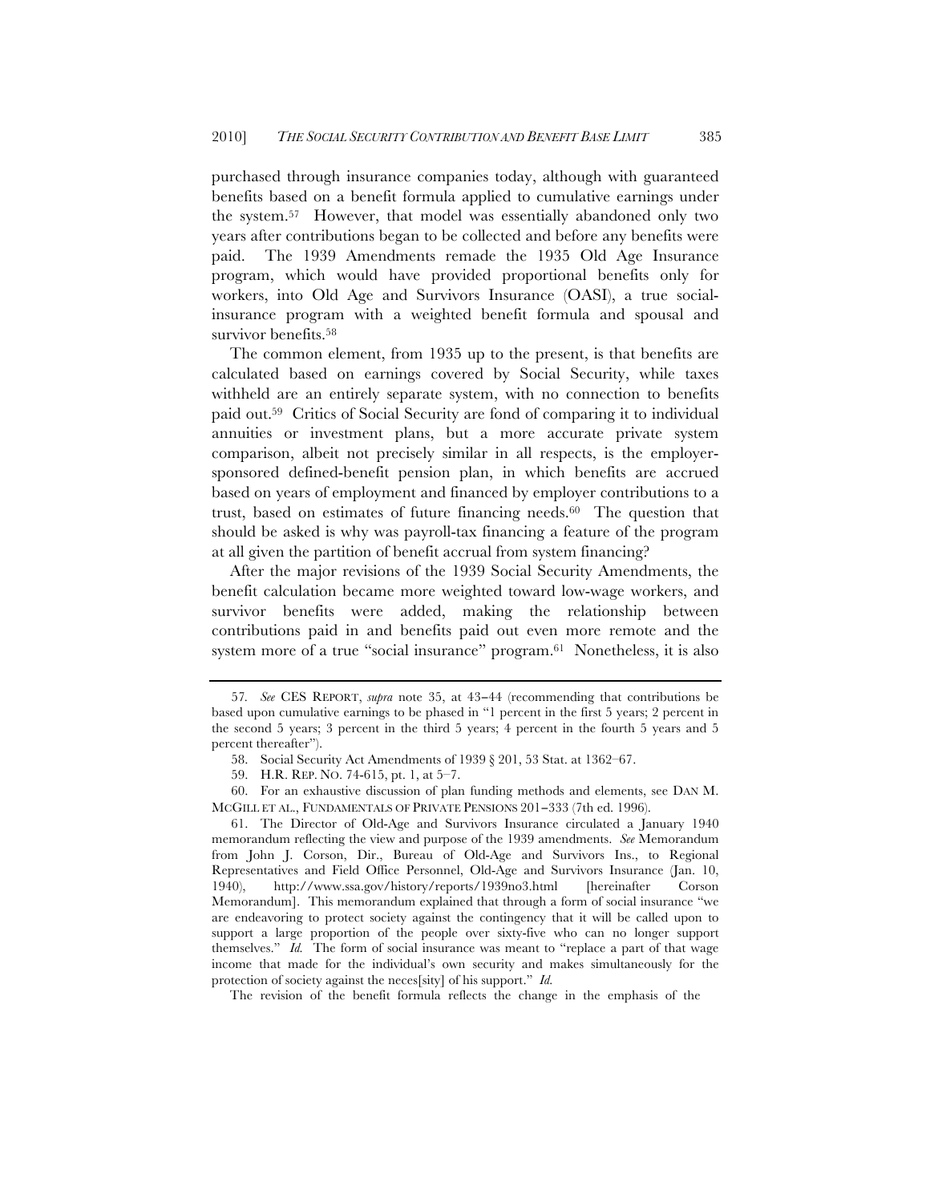purchased through insurance companies today, although with guaranteed benefits based on a benefit formula applied to cumulative earnings under the system.[57] However, that model was essentially abandoned only two years after contributions began to be collected and before any benefits were paid. The 1939 Amendments remade the 1935 Old Age Insurance program, which would have provided proportional benefits only for workers, into Old Age and Survivors Insurance (OASI), a true social-insurance program with a weighted benefit formula and spousal and survivor benefits.[58]

The common element, from 1935 up to the present, is that benefits are calculated based on earnings covered by Social Security, while taxes withheld are an entirely separate system, with no connection to benefits paid out.[59] Critics of Social Security are fond of comparing it to individual annuities or investment plans, but a more accurate private system comparison, albeit not precisely similar in all respects, is the employer-sponsored defined-benefit pension plan, in which benefits are accrued based on years of employment and financed by employer contributions to a trust, based on estimates of future financing needs.[60] The question that should be asked is why was payroll-tax financing a feature of the program at all given the partition of benefit accrual from system financing?

After the major revisions of the 1939 Social Security Amendments, the benefit calculation became more weighted toward low-wage workers, and survivor benefits were added, making the relationship between contributions paid in and benefits paid out even more remote and the system more of a true "social insurance" program.[61] Nonetheless, it is also

---

57. *See* CES REPORT, *supra* note 35, at 43–44 (recommending that contributions be based upon cumulative earnings to be phased in "1 percent in the first 5 years; 2 percent in the second 5 years; 3 percent in the third 5 years; 4 percent in the fourth 5 years and 5 percent thereafter").

58. Social Security Act Amendments of 1939 § 201, 53 Stat. at 1362–67.

59. H.R. REP. NO. 74-615, pt. 1, at 5–7.

60. For an exhaustive discussion of plan funding methods and elements, see DAN M. MCGILL ET AL., FUNDAMENTALS OF PRIVATE PENSIONS 201–333 (7th ed. 1996).

61. The Director of Old-Age and Survivors Insurance circulated a January 1940 memorandum reflecting the view and purpose of the 1939 amendments. *See* Memorandum from John J. Corson, Dir., Bureau of Old-Age and Survivors Ins., to Regional Representatives and Field Office Personnel, Old-Age and Survivors Insurance (Jan. 10, 1940), http://www.ssa.gov/history/reports/1939no3.html [hereinafter Corson Memorandum]. This memorandum explained that through a form of social insurance "we are endeavoring to protect society against the contingency that it will be called upon to support a large proportion of the people over sixty-five who can no longer support themselves." *Id.* The form of social insurance was meant to "replace a part of that wage income that made for the individual's own security and makes simultaneously for the protection of society against the neces[sity] of his support." *Id.*

The revision of the benefit formula reflects the change in the emphasis of the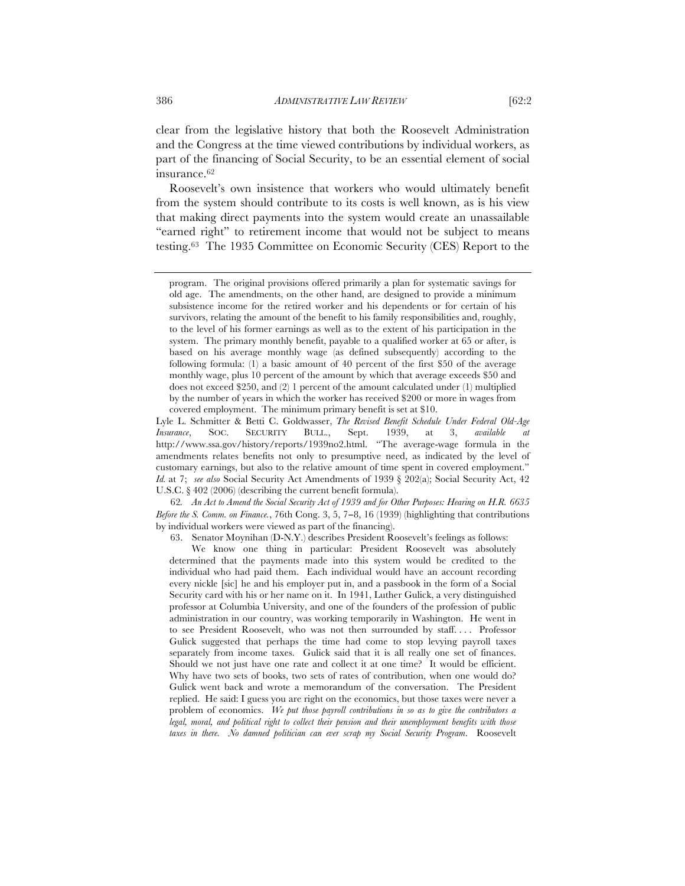clear from the legislative history that both the Roosevelt Administration and the Congress at the time viewed contributions by individual workers, as part of the financing of Social Security, to be an essential element of social insurance.[62]

Roosevelt's own insistence that workers who would ultimately benefit from the system should contribute to its costs is well known, as is his view that making direct payments into the system would create an unassailable "earned right" to retirement income that would not be subject to means testing.[63] The 1935 Committee on Economic Security (CES) Report to the

---

program. The original provisions offered primarily a plan for systematic savings for old age. The amendments, on the other hand, are designed to provide a minimum subsistence income for the retired worker and his dependents or for certain of his survivors, relating the amount of the benefit to his family responsibilities and, roughly, to the level of his former earnings as well as to the extent of his participation in the system. The primary monthly benefit, payable to a qualified worker at 65 or after, is based on his average monthly wage (as defined subsequently) according to the following formula: (1) a basic amount of 40 percent of the first $50 of the average monthly wage, plus 10 percent of the amount by which that average exceeds $50 and does not exceed $250, and (2) 1 percent of the amount calculated under (1) multiplied by the number of years in which the worker has received $200 or more in wages from covered employment. The minimum primary benefit is set at $10.

Lyle L. Schmitter & Betti C. Goldwasser, *The Revised Benefit Schedule Under Federal Old-Age Insurance*, SOC. SECURITY BULL., Sept. 1939, at 3, *available at* http://www.ssa.gov/history/reports/1939no2.html. "The average-wage formula in the amendments relates benefits not only to presumptive need, as indicated by the level of customary earnings, but also to the relative amount of time spent in covered employment." *Id.* at 7; *see also* Social Security Act Amendments of 1939 § 202(a); Social Security Act, 42 U.S.C. § 402 (2006) (describing the current benefit formula).

62. *An Act to Amend the Social Security Act of 1939 and for Other Purposes: Hearing on H.R. 6635 Before the S. Comm. on Finance.*, 76th Cong. 3, 5, 7–8, 16 (1939) (highlighting that contributions by individual workers were viewed as part of the financing).

63. Senator Moynihan (D-N.Y.) describes President Roosevelt's feelings as follows:

> We know one thing in particular: President Roosevelt was absolutely determined that the payments made into this system would be credited to the individual who had paid them. Each individual would have an account recording every nickle [sic] he and his employer put in, and a passbook in the form of a Social Security card with his or her name on it. In 1941, Luther Gulick, a very distinguished professor at Columbia University, and one of the founders of the profession of public administration in our country, was working temporarily in Washington. He went in to see President Roosevelt, who was not then surrounded by staff. . . . Professor Gulick suggested that perhaps the time had come to stop levying payroll taxes separately from income taxes. Gulick said that it is all really one set of finances. Should we not just have one rate and collect it at one time? It would be efficient. Why have two sets of books, two sets of rates of contribution, when one would do? Gulick went back and wrote a memorandum of the conversation. The President replied. He said: I guess you are right on the economics, but those taxes were never a problem of economics. *We put those payroll contributions in so as to give the contributors a legal, moral, and political right to collect their pension and their unemployment benefits with those taxes in there. No damned politician can ever scrap my Social Security Program*. Roosevelt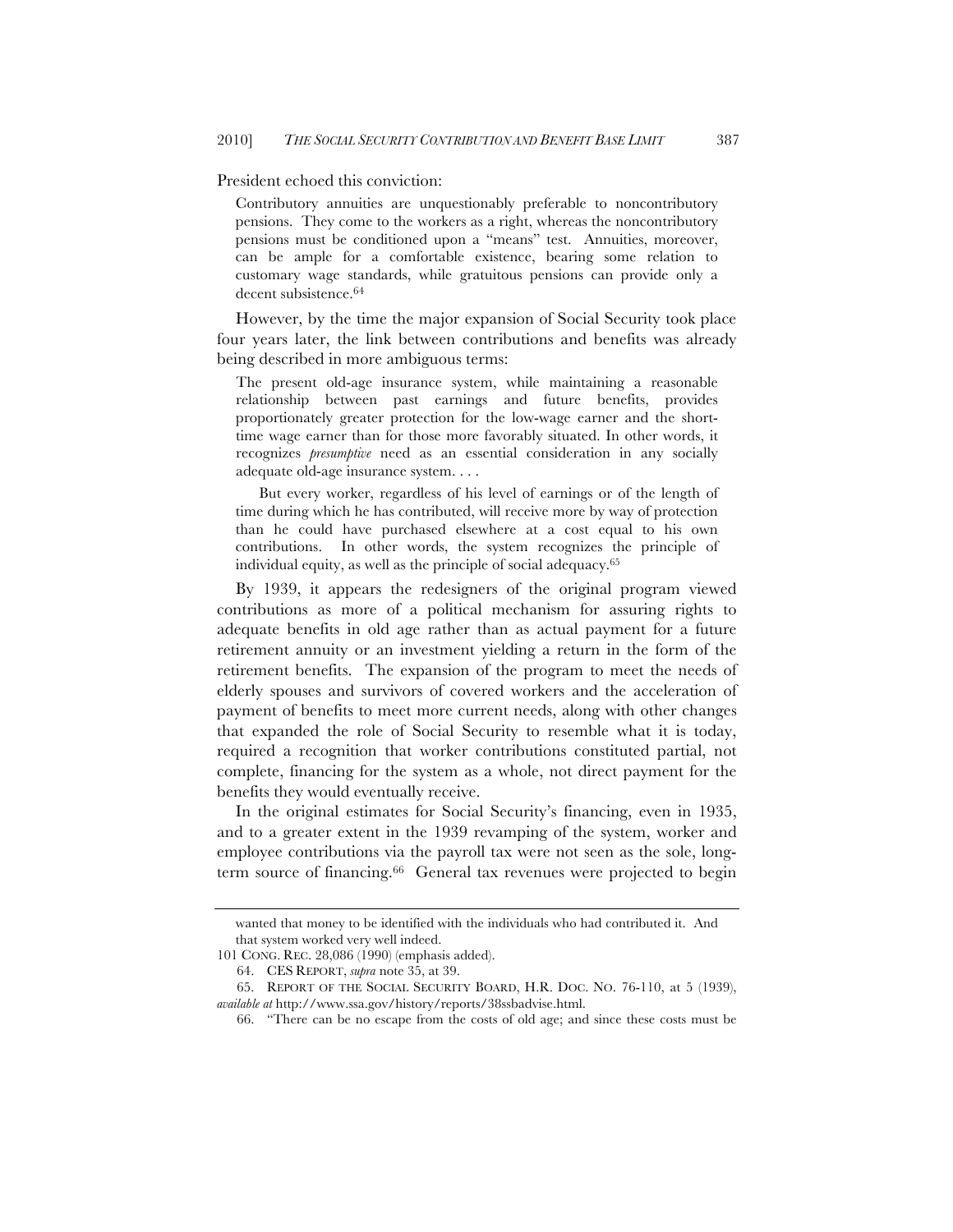President echoed this conviction:

> Contributory annuities are unquestionably preferable to noncontributory pensions. They come to the workers as a right, whereas the noncontributory pensions must be conditioned upon a "means" test. Annuities, moreover, can be ample for a comfortable existence, bearing some relation to customary wage standards, while gratuitous pensions can provide only a decent subsistence.[64]

However, by the time the major expansion of Social Security took place four years later, the link between contributions and benefits was already being described in more ambiguous terms:

> The present old-age insurance system, while maintaining a reasonable relationship between past earnings and future benefits, provides proportionately greater protection for the low-wage earner and the short-time wage earner than for those more favorably situated. In other words, it recognizes *presumptive* need as an essential consideration in any socially adequate old-age insurance system. . . .
>
> But every worker, regardless of his level of earnings or of the length of time during which he has contributed, will receive more by way of protection than he could have purchased elsewhere at a cost equal to his own contributions. In other words, the system recognizes the principle of individual equity, as well as the principle of social adequacy.[65]

By 1939, it appears the redesigners of the original program viewed contributions as more of a political mechanism for assuring rights to adequate benefits in old age rather than as actual payment for a future retirement annuity or an investment yielding a return in the form of the retirement benefits. The expansion of the program to meet the needs of elderly spouses and survivors of covered workers and the acceleration of payment of benefits to meet more current needs, along with other changes that expanded the role of Social Security to resemble what it is today, required a recognition that worker contributions constituted partial, not complete, financing for the system as a whole, not direct payment for the benefits they would eventually receive.

In the original estimates for Social Security's financing, even in 1935, and to a greater extent in the 1939 revamping of the system, worker and employee contributions via the payroll tax were not seen as the sole, long-term source of financing.[66] General tax revenues were projected to begin

---

wanted that money to be identified with the individuals who had contributed it. And that system worked very well indeed.

101 CONG. REC. 28,086 (1990) (emphasis added).

64. CES REPORT, *supra* note 35, at 39.

65. REPORT OF THE SOCIAL SECURITY BOARD, H.R. DOC. NO. 76-110, at 5 (1939), *available at* http://www.ssa.gov/history/reports/38ssbadvise.html.

66. "There can be no escape from the costs of old age; and since these costs must be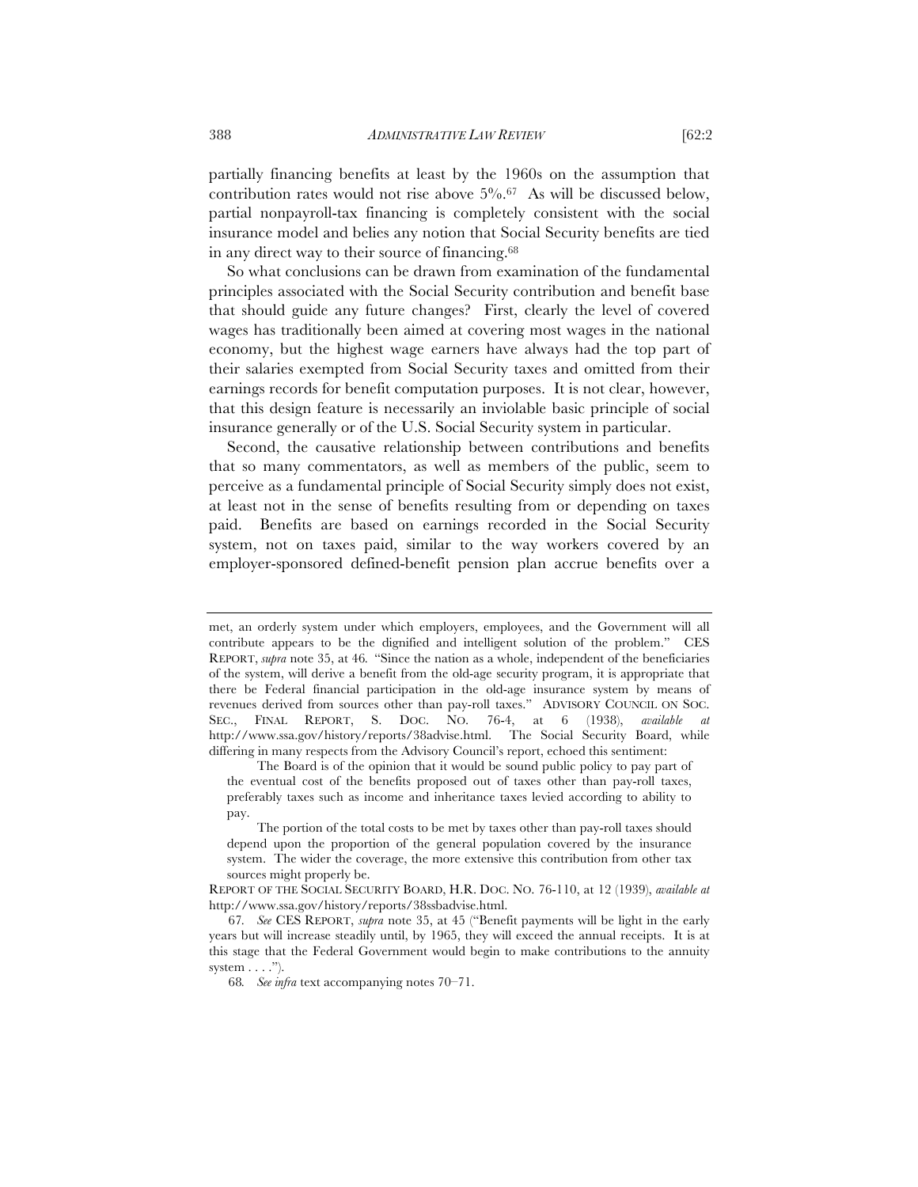partially financing benefits at least by the 1960s on the assumption that contribution rates would not rise above 5%.[67] As will be discussed below, partial nonpayroll-tax financing is completely consistent with the social insurance model and belies any notion that Social Security benefits are tied in any direct way to their source of financing.[68]

So what conclusions can be drawn from examination of the fundamental principles associated with the Social Security contribution and benefit base that should guide any future changes? First, clearly the level of covered wages has traditionally been aimed at covering most wages in the national economy, but the highest wage earners have always had the top part of their salaries exempted from Social Security taxes and omitted from their earnings records for benefit computation purposes. It is not clear, however, that this design feature is necessarily an inviolable basic principle of social insurance generally or of the U.S. Social Security system in particular.

Second, the causative relationship between contributions and benefits that so many commentators, as well as members of the public, seem to perceive as a fundamental principle of Social Security simply does not exist, at least not in the sense of benefits resulting from or depending on taxes paid. Benefits are based on earnings recorded in the Social Security system, not on taxes paid, similar to the way workers covered by an employer-sponsored defined-benefit pension plan accrue benefits over a

---

met, an orderly system under which employers, employees, and the Government will all contribute appears to be the dignified and intelligent solution of the problem." CES REPORT, *supra* note 35, at 46. "Since the nation as a whole, independent of the beneficiaries of the system, will derive a benefit from the old-age security program, it is appropriate that there be Federal financial participation in the old-age insurance system by means of revenues derived from sources other than pay-roll taxes." ADVISORY COUNCIL ON SOC. SEC., FINAL REPORT, S. DOC. NO. 76-4, at 6 (1938), *available at* http://www.ssa.gov/history/reports/38advise.html. The Social Security Board, while differing in many respects from the Advisory Council's report, echoed this sentiment:

> The Board is of the opinion that it would be sound public policy to pay part of the eventual cost of the benefits proposed out of taxes other than pay-roll taxes, preferably taxes such as income and inheritance taxes levied according to ability to pay.
>
> The portion of the total costs to be met by taxes other than pay-roll taxes should depend upon the proportion of the general population covered by the insurance system. The wider the coverage, the more extensive this contribution from other tax sources might properly be.

REPORT OF THE SOCIAL SECURITY BOARD, H.R. DOC. NO. 76-110, at 12 (1939), *available at* http://www.ssa.gov/history/reports/38ssbadvise.html.

67. *See* CES REPORT, *supra* note 35, at 45 ("Benefit payments will be light in the early years but will increase steadily until, by 1965, they will exceed the annual receipts. It is at this stage that the Federal Government would begin to make contributions to the annuity system . . . .").

68. *See infra* text accompanying notes 70–71.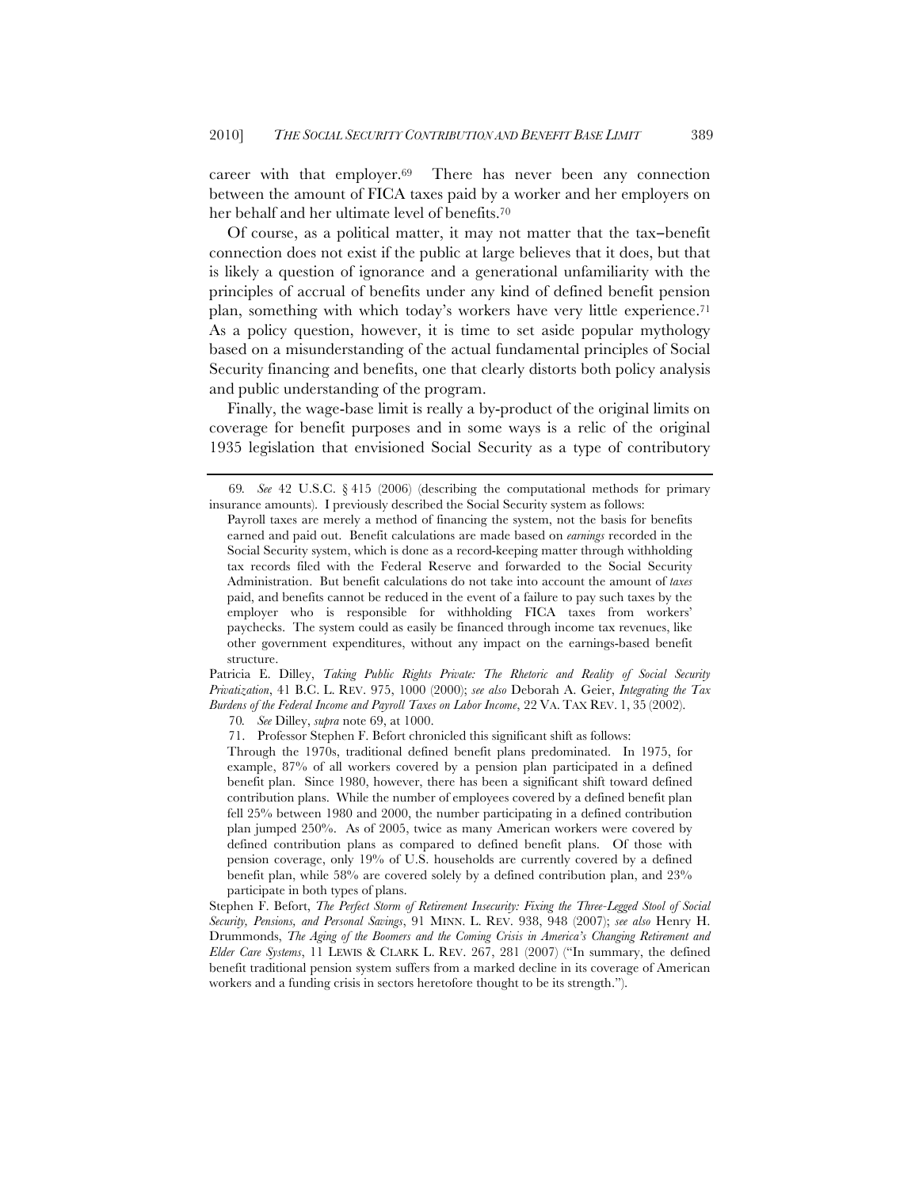career with that employer.[69] There has never been any connection between the amount of FICA taxes paid by a worker and her employers on her behalf and her ultimate level of benefits.[70]

Of course, as a political matter, it may not matter that the tax–benefit connection does not exist if the public at large believes that it does, but that is likely a question of ignorance and a generational unfamiliarity with the principles of accrual of benefits under any kind of defined benefit pension plan, something with which today's workers have very little experience.[71] As a policy question, however, it is time to set aside popular mythology based on a misunderstanding of the actual fundamental principles of Social Security financing and benefits, one that clearly distorts both policy analysis and public understanding of the program.

Finally, the wage-base limit is really a by-product of the original limits on coverage for benefit purposes and in some ways is a relic of the original 1935 legislation that envisioned Social Security as a type of contributory

---

69. *See* 42 U.S.C. § 415 (2006) (describing the computational methods for primary insurance amounts). I previously described the Social Security system as follows:

> Payroll taxes are merely a method of financing the system, not the basis for benefits earned and paid out. Benefit calculations are made based on *earnings* recorded in the Social Security system, which is done as a record-keeping matter through withholding tax records filed with the Federal Reserve and forwarded to the Social Security Administration. But benefit calculations do not take into account the amount of *taxes* paid, and benefits cannot be reduced in the event of a failure to pay such taxes by the employer who is responsible for withholding FICA taxes from workers' paychecks. The system could as easily be financed through income tax revenues, like other government expenditures, without any impact on the earnings-based benefit structure.

Patricia E. Dilley, *Taking Public Rights Private: The Rhetoric and Reality of Social Security Privatization*, 41 B.C. L. REV. 975, 1000 (2000); *see also* Deborah A. Geier, *Integrating the Tax Burdens of the Federal Income and Payroll Taxes on Labor Income*, 22 VA. TAX REV. 1, 35 (2002).

70. *See* Dilley, *supra* note 69, at 1000.

71. Professor Stephen F. Befort chronicled this significant shift as follows:

> Through the 1970s, traditional defined benefit plans predominated. In 1975, for example, 87% of all workers covered by a pension plan participated in a defined benefit plan. Since 1980, however, there has been a significant shift toward defined contribution plans. While the number of employees covered by a defined benefit plan fell 25% between 1980 and 2000, the number participating in a defined contribution plan jumped 250%. As of 2005, twice as many American workers were covered by defined contribution plans as compared to defined benefit plans. Of those with pension coverage, only 19% of U.S. households are currently covered by a defined benefit plan, while 58% are covered solely by a defined contribution plan, and 23% participate in both types of plans.

Stephen F. Befort, *The Perfect Storm of Retirement Insecurity: Fixing the Three-Legged Stool of Social Security, Pensions, and Personal Savings*, 91 MINN. L. REV. 938, 948 (2007); *see also* Henry H. Drummonds, *The Aging of the Boomers and the Coming Crisis in America's Changing Retirement and Elder Care Systems*, 11 LEWIS & CLARK L. REV. 267, 281 (2007) ("In summary, the defined benefit traditional pension system suffers from a marked decline in its coverage of American workers and a funding crisis in sectors heretofore thought to be its strength.").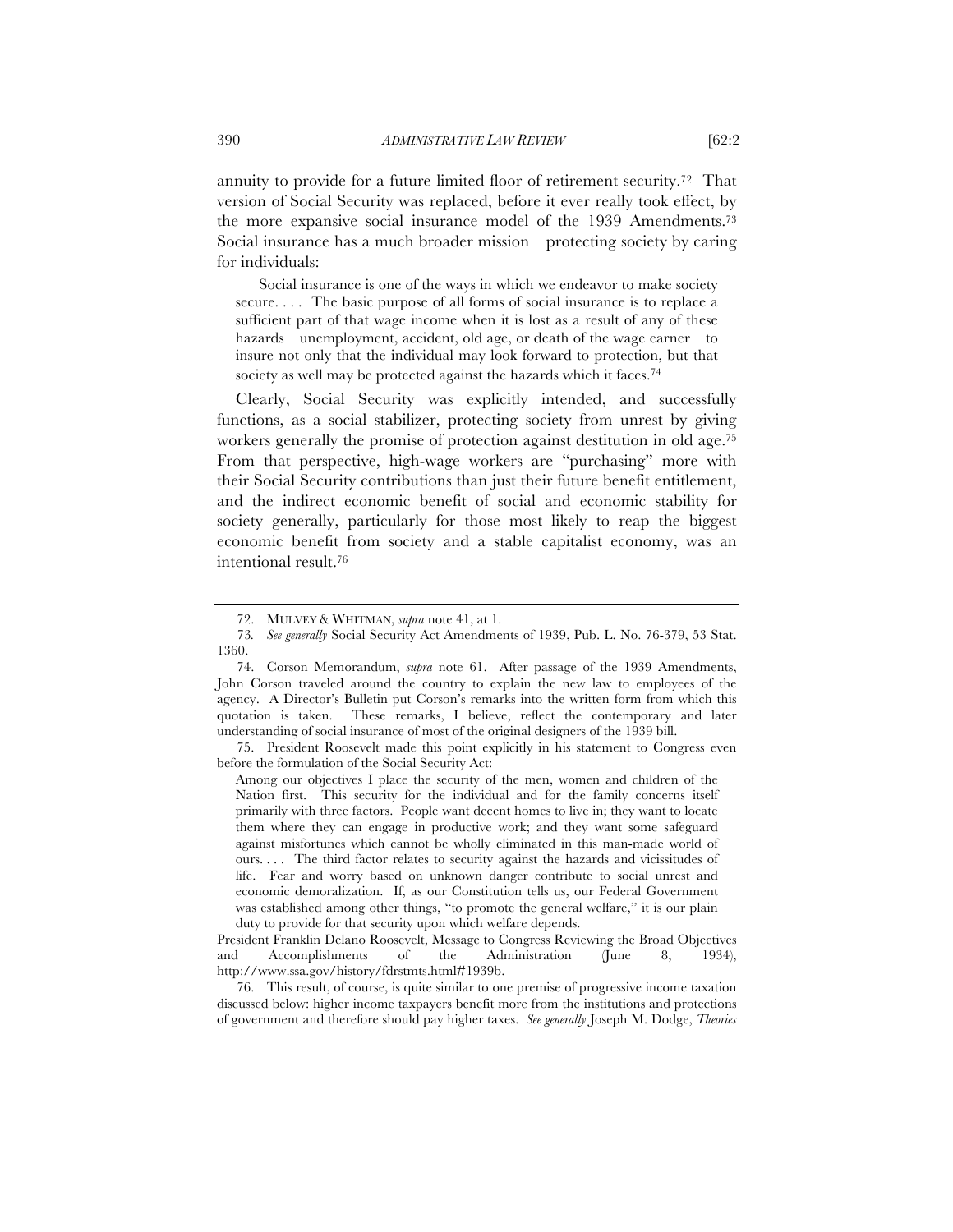annuity to provide for a future limited floor of retirement security.[72] That version of Social Security was replaced, before it ever really took effect, by the more expansive social insurance model of the 1939 Amendments.[73] Social insurance has a much broader mission—protecting society by caring for individuals:

> Social insurance is one of the ways in which we endeavor to make society secure. . . . The basic purpose of all forms of social insurance is to replace a sufficient part of that wage income when it is lost as a result of any of these hazards—unemployment, accident, old age, or death of the wage earner—to insure not only that the individual may look forward to protection, but that society as well may be protected against the hazards which it faces.[74]

Clearly, Social Security was explicitly intended, and successfully functions, as a social stabilizer, protecting society from unrest by giving workers generally the promise of protection against destitution in old age.[75] From that perspective, high-wage workers are "purchasing" more with their Social Security contributions than just their future benefit entitlement, and the indirect economic benefit of social and economic stability for society generally, particularly for those most likely to reap the biggest economic benefit from society and a stable capitalist economy, was an intentional result.[76]

---

72. MULVEY & WHITMAN, *supra* note 41, at 1.

73. *See generally* Social Security Act Amendments of 1939, Pub. L. No. 76-379, 53 Stat. 1360.

74. Corson Memorandum, *supra* note 61. After passage of the 1939 Amendments, John Corson traveled around the country to explain the new law to employees of the agency. A Director's Bulletin put Corson's remarks into the written form from which this quotation is taken. These remarks, I believe, reflect the contemporary and later understanding of social insurance of most of the original designers of the 1939 bill.

75. President Roosevelt made this point explicitly in his statement to Congress even before the formulation of the Social Security Act:

> Among our objectives I place the security of the men, women and children of the Nation first. This security for the individual and for the family concerns itself primarily with three factors. People want decent homes to live in; they want to locate them where they can engage in productive work; and they want some safeguard against misfortunes which cannot be wholly eliminated in this man-made world of ours. . . . The third factor relates to security against the hazards and vicissitudes of life. Fear and worry based on unknown danger contribute to social unrest and economic demoralization. If, as our Constitution tells us, our Federal Government was established among other things, "to promote the general welfare," it is our plain duty to provide for that security upon which welfare depends.

President Franklin Delano Roosevelt, Message to Congress Reviewing the Broad Objectives and Accomplishments of the Administration (June 8, 1934), http://www.ssa.gov/history/fdrstmts.html#1939b.

76. This result, of course, is quite similar to one premise of progressive income taxation discussed below: higher income taxpayers benefit more from the institutions and protections of government and therefore should pay higher taxes. *See generally* Joseph M. Dodge, *Theories*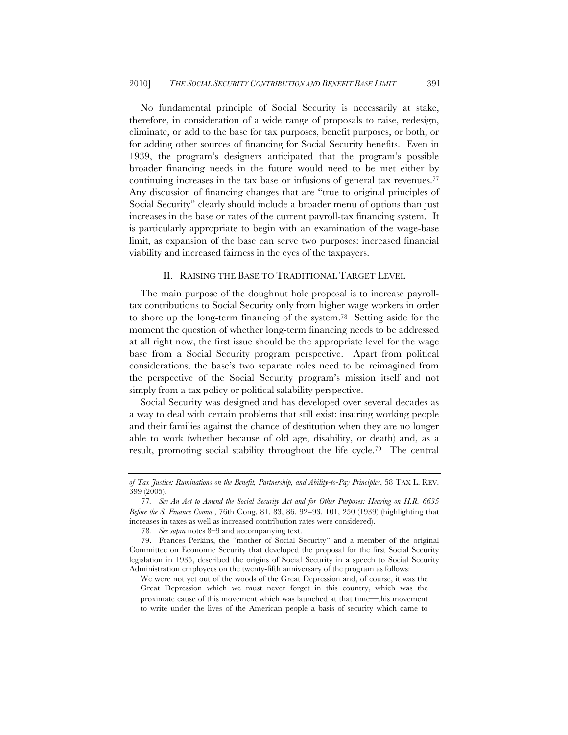No fundamental principle of Social Security is necessarily at stake, therefore, in consideration of a wide range of proposals to raise, redesign, eliminate, or add to the base for tax purposes, benefit purposes, or both, or for adding other sources of financing for Social Security benefits. Even in 1939, the program's designers anticipated that the program's possible broader financing needs in the future would need to be met either by continuing increases in the tax base or infusions of general tax revenues.[77] Any discussion of financing changes that are "true to original principles of Social Security" clearly should include a broader menu of options than just increases in the base or rates of the current payroll-tax financing system. It is particularly appropriate to begin with an examination of the wage-base limit, as expansion of the base can serve two purposes: increased financial viability and increased fairness in the eyes of the taxpayers.

## II. RAISING THE BASE TO TRADITIONAL TARGET LEVEL

The main purpose of the doughnut hole proposal is to increase payroll-tax contributions to Social Security only from higher wage workers in order to shore up the long-term financing of the system.[78] Setting aside for the moment the question of whether long-term financing needs to be addressed at all right now, the first issue should be the appropriate level for the wage base from a Social Security program perspective. Apart from political considerations, the base's two separate roles need to be reimagined from the perspective of the Social Security program's mission itself and not simply from a tax policy or political salability perspective.

Social Security was designed and has developed over several decades as a way to deal with certain problems that still exist: insuring working people and their families against the chance of destitution when they are no longer able to work (whether because of old age, disability, or death) and, as a result, promoting social stability throughout the life cycle.[79] The central

---

*of Tax Justice: Ruminations on the Benefit, Partnership, and Ability-to-Pay Principles*, 58 TAX L. REV. 399 (2005).

77. *See An Act to Amend the Social Security Act and for Other Purposes: Hearing on H.R. 6635 Before the S. Finance Comm.*, 76th Cong. 81, 83, 86, 92–93, 101, 250 (1939) (highlighting that increases in taxes as well as increased contribution rates were considered).

78. *See supra* notes 8–9 and accompanying text.

79. Frances Perkins, the "mother of Social Security" and a member of the original Committee on Economic Security that developed the proposal for the first Social Security legislation in 1935, described the origins of Social Security in a speech to Social Security Administration employees on the twenty-fifth anniversary of the program as follows:

> We were not yet out of the woods of the Great Depression and, of course, it was the Great Depression which we must never forget in this country, which was the proximate cause of this movement which was launched at that time—this movement to write under the lives of the American people a basis of security which came to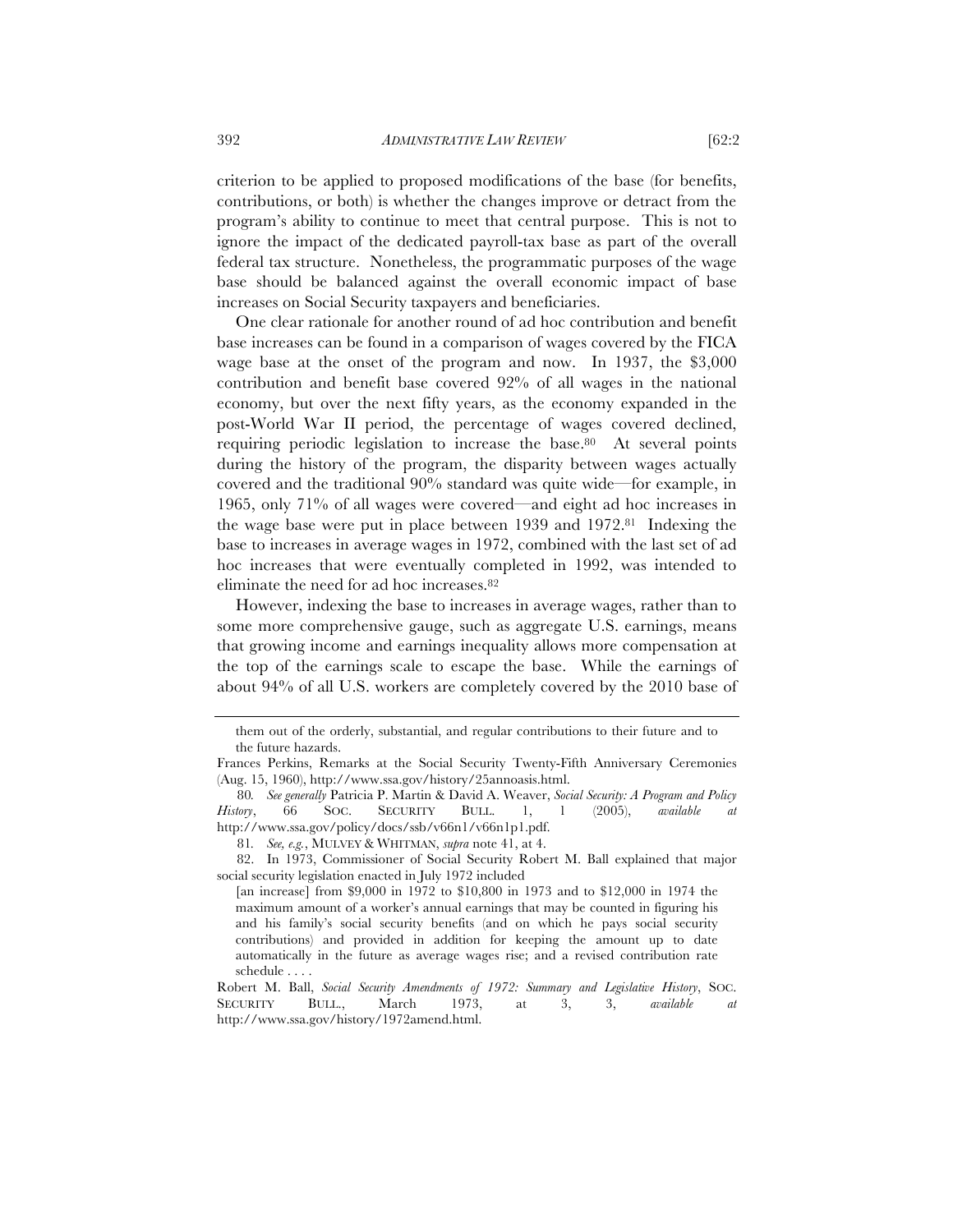criterion to be applied to proposed modifications of the base (for benefits, contributions, or both) is whether the changes improve or detract from the program's ability to continue to meet that central purpose. This is not to ignore the impact of the dedicated payroll-tax base as part of the overall federal tax structure. Nonetheless, the programmatic purposes of the wage base should be balanced against the overall economic impact of base increases on Social Security taxpayers and beneficiaries.

One clear rationale for another round of ad hoc contribution and benefit base increases can be found in a comparison of wages covered by the FICA wage base at the onset of the program and now. In 1937, the $3,000 contribution and benefit base covered 92% of all wages in the national economy, but over the next fifty years, as the economy expanded in the post-World War II period, the percentage of wages covered declined, requiring periodic legislation to increase the base.[80] At several points during the history of the program, the disparity between wages actually covered and the traditional 90% standard was quite wide—for example, in 1965, only 71% of all wages were covered—and eight ad hoc increases in the wage base were put in place between 1939 and 1972.[81] Indexing the base to increases in average wages in 1972, combined with the last set of ad hoc increases that were eventually completed in 1992, was intended to eliminate the need for ad hoc increases.[82]

However, indexing the base to increases in average wages, rather than to some more comprehensive gauge, such as aggregate U.S. earnings, means that growing income and earnings inequality allows more compensation at the top of the earnings scale to escape the base. While the earnings of about 94% of all U.S. workers are completely covered by the 2010 base of

---

them out of the orderly, substantial, and regular contributions to their future and to the future hazards.

Frances Perkins, Remarks at the Social Security Twenty-Fifth Anniversary Ceremonies (Aug. 15, 1960), http://www.ssa.gov/history/25annoasis.html.

80. *See generally* Patricia P. Martin & David A. Weaver, *Social Security: A Program and Policy History*, 66 SOC. SECURITY BULL. 1, 1 (2005), *available at* http://www.ssa.gov/policy/docs/ssb/v66n1/v66n1p1.pdf.

81. *See, e.g.*, MULVEY & WHITMAN, *supra* note 41, at 4.

82. In 1973, Commissioner of Social Security Robert M. Ball explained that major social security legislation enacted in July 1972 included

> [an increase] from $9,000 in 1972 to $10,800 in 1973 and to $12,000 in 1974 the maximum amount of a worker's annual earnings that may be counted in figuring his and his family's social security benefits (and on which he pays social security contributions) and provided in addition for keeping the amount up to date automatically in the future as average wages rise; and a revised contribution rate schedule . . . .

Robert M. Ball, *Social Security Amendments of 1972: Summary and Legislative History*, SOC. SECURITY BULL., March 1973, at 3, 3, *available at* http://www.ssa.gov/history/1972amend.html.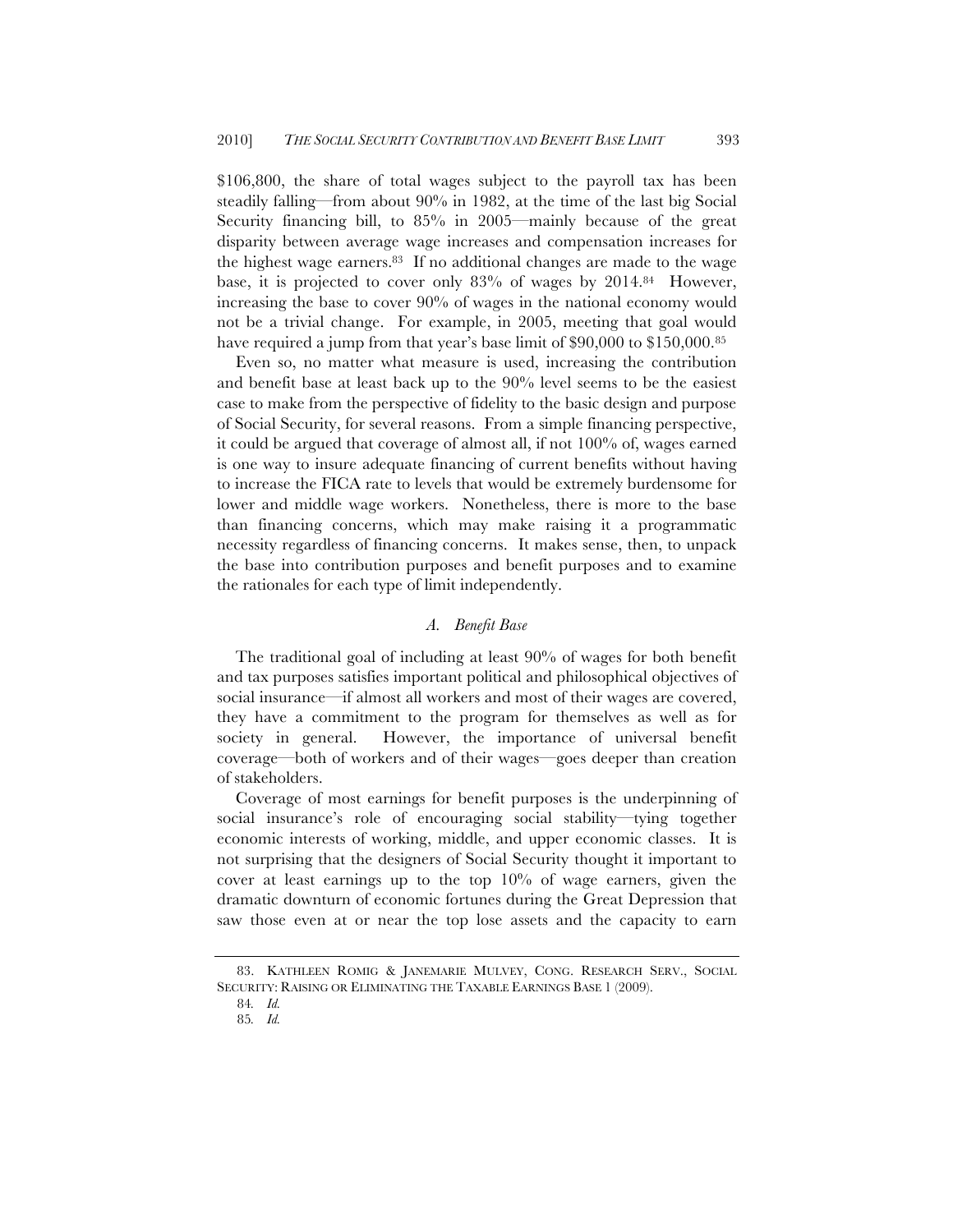\$106,800, the share of total wages subject to the payroll tax has been steadily falling—from about 90% in 1982, at the time of the last big Social Security financing bill, to 85% in 2005—mainly because of the great disparity between average wage increases and compensation increases for the highest wage earners.[83] If no additional changes are made to the wage base, it is projected to cover only 83% of wages by 2014.[84] However, increasing the base to cover 90% of wages in the national economy would not be a trivial change. For example, in 2005, meeting that goal would have required a jump from that year's base limit of \$90,000 to \$150,000.[85]

Even so, no matter what measure is used, increasing the contribution and benefit base at least back up to the 90% level seems to be the easiest case to make from the perspective of fidelity to the basic design and purpose of Social Security, for several reasons. From a simple financing perspective, it could be argued that coverage of almost all, if not 100% of, wages earned is one way to insure adequate financing of current benefits without having to increase the FICA rate to levels that would be extremely burdensome for lower and middle wage workers. Nonetheless, there is more to the base than financing concerns, which may make raising it a programmatic necessity regardless of financing concerns. It makes sense, then, to unpack the base into contribution purposes and benefit purposes and to examine the rationales for each type of limit independently.

### *A. Benefit Base*

The traditional goal of including at least 90% of wages for both benefit and tax purposes satisfies important political and philosophical objectives of social insurance—if almost all workers and most of their wages are covered, they have a commitment to the program for themselves as well as for society in general. However, the importance of universal benefit coverage—both of workers and of their wages—goes deeper than creation of stakeholders.

Coverage of most earnings for benefit purposes is the underpinning of social insurance's role of encouraging social stability—tying together economic interests of working, middle, and upper economic classes. It is not surprising that the designers of Social Security thought it important to cover at least earnings up to the top 10% of wage earners, given the dramatic downturn of economic fortunes during the Great Depression that saw those even at or near the top lose assets and the capacity to earn

---

83. KATHLEEN ROMIG & JANEMARIE MULVEY, CONG. RESEARCH SERV., SOCIAL SECURITY: RAISING OR ELIMINATING THE TAXABLE EARNINGS BASE 1 (2009).

84. *Id.*

85. *Id.*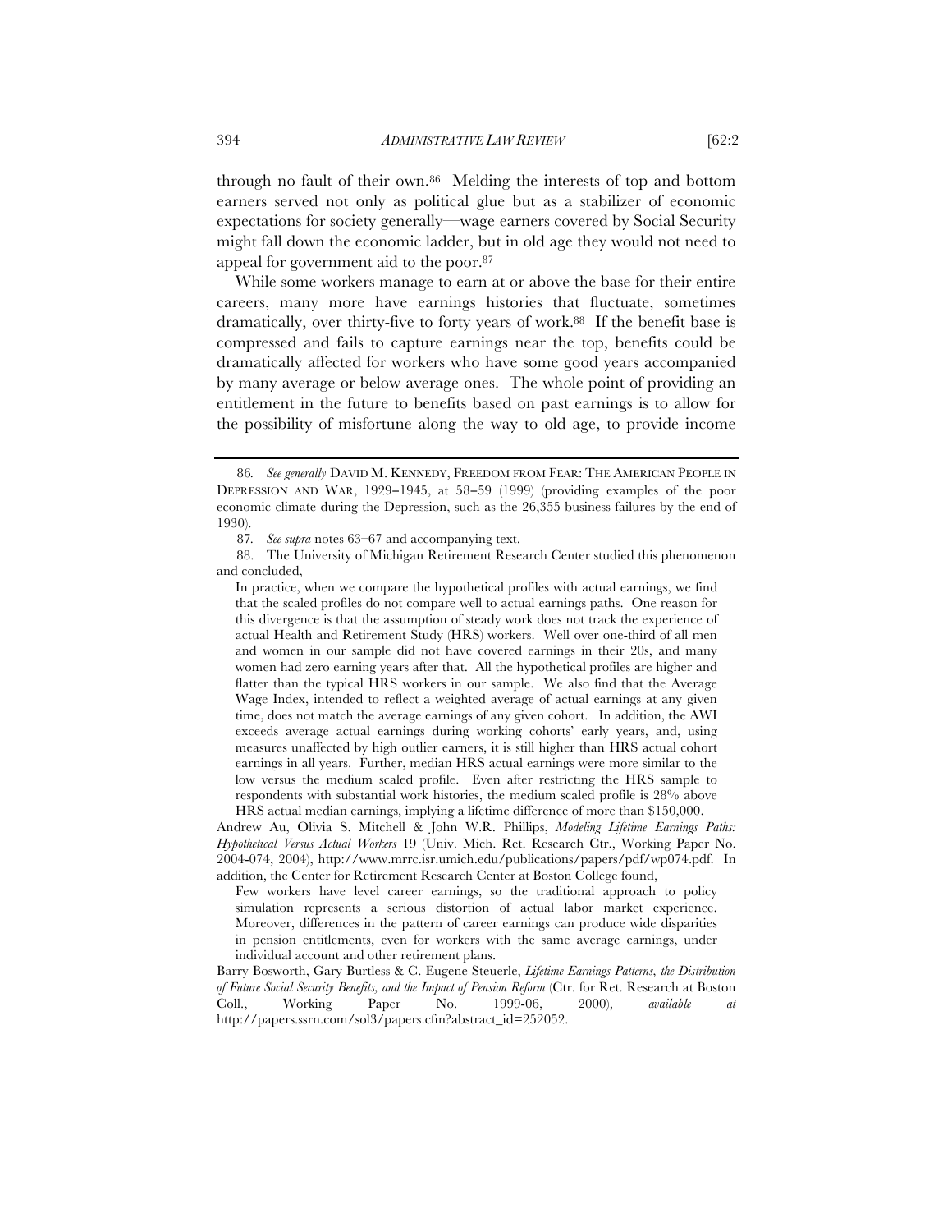through no fault of their own.[86] Melding the interests of top and bottom earners served not only as political glue but as a stabilizer of economic expectations for society generally—wage earners covered by Social Security might fall down the economic ladder, but in old age they would not need to appeal for government aid to the poor.[87]

While some workers manage to earn at or above the base for their entire careers, many more have earnings histories that fluctuate, sometimes dramatically, over thirty-five to forty years of work.[88] If the benefit base is compressed and fails to capture earnings near the top, benefits could be dramatically affected for workers who have some good years accompanied by many average or below average ones. The whole point of providing an entitlement in the future to benefits based on past earnings is to allow for the possibility of misfortune along the way to old age, to provide income

---

86. *See generally* DAVID M. KENNEDY, FREEDOM FROM FEAR: THE AMERICAN PEOPLE IN DEPRESSION AND WAR, 1929–1945, at 58–59 (1999) (providing examples of the poor economic climate during the Depression, such as the 26,355 business failures by the end of 1930).

87. *See supra* notes 63–67 and accompanying text.

88. The University of Michigan Retirement Research Center studied this phenomenon and concluded,

> In practice, when we compare the hypothetical profiles with actual earnings, we find that the scaled profiles do not compare well to actual earnings paths. One reason for this divergence is that the assumption of steady work does not track the experience of actual Health and Retirement Study (HRS) workers. Well over one-third of all men and women in our sample did not have covered earnings in their 20s, and many women had zero earning years after that. All the hypothetical profiles are higher and flatter than the typical HRS workers in our sample. We also find that the Average Wage Index, intended to reflect a weighted average of actual earnings at any given time, does not match the average earnings of any given cohort. In addition, the AWI exceeds average actual earnings during working cohorts' early years, and, using measures unaffected by high outlier earners, it is still higher than HRS actual cohort earnings in all years. Further, median HRS actual earnings were more similar to the low versus the medium scaled profile. Even after restricting the HRS sample to respondents with substantial work histories, the medium scaled profile is 28% above HRS actual median earnings, implying a lifetime difference of more than $150,000.

Andrew Au, Olivia S. Mitchell & John W.R. Phillips, *Modeling Lifetime Earnings Paths: Hypothetical Versus Actual Workers* 19 (Univ. Mich. Ret. Research Ctr., Working Paper No. 2004-074, 2004), http://www.mrrc.isr.umich.edu/publications/papers/pdf/wp074.pdf. In addition, the Center for Retirement Research Center at Boston College found,

> Few workers have level career earnings, so the traditional approach to policy simulation represents a serious distortion of actual labor market experience. Moreover, differences in the pattern of career earnings can produce wide disparities in pension entitlements, even for workers with the same average earnings, under individual account and other retirement plans.

Barry Bosworth, Gary Burtless & C. Eugene Steuerle, *Lifetime Earnings Patterns, the Distribution of Future Social Security Benefits, and the Impact of Pension Reform* (Ctr. for Ret. Research at Boston Coll., Working Paper No. 1999-06, 2000), *available at* http://papers.ssrn.com/sol3/papers.cfm?abstract_id=252052.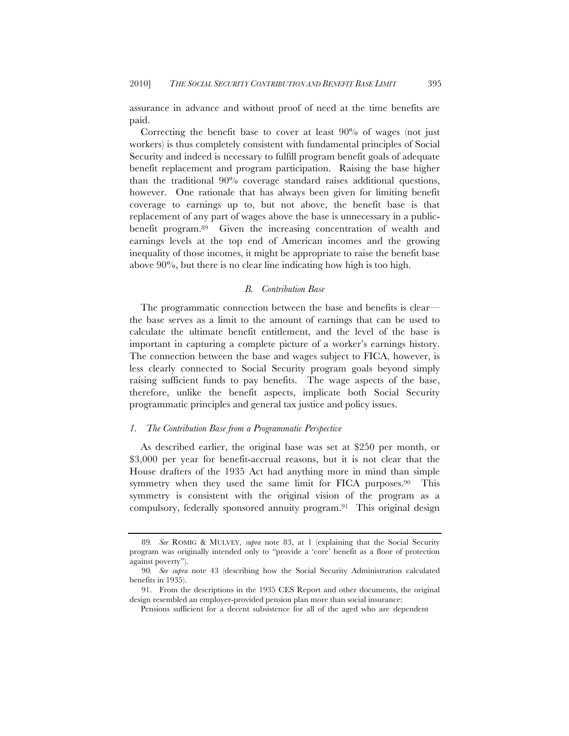assurance in advance and without proof of need at the time benefits are paid.

Correcting the benefit base to cover at least 90% of wages (not just workers) is thus completely consistent with fundamental principles of Social Security and indeed is necessary to fulfill program benefit goals of adequate benefit replacement and program participation. Raising the base higher than the traditional 90% coverage standard raises additional questions, however. One rationale that has always been given for limiting benefit coverage to earnings up to, but not above, the benefit base is that replacement of any part of wages above the base is unnecessary in a public-benefit program.[89] Given the increasing concentration of wealth and earnings levels at the top end of American incomes and the growing inequality of those incomes, it might be appropriate to raise the benefit base above 90%, but there is no clear line indicating how high is too high.

### *B. Contribution Base*

The programmatic connection between the base and benefits is clear—the base serves as a limit to the amount of earnings that can be used to calculate the ultimate benefit entitlement, and the level of the base is important in capturing a complete picture of a worker's earnings history. The connection between the base and wages subject to FICA, however, is less clearly connected to Social Security program goals beyond simply raising sufficient funds to pay benefits. The wage aspects of the base, therefore, unlike the benefit aspects, implicate both Social Security programmatic principles and general tax justice and policy issues.

#### *1. The Contribution Base from a Programmatic Perspective*

As described earlier, the original base was set at \$250 per month, or \$3,000 per year for benefit-accrual reasons, but it is not clear that the House drafters of the 1935 Act had anything more in mind than simple symmetry when they used the same limit for FICA purposes.[90] This symmetry is consistent with the original vision of the program as a compulsory, federally sponsored annuity program.[91] This original design

---

89. *See* ROMIG & MULVEY, *supra* note 83, at 1 (explaining that the Social Security program was originally intended only to "provide a 'core' benefit as a floor of protection against poverty").

90. *See supra* note 43 (describing how the Social Security Administration calculated benefits in 1935).

91. From the descriptions in the 1935 CES Report and other documents, the original design resembled an employer-provided pension plan more than social insurance:

Pensions sufficient for a decent subsistence for all of the aged who are dependent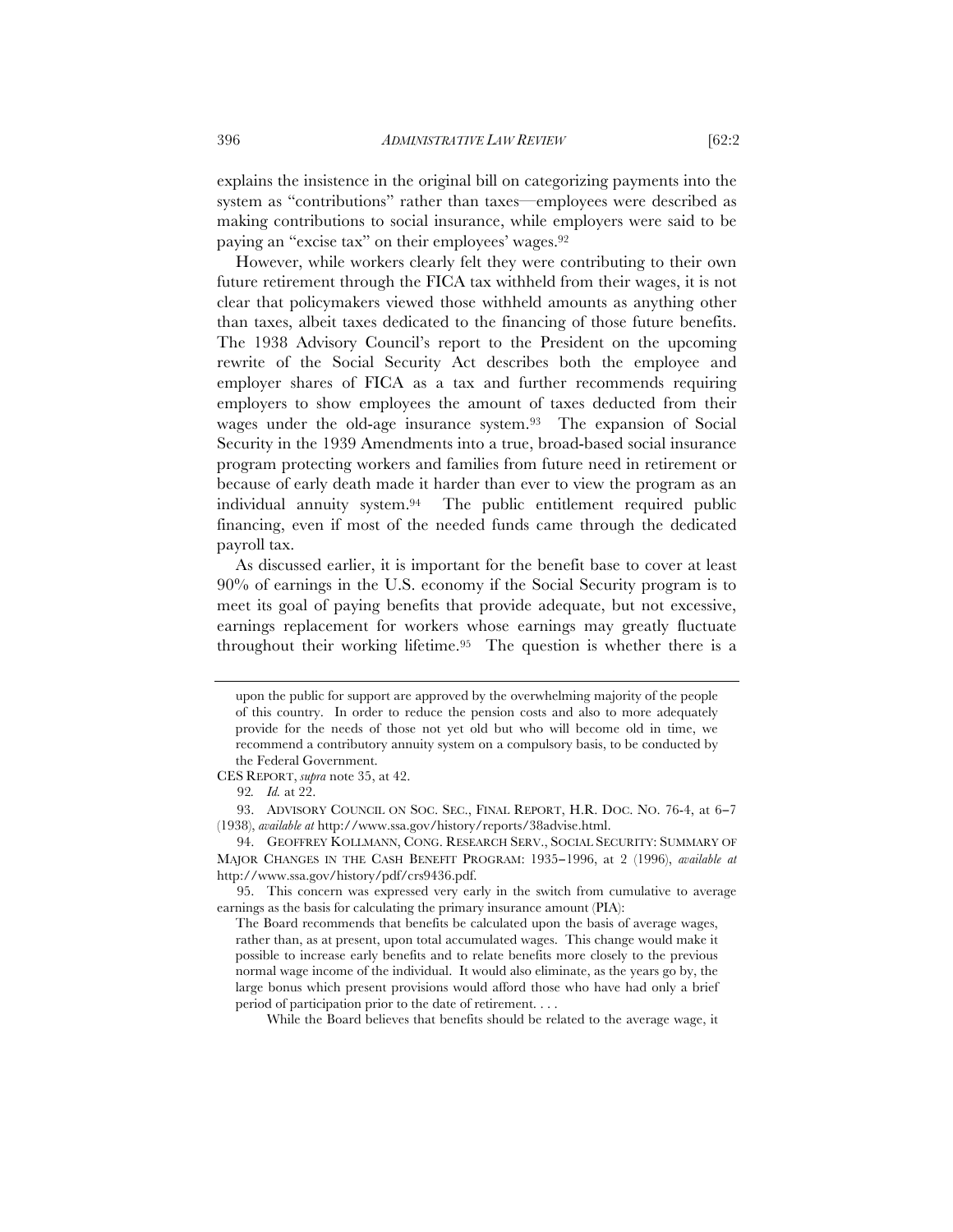explains the insistence in the original bill on categorizing payments into the system as "contributions" rather than taxes—employees were described as making contributions to social insurance, while employers were said to be paying an "excise tax" on their employees' wages.[92]

However, while workers clearly felt they were contributing to their own future retirement through the FICA tax withheld from their wages, it is not clear that policymakers viewed those withheld amounts as anything other than taxes, albeit taxes dedicated to the financing of those future benefits. The 1938 Advisory Council's report to the President on the upcoming rewrite of the Social Security Act describes both the employee and employer shares of FICA as a tax and further recommends requiring employers to show employees the amount of taxes deducted from their wages under the old-age insurance system.[93] The expansion of Social Security in the 1939 Amendments into a true, broad-based social insurance program protecting workers and families from future need in retirement or because of early death made it harder than ever to view the program as an individual annuity system.[94] The public entitlement required public financing, even if most of the needed funds came through the dedicated payroll tax.

As discussed earlier, it is important for the benefit base to cover at least 90% of earnings in the U.S. economy if the Social Security program is to meet its goal of paying benefits that provide adequate, but not excessive, earnings replacement for workers whose earnings may greatly fluctuate throughout their working lifetime.[95] The question is whether there is a

---

> upon the public for support are approved by the overwhelming majority of the people of this country. In order to reduce the pension costs and also to more adequately provide for the needs of those not yet old but who will become old in time, we recommend a contributory annuity system on a compulsory basis, to be conducted by the Federal Government.

CES REPORT, *supra* note 35, at 42.

92. *Id.* at 22.

93. ADVISORY COUNCIL ON SOC. SEC., FINAL REPORT, H.R. DOC. NO. 76-4, at 6–7 (1938), *available at* http://www.ssa.gov/history/reports/38advise.html.

94. GEOFFREY KOLLMANN, CONG. RESEARCH SERV., SOCIAL SECURITY: SUMMARY OF MAJOR CHANGES IN THE CASH BENEFIT PROGRAM: 1935–1996, at 2 (1996), *available at* http://www.ssa.gov/history/pdf/crs9436.pdf.

95. This concern was expressed very early in the switch from cumulative to average earnings as the basis for calculating the primary insurance amount (PIA):

> The Board recommends that benefits be calculated upon the basis of average wages, rather than, as at present, upon total accumulated wages. This change would make it possible to increase early benefits and to relate benefits more closely to the previous normal wage income of the individual. It would also eliminate, as the years go by, the large bonus which present provisions would afford those who have had only a brief period of participation prior to the date of retirement. . . .
>
> While the Board believes that benefits should be related to the average wage, it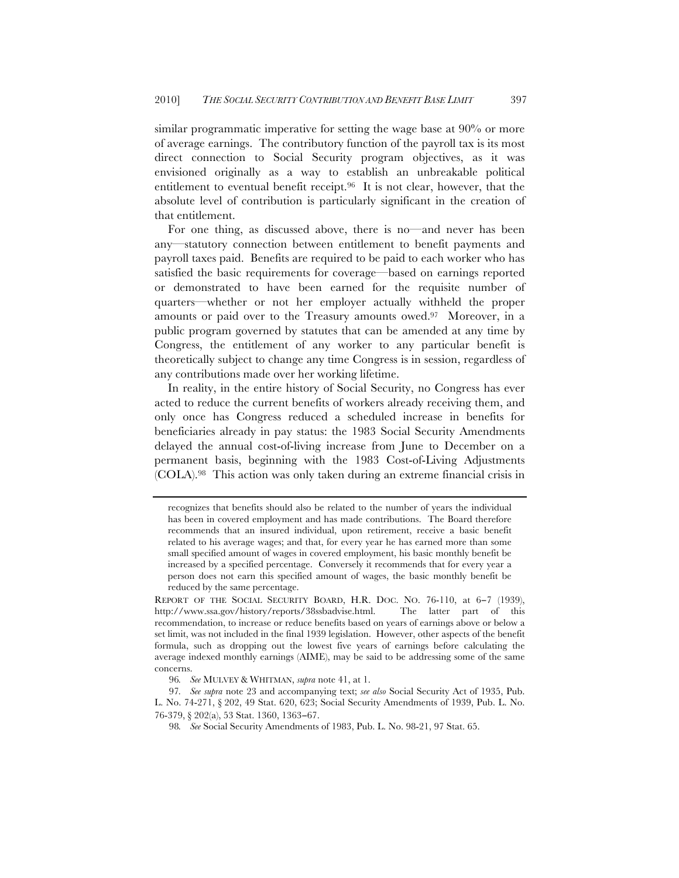similar programmatic imperative for setting the wage base at 90% or more of average earnings. The contributory function of the payroll tax is its most direct connection to Social Security program objectives, as it was envisioned originally as a way to establish an unbreakable political entitlement to eventual benefit receipt.[96] It is not clear, however, that the absolute level of contribution is particularly significant in the creation of that entitlement.

For one thing, as discussed above, there is no—and never has been any—statutory connection between entitlement to benefit payments and payroll taxes paid. Benefits are required to be paid to each worker who has satisfied the basic requirements for coverage—based on earnings reported or demonstrated to have been earned for the requisite number of quarters—whether or not her employer actually withheld the proper amounts or paid over to the Treasury amounts owed.[97] Moreover, in a public program governed by statutes that can be amended at any time by Congress, the entitlement of any worker to any particular benefit is theoretically subject to change any time Congress is in session, regardless of any contributions made over her working lifetime.

In reality, in the entire history of Social Security, no Congress has ever acted to reduce the current benefits of workers already receiving them, and only once has Congress reduced a scheduled increase in benefits for beneficiaries already in pay status: the 1983 Social Security Amendments delayed the annual cost-of-living increase from June to December on a permanent basis, beginning with the 1983 Cost-of-Living Adjustments (COLA).[98] This action was only taken during an extreme financial crisis in

---

recognizes that benefits should also be related to the number of years the individual has been in covered employment and has made contributions. The Board therefore recommends that an insured individual, upon retirement, receive a basic benefit related to his average wages; and that, for every year he has earned more than some small specified amount of wages in covered employment, his basic monthly benefit be increased by a specified percentage. Conversely it recommends that for every year a person does not earn this specified amount of wages, the basic monthly benefit be reduced by the same percentage.

REPORT OF THE SOCIAL SECURITY BOARD, H.R. DOC. NO. 76-110, at 6–7 (1939), http://www.ssa.gov/history/reports/38ssbadvise.html. The latter part of this recommendation, to increase or reduce benefits based on years of earnings above or below a set limit, was not included in the final 1939 legislation. However, other aspects of the benefit formula, such as dropping out the lowest five years of earnings before calculating the average indexed monthly earnings (AIME), may be said to be addressing some of the same concerns.

96. *See* MULVEY & WHITMAN, *supra* note 41, at 1.

97. *See supra* note 23 and accompanying text; *see also* Social Security Act of 1935, Pub. L. No. 74-271, § 202, 49 Stat. 620, 623; Social Security Amendments of 1939, Pub. L. No. 76-379, § 202(a), 53 Stat. 1360, 1363–67.

98. *See* Social Security Amendments of 1983, Pub. L. No. 98-21, 97 Stat. 65.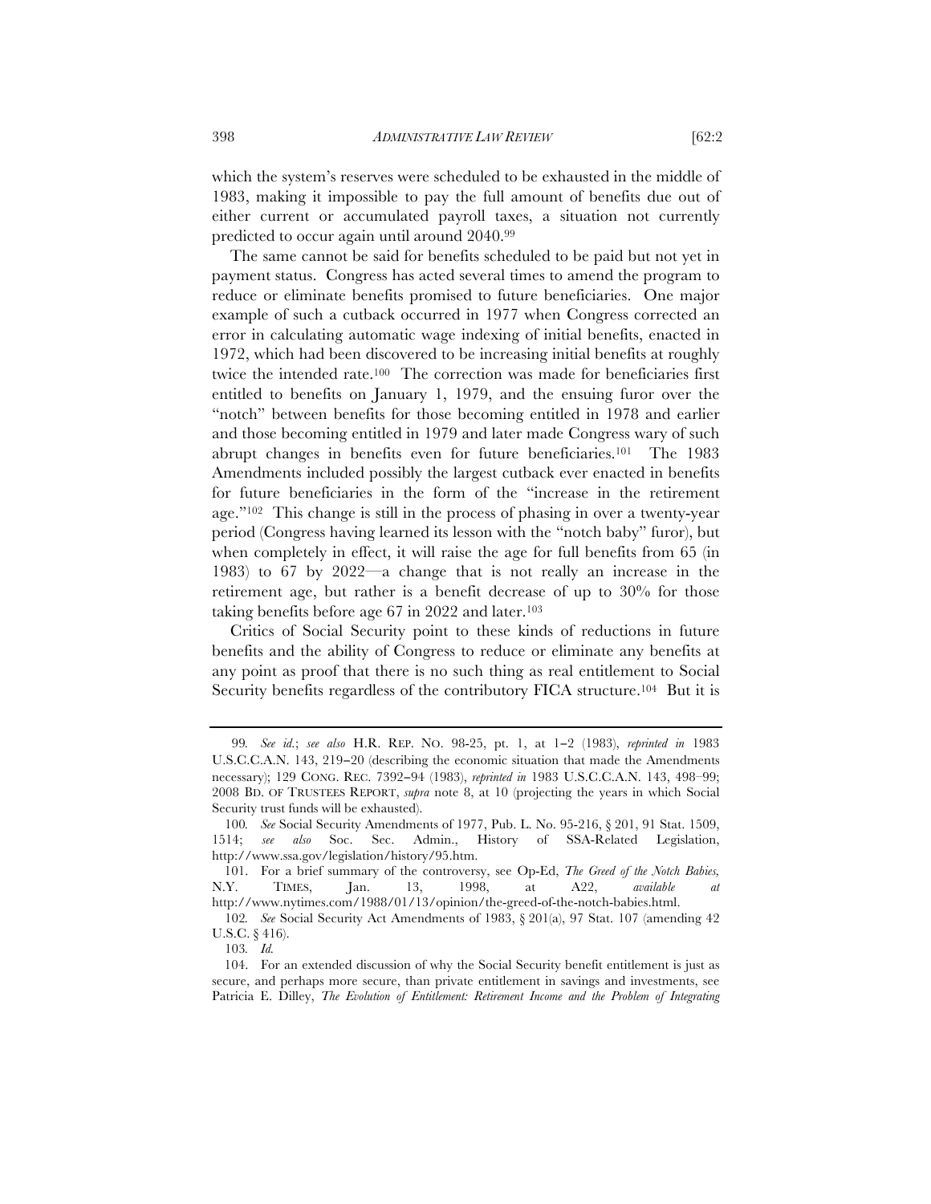which the system's reserves were scheduled to be exhausted in the middle of 1983, making it impossible to pay the full amount of benefits due out of either current or accumulated payroll taxes, a situation not currently predicted to occur again until around 2040.[99]

The same cannot be said for benefits scheduled to be paid but not yet in payment status. Congress has acted several times to amend the program to reduce or eliminate benefits promised to future beneficiaries. One major example of such a cutback occurred in 1977 when Congress corrected an error in calculating automatic wage indexing of initial benefits, enacted in 1972, which had been discovered to be increasing initial benefits at roughly twice the intended rate.[100] The correction was made for beneficiaries first entitled to benefits on January 1, 1979, and the ensuing furor over the "notch" between benefits for those becoming entitled in 1978 and earlier and those becoming entitled in 1979 and later made Congress wary of such abrupt changes in benefits even for future beneficiaries.[101] The 1983 Amendments included possibly the largest cutback ever enacted in benefits for future beneficiaries in the form of the "increase in the retirement age."[102] This change is still in the process of phasing in over a twenty-year period (Congress having learned its lesson with the "notch baby" furor), but when completely in effect, it will raise the age for full benefits from 65 (in 1983) to 67 by 2022—a change that is not really an increase in the retirement age, but rather is a benefit decrease of up to 30% for those taking benefits before age 67 in 2022 and later.[103]

Critics of Social Security point to these kinds of reductions in future benefits and the ability of Congress to reduce or eliminate any benefits at any point as proof that there is no such thing as real entitlement to Social Security benefits regardless of the contributory FICA structure.[104] But it is

---

99. *See id.*; *see also* H.R. REP. NO. 98-25, pt. 1, at 1–2 (1983), *reprinted in* 1983 U.S.C.C.A.N. 143, 219–20 (describing the economic situation that made the Amendments necessary); 129 CONG. REC. 7392–94 (1983), *reprinted in* 1983 U.S.C.C.A.N. 143, 498–99; 2008 BD. OF TRUSTEES REPORT, *supra* note 8, at 10 (projecting the years in which Social Security trust funds will be exhausted).

100. *See* Social Security Amendments of 1977, Pub. L. No. 95-216, § 201, 91 Stat. 1509, 1514; *see also* Soc. Sec. Admin., History of SSA-Related Legislation, http://www.ssa.gov/legislation/history/95.htm.

101. For a brief summary of the controversy, see Op-Ed, *The Greed of the Notch Babies,* N.Y. TIMES, Jan. 13, 1998, at A22, *available at* http://www.nytimes.com/1988/01/13/opinion/the-greed-of-the-notch-babies.html.

102. *See* Social Security Act Amendments of 1983, § 201(a), 97 Stat. 107 (amending 42 U.S.C. § 416).

103. *Id.*

104. For an extended discussion of why the Social Security benefit entitlement is just as secure, and perhaps more secure, than private entitlement in savings and investments, see Patricia E. Dilley, *The Evolution of Entitlement: Retirement Income and the Problem of Integrating*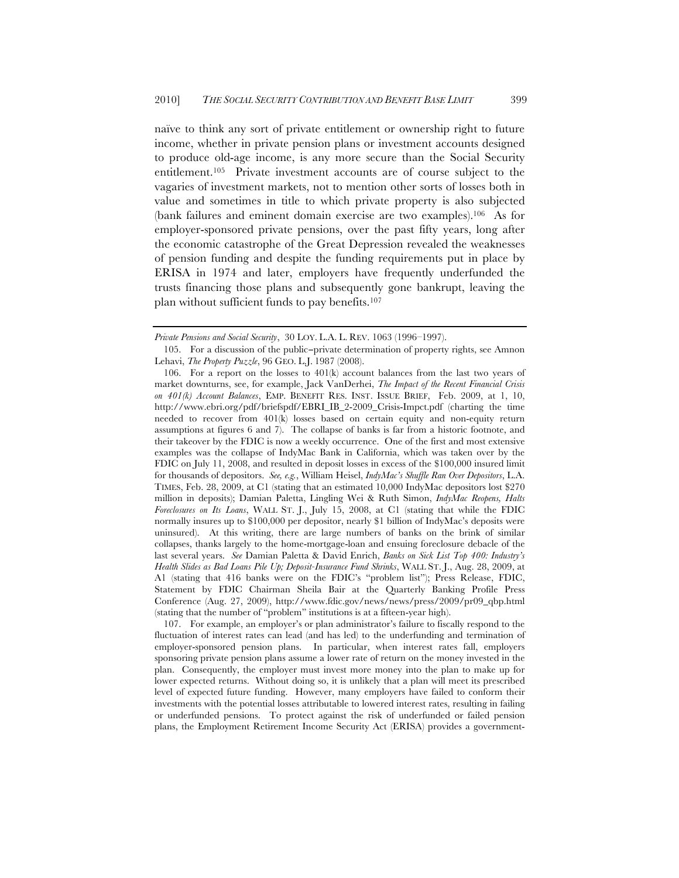naïve to think any sort of private entitlement or ownership right to future income, whether in private pension plans or investment accounts designed to produce old-age income, is any more secure than the Social Security entitlement.[105] Private investment accounts are of course subject to the vagaries of investment markets, not to mention other sorts of losses both in value and sometimes in title to which private property is also subjected (bank failures and eminent domain exercise are two examples).[106] As for employer-sponsored private pensions, over the past fifty years, long after the economic catastrophe of the Great Depression revealed the weaknesses of pension funding and despite the funding requirements put in place by ERISA in 1974 and later, employers have frequently underfunded the trusts financing those plans and subsequently gone bankrupt, leaving the plan without sufficient funds to pay benefits.[107]

---

*Private Pensions and Social Security*, 30 LOY. L.A. L. REV. 1063 (1996–1997).

105. For a discussion of the public–private determination of property rights, see Amnon Lehavi, *The Property Puzzle*, 96 GEO. L.J. 1987 (2008).

106. For a report on the losses to 401(k) account balances from the last two years of market downturns, see, for example, Jack VanDerhei, *The Impact of the Recent Financial Crisis on 401(k) Account Balances*, EMP. BENEFIT RES. INST. ISSUE BRIEF, Feb. 2009, at 1, 10, http://www.ebri.org/pdf/briefspdf/EBRI_IB_2-2009_Crisis-Impct.pdf (charting the time needed to recover from 401(k) losses based on certain equity and non-equity return assumptions at figures 6 and 7). The collapse of banks is far from a historic footnote, and their takeover by the FDIC is now a weekly occurrence. One of the first and most extensive examples was the collapse of IndyMac Bank in California, which was taken over by the FDIC on July 11, 2008, and resulted in deposit losses in excess of the $100,000 insured limit for thousands of depositors. *See, e.g.*, William Heisel, *IndyMac's Shuffle Ran Over Depositors*, L.A. TIMES, Feb. 28, 2009, at C1 (stating that an estimated 10,000 IndyMac depositors lost $270 million in deposits); Damian Paletta, Lingling Wei & Ruth Simon, *IndyMac Reopens, Halts Foreclosures on Its Loans*, WALL ST. J., July 15, 2008, at C1 (stating that while the FDIC normally insures up to $100,000 per depositor, nearly $1 billion of IndyMac's deposits were uninsured). At this writing, there are large numbers of banks on the brink of similar collapses, thanks largely to the home-mortgage-loan and ensuing foreclosure debacle of the last several years. *See* Damian Paletta & David Enrich, *Banks on Sick List Top 400: Industry's Health Slides as Bad Loans Pile Up; Deposit-Insurance Fund Shrinks*, WALL ST. J., Aug. 28, 2009, at A1 (stating that 416 banks were on the FDIC's "problem list"); Press Release, FDIC, Statement by FDIC Chairman Sheila Bair at the Quarterly Banking Profile Press Conference (Aug. 27, 2009), http://www.fdic.gov/news/news/press/2009/pr09_qbp.html (stating that the number of "problem" institutions is at a fifteen-year high).

107. For example, an employer's or plan administrator's failure to fiscally respond to the fluctuation of interest rates can lead (and has led) to the underfunding and termination of employer-sponsored pension plans. In particular, when interest rates fall, employers sponsoring private pension plans assume a lower rate of return on the money invested in the plan. Consequently, the employer must invest more money into the plan to make up for lower expected returns. Without doing so, it is unlikely that a plan will meet its prescribed level of expected future funding. However, many employers have failed to conform their investments with the potential losses attributable to lowered interest rates, resulting in failing or underfunded pensions. To protect against the risk of underfunded or failed pension plans, the Employment Retirement Income Security Act (ERISA) provides a government-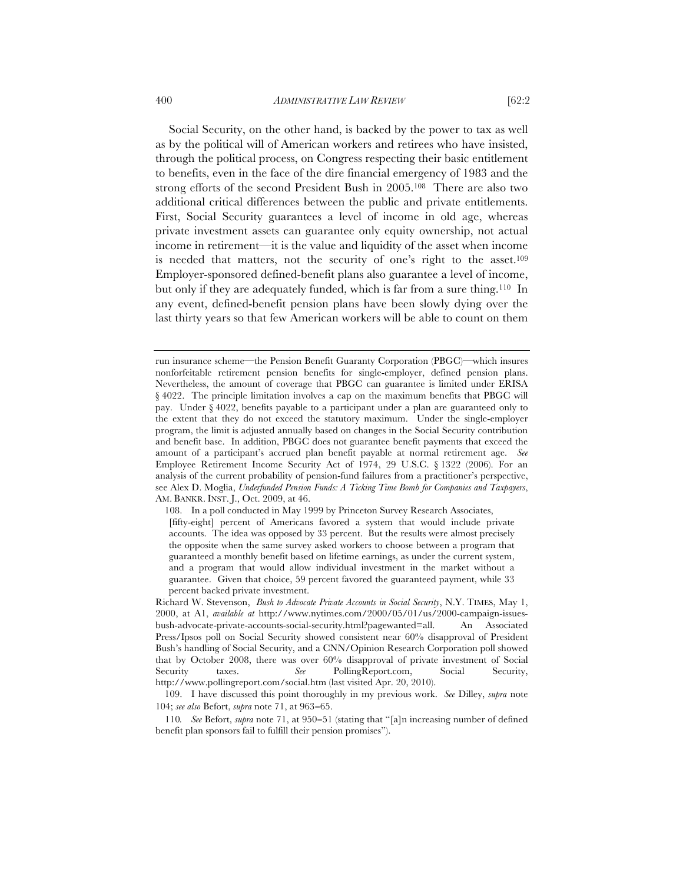Social Security, on the other hand, is backed by the power to tax as well as by the political will of American workers and retirees who have insisted, through the political process, on Congress respecting their basic entitlement to benefits, even in the face of the dire financial emergency of 1983 and the strong efforts of the second President Bush in 2005.[108] There are also two additional critical differences between the public and private entitlements. First, Social Security guarantees a level of income in old age, whereas private investment assets can guarantee only equity ownership, not actual income in retirement—it is the value and liquidity of the asset when income is needed that matters, not the security of one's right to the asset.[109] Employer-sponsored defined-benefit plans also guarantee a level of income, but only if they are adequately funded, which is far from a sure thing.[110] In any event, defined-benefit pension plans have been slowly dying over the last thirty years so that few American workers will be able to count on them

---

run insurance scheme—the Pension Benefit Guaranty Corporation (PBGC)—which insures nonforfeitable retirement pension benefits for single-employer, defined pension plans. Nevertheless, the amount of coverage that PBGC can guarantee is limited under ERISA § 4022. The principle limitation involves a cap on the maximum benefits that PBGC will pay. Under § 4022, benefits payable to a participant under a plan are guaranteed only to the extent that they do not exceed the statutory maximum. Under the single-employer program, the limit is adjusted annually based on changes in the Social Security contribution and benefit base. In addition, PBGC does not guarantee benefit payments that exceed the amount of a participant's accrued plan benefit payable at normal retirement age. *See* Employee Retirement Income Security Act of 1974, 29 U.S.C. § 1322 (2006). For an analysis of the current probability of pension-fund failures from a practitioner's perspective, see Alex D. Moglia, *Underfunded Pension Funds: A Ticking Time Bomb for Companies and Taxpayers*, AM. BANKR. INST. J., Oct. 2009, at 46.

108. In a poll conducted in May 1999 by Princeton Survey Research Associates,

> [fifty-eight] percent of Americans favored a system that would include private accounts. The idea was opposed by 33 percent. But the results were almost precisely the opposite when the same survey asked workers to choose between a program that guaranteed a monthly benefit based on lifetime earnings, as under the current system, and a program that would allow individual investment in the market without a guarantee. Given that choice, 59 percent favored the guaranteed payment, while 33 percent backed private investment.

Richard W. Stevenson, *Bush to Advocate Private Accounts in Social Security*, N.Y. TIMES, May 1, 2000, at A1, *available at* http://www.nytimes.com/2000/05/01/us/2000-campaign-issues-bush-advocate-private-accounts-social-security.html?pagewanted=all. An Associated Press/Ipsos poll on Social Security showed consistent near 60% disapproval of President Bush's handling of Social Security, and a CNN/Opinion Research Corporation poll showed that by October 2008, there was over 60% disapproval of private investment of Social Security taxes. *See* PollingReport.com, Social Security, http://www.pollingreport.com/social.htm (last visited Apr. 20, 2010).

109. I have discussed this point thoroughly in my previous work. *See* Dilley, *supra* note 104; *see also* Befort, *supra* note 71, at 963–65.

110. *See* Befort, *supra* note 71, at 950–51 (stating that "[a]n increasing number of defined benefit plan sponsors fail to fulfill their pension promises").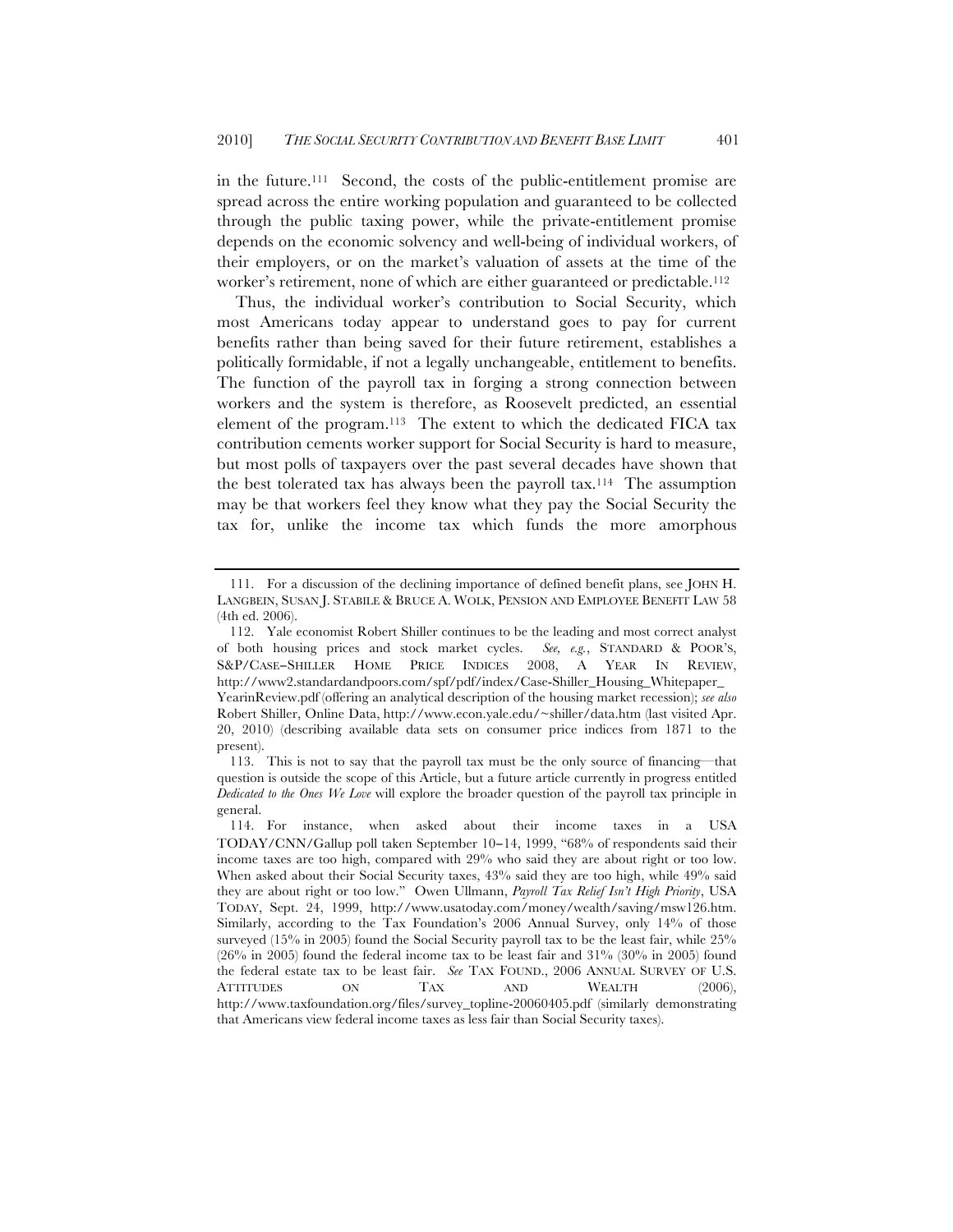in the future.[111] Second, the costs of the public-entitlement promise are spread across the entire working population and guaranteed to be collected through the public taxing power, while the private-entitlement promise depends on the economic solvency and well-being of individual workers, of their employers, or on the market's valuation of assets at the time of the worker's retirement, none of which are either guaranteed or predictable.[112]

Thus, the individual worker's contribution to Social Security, which most Americans today appear to understand goes to pay for current benefits rather than being saved for their future retirement, establishes a politically formidable, if not a legally unchangeable, entitlement to benefits. The function of the payroll tax in forging a strong connection between workers and the system is therefore, as Roosevelt predicted, an essential element of the program.[113] The extent to which the dedicated FICA tax contribution cements worker support for Social Security is hard to measure, but most polls of taxpayers over the past several decades have shown that the best tolerated tax has always been the payroll tax.[114] The assumption may be that workers feel they know what they pay the Social Security the tax for, unlike the income tax which funds the more amorphous

---

111. For a discussion of the declining importance of defined benefit plans, see JOHN H. LANGBEIN, SUSAN J. STABILE & BRUCE A. WOLK, PENSION AND EMPLOYEE BENEFIT LAW 58 (4th ed. 2006).

112. Yale economist Robert Shiller continues to be the leading and most correct analyst of both housing prices and stock market cycles. *See, e.g.*, STANDARD & POOR'S, S&P/CASE–SHILLER HOME PRICE INDICES 2008, A YEAR IN REVIEW, http://www2.standardandpoors.com/spf/pdf/index/Case-Shiller_Housing_Whitepaper_YearinReview.pdf (offering an analytical description of the housing market recession); *see also* Robert Shiller, Online Data, http://www.econ.yale.edu/~shiller/data.htm (last visited Apr. 20, 2010) (describing available data sets on consumer price indices from 1871 to the present).

113. This is not to say that the payroll tax must be the only source of financing—that question is outside the scope of this Article, but a future article currently in progress entitled *Dedicated to the Ones We Love* will explore the broader question of the payroll tax principle in general.

114. For instance, when asked about their income taxes in a USA TODAY/CNN/Gallup poll taken September 10–14, 1999, "68% of respondents said their income taxes are too high, compared with 29% who said they are about right or too low. When asked about their Social Security taxes, 43% said they are too high, while 49% said they are about right or too low." Owen Ullmann, *Payroll Tax Relief Isn't High Priority*, USA TODAY, Sept. 24, 1999, http://www.usatoday.com/money/wealth/saving/msw126.htm. Similarly, according to the Tax Foundation's 2006 Annual Survey, only 14% of those surveyed (15% in 2005) found the Social Security payroll tax to be the least fair, while 25% (26% in 2005) found the federal income tax to be least fair and 31% (30% in 2005) found the federal estate tax to be least fair. *See* TAX FOUND., 2006 ANNUAL SURVEY OF U.S. ATTITUDES ON TAX AND WEALTH (2006), http://www.taxfoundation.org/files/survey_topline-20060405.pdf (similarly demonstrating that Americans view federal income taxes as less fair than Social Security taxes).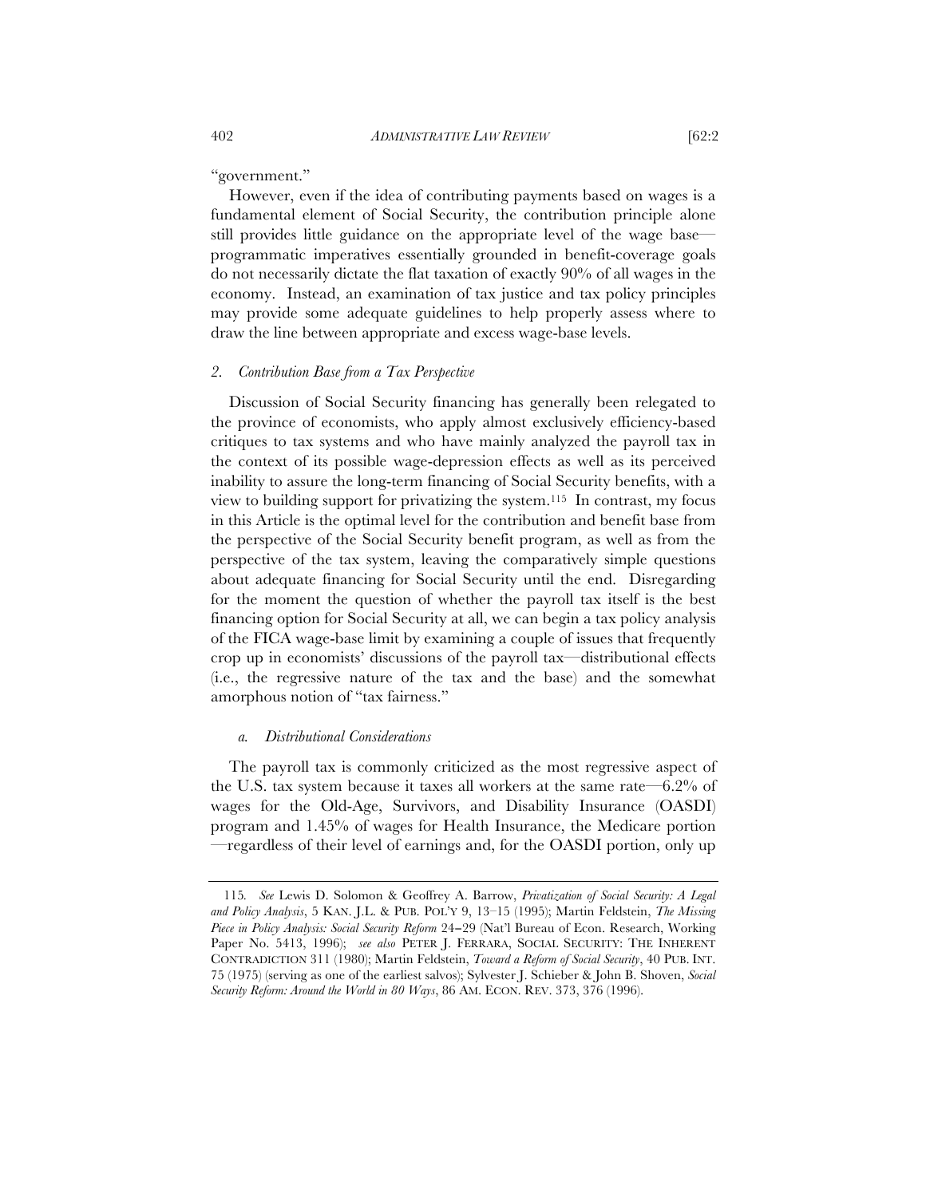"government."

However, even if the idea of contributing payments based on wages is a fundamental element of Social Security, the contribution principle alone still provides little guidance on the appropriate level of the wage base—programmatic imperatives essentially grounded in benefit-coverage goals do not necessarily dictate the flat taxation of exactly 90% of all wages in the economy. Instead, an examination of tax justice and tax policy principles may provide some adequate guidelines to help properly assess where to draw the line between appropriate and excess wage-base levels.

### *2. Contribution Base from a Tax Perspective*

Discussion of Social Security financing has generally been relegated to the province of economists, who apply almost exclusively efficiency-based critiques to tax systems and who have mainly analyzed the payroll tax in the context of its possible wage-depression effects as well as its perceived inability to assure the long-term financing of Social Security benefits, with a view to building support for privatizing the system.[115] In contrast, my focus in this Article is the optimal level for the contribution and benefit base from the perspective of the Social Security benefit program, as well as from the perspective of the tax system, leaving the comparatively simple questions about adequate financing for Social Security until the end. Disregarding for the moment the question of whether the payroll tax itself is the best financing option for Social Security at all, we can begin a tax policy analysis of the FICA wage-base limit by examining a couple of issues that frequently crop up in economists' discussions of the payroll tax—distributional effects (i.e., the regressive nature of the tax and the base) and the somewhat amorphous notion of "tax fairness."

#### *a. Distributional Considerations*

The payroll tax is commonly criticized as the most regressive aspect of the U.S. tax system because it taxes all workers at the same rate—6.2% of wages for the Old-Age, Survivors, and Disability Insurance (OASDI) program and 1.45% of wages for Health Insurance, the Medicare portion—regardless of their level of earnings and, for the OASDI portion, only up

---

115. *See* Lewis D. Solomon & Geoffrey A. Barrow, *Privatization of Social Security: A Legal and Policy Analysis*, 5 KAN. J.L. & PUB. POL'Y 9, 13–15 (1995); Martin Feldstein, *The Missing Piece in Policy Analysis: Social Security Reform* 24–29 (Nat'l Bureau of Econ. Research, Working Paper No. 5413, 1996); *see also* PETER J. FERRARA, SOCIAL SECURITY: THE INHERENT CONTRADICTION 311 (1980); Martin Feldstein, *Toward a Reform of Social Security*, 40 PUB. INT. 75 (1975) (serving as one of the earliest salvos); Sylvester J. Schieber & John B. Shoven, *Social Security Reform: Around the World in 80 Ways*, 86 AM. ECON. REV. 373, 376 (1996).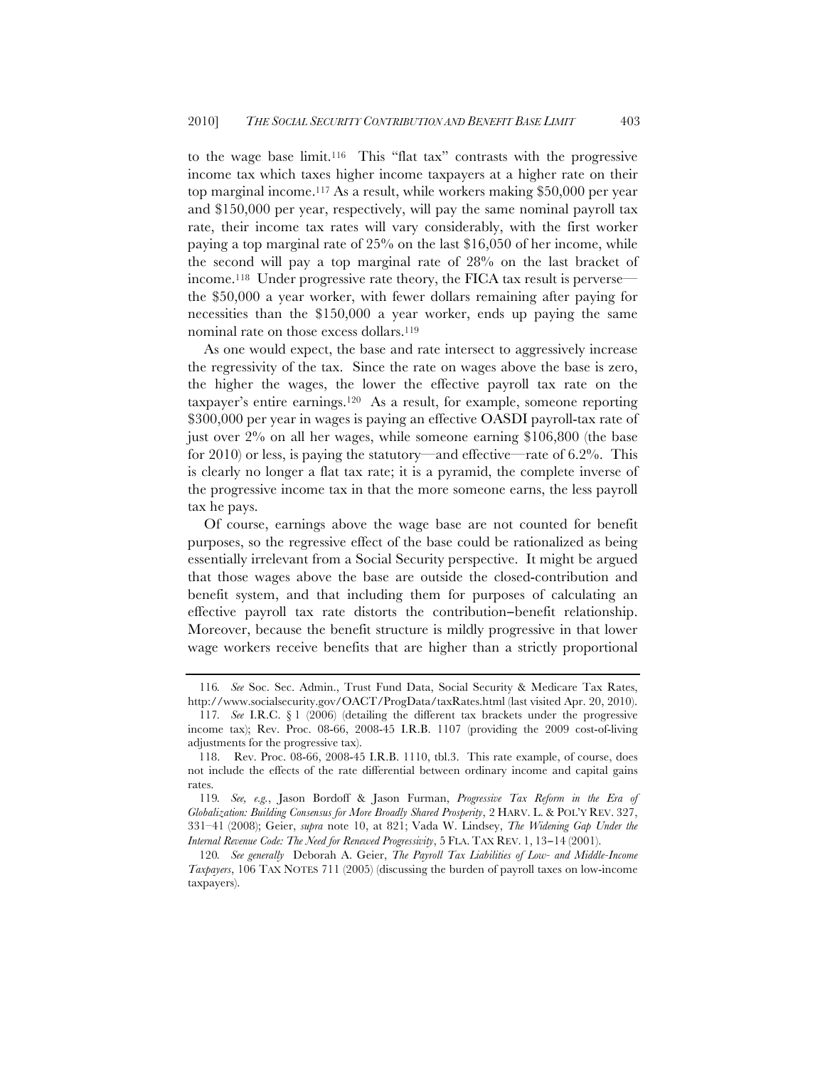to the wage base limit.[116] This "flat tax" contrasts with the progressive income tax which taxes higher income taxpayers at a higher rate on their top marginal income.[117] As a result, while workers making $50,000 per year and $150,000 per year, respectively, will pay the same nominal payroll tax rate, their income tax rates will vary considerably, with the first worker paying a top marginal rate of 25% on the last $16,050 of her income, while the second will pay a top marginal rate of 28% on the last bracket of income.[118] Under progressive rate theory, the FICA tax result is perverse—the $50,000 a year worker, with fewer dollars remaining after paying for necessities than the $150,000 a year worker, ends up paying the same nominal rate on those excess dollars.[119]

As one would expect, the base and rate intersect to aggressively increase the regressivity of the tax. Since the rate on wages above the base is zero, the higher the wages, the lower the effective payroll tax rate on the taxpayer's entire earnings.[120] As a result, for example, someone reporting $300,000 per year in wages is paying an effective OASDI payroll-tax rate of just over 2% on all her wages, while someone earning $106,800 (the base for 2010) or less, is paying the statutory—and effective—rate of 6.2%. This is clearly no longer a flat tax rate; it is a pyramid, the complete inverse of the progressive income tax in that the more someone earns, the less payroll tax he pays.

Of course, earnings above the wage base are not counted for benefit purposes, so the regressive effect of the base could be rationalized as being essentially irrelevant from a Social Security perspective. It might be argued that those wages above the base are outside the closed-contribution and benefit system, and that including them for purposes of calculating an effective payroll tax rate distorts the contribution–benefit relationship. Moreover, because the benefit structure is mildly progressive in that lower wage workers receive benefits that are higher than a strictly proportional

---

116. *See* Soc. Sec. Admin., Trust Fund Data, Social Security & Medicare Tax Rates, http://www.socialsecurity.gov/OACT/ProgData/taxRates.html (last visited Apr. 20, 2010).

117. *See* I.R.C. § 1 (2006) (detailing the different tax brackets under the progressive income tax); Rev. Proc. 08-66, 2008-45 I.R.B. 1107 (providing the 2009 cost-of-living adjustments for the progressive tax).

118. Rev. Proc. 08-66, 2008-45 I.R.B. 1110, tbl.3. This rate example, of course, does not include the effects of the rate differential between ordinary income and capital gains rates.

119. *See, e.g.*, Jason Bordoff & Jason Furman, *Progressive Tax Reform in the Era of Globalization: Building Consensus for More Broadly Shared Prosperity*, 2 HARV. L. & POL'Y REV. 327, 331–41 (2008); Geier, *supra* note 10, at 821; Vada W. Lindsey, *The Widening Gap Under the Internal Revenue Code: The Need for Renewed Progressivity*, 5 FLA. TAX REV. 1, 13–14 (2001).

120. *See generally* Deborah A. Geier, *The Payroll Tax Liabilities of Low- and Middle-Income Taxpayers*, 106 TAX NOTES 711 (2005) (discussing the burden of payroll taxes on low-income taxpayers).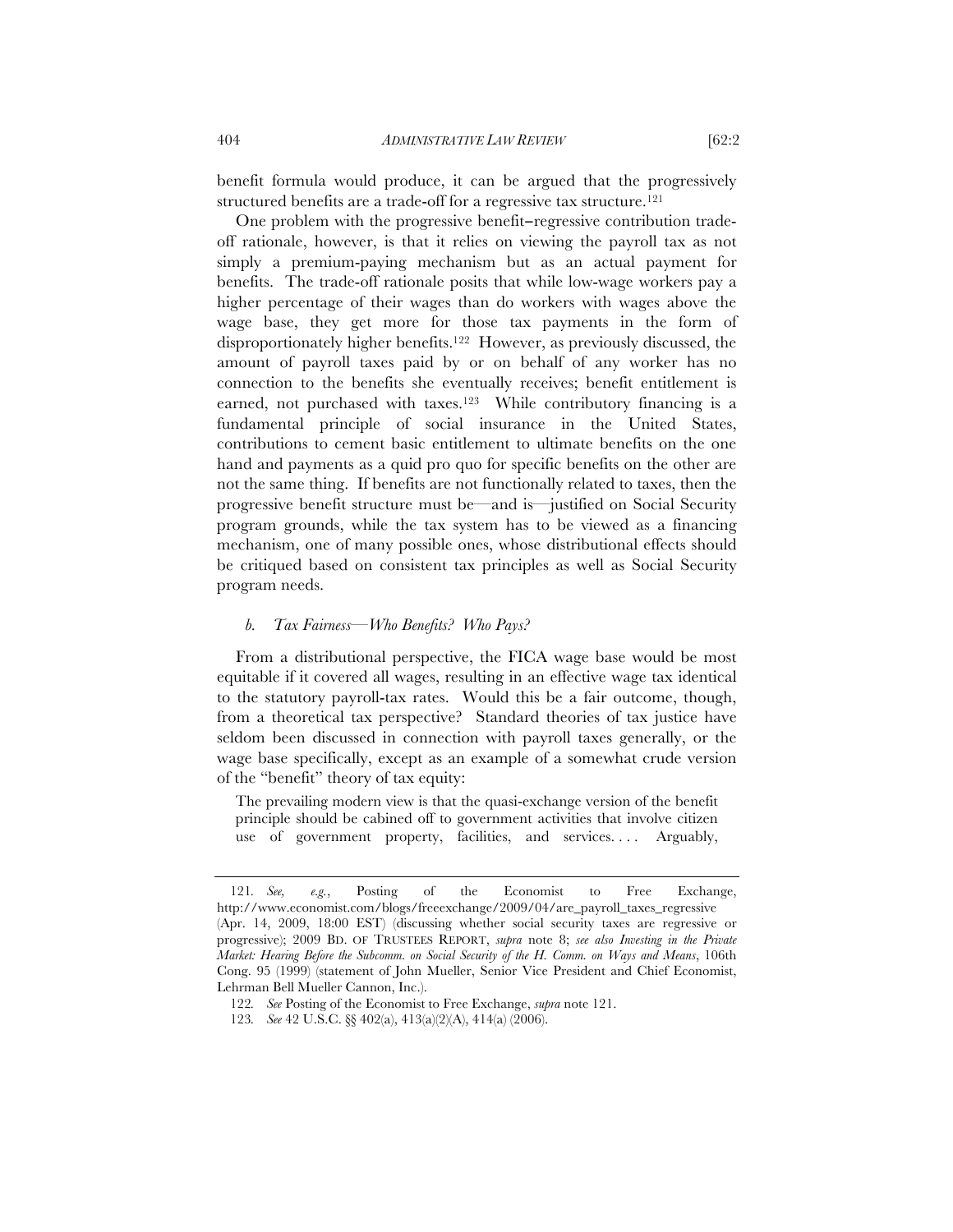benefit formula would produce, it can be argued that the progressively structured benefits are a trade-off for a regressive tax structure.[121]

One problem with the progressive benefit–regressive contribution trade-off rationale, however, is that it relies on viewing the payroll tax as not simply a premium-paying mechanism but as an actual payment for benefits. The trade-off rationale posits that while low-wage workers pay a higher percentage of their wages than do workers with wages above the wage base, they get more for those tax payments in the form of disproportionately higher benefits.[122] However, as previously discussed, the amount of payroll taxes paid by or on behalf of any worker has no connection to the benefits she eventually receives; benefit entitlement is earned, not purchased with taxes.[123] While contributory financing is a fundamental principle of social insurance in the United States, contributions to cement basic entitlement to ultimate benefits on the one hand and payments as a quid pro quo for specific benefits on the other are not the same thing. If benefits are not functionally related to taxes, then the progressive benefit structure must be—and is—justified on Social Security program grounds, while the tax system has to be viewed as a financing mechanism, one of many possible ones, whose distributional effects should be critiqued based on consistent tax principles as well as Social Security program needs.

### *b. Tax Fairness—Who Benefits? Who Pays?*

From a distributional perspective, the FICA wage base would be most equitable if it covered all wages, resulting in an effective wage tax identical to the statutory payroll-tax rates. Would this be a fair outcome, though, from a theoretical tax perspective? Standard theories of tax justice have seldom been discussed in connection with payroll taxes generally, or the wage base specifically, except as an example of a somewhat crude version of the "benefit" theory of tax equity:

> The prevailing modern view is that the quasi-exchange version of the benefit principle should be cabined off to government activities that involve citizen use of government property, facilities, and services. . . . Arguably,

---

121. *See, e.g.*, Posting of the Economist to Free Exchange, http://www.economist.com/blogs/freeexchange/2009/04/are_payroll_taxes_regressive (Apr. 14, 2009, 18:00 EST) (discussing whether social security taxes are regressive or progressive); 2009 BD. OF TRUSTEES REPORT, *supra* note 8; *see also Investing in the Private Market: Hearing Before the Subcomm. on Social Security of the H. Comm. on Ways and Means*, 106th Cong. 95 (1999) (statement of John Mueller, Senior Vice President and Chief Economist, Lehrman Bell Mueller Cannon, Inc.).

122. *See* Posting of the Economist to Free Exchange, *supra* note 121.

123. *See* 42 U.S.C. §§ 402(a), 413(a)(2)(A), 414(a) (2006).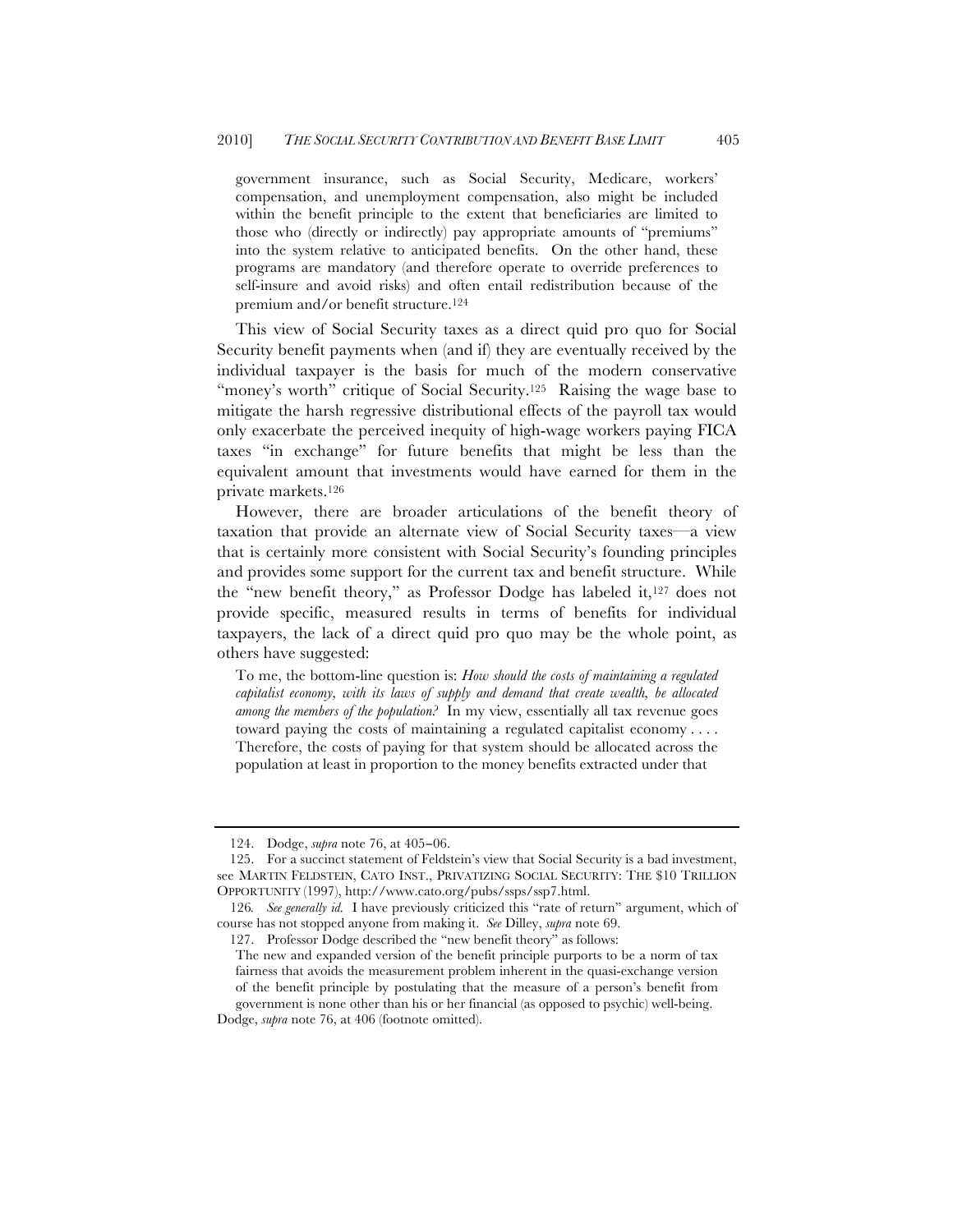government insurance, such as Social Security, Medicare, workers' compensation, and unemployment compensation, also might be included within the benefit principle to the extent that beneficiaries are limited to those who (directly or indirectly) pay appropriate amounts of "premiums" into the system relative to anticipated benefits. On the other hand, these programs are mandatory (and therefore operate to override preferences to self-insure and avoid risks) and often entail redistribution because of the premium and/or benefit structure.[124]

This view of Social Security taxes as a direct quid pro quo for Social Security benefit payments when (and if) they are eventually received by the individual taxpayer is the basis for much of the modern conservative "money's worth" critique of Social Security.[125] Raising the wage base to mitigate the harsh regressive distributional effects of the payroll tax would only exacerbate the perceived inequity of high-wage workers paying FICA taxes "in exchange" for future benefits that might be less than the equivalent amount that investments would have earned for them in the private markets.[126]

However, there are broader articulations of the benefit theory of taxation that provide an alternate view of Social Security taxes—a view that is certainly more consistent with Social Security's founding principles and provides some support for the current tax and benefit structure. While the "new benefit theory," as Professor Dodge has labeled it,[127] does not provide specific, measured results in terms of benefits for individual taxpayers, the lack of a direct quid pro quo may be the whole point, as others have suggested:

> To me, the bottom-line question is: *How should the costs of maintaining a regulated capitalist economy, with its laws of supply and demand that create wealth, be allocated among the members of the population?* In my view, essentially all tax revenue goes toward paying the costs of maintaining a regulated capitalist economy . . . . Therefore, the costs of paying for that system should be allocated across the population at least in proportion to the money benefits extracted under that

---

124. Dodge, *supra* note 76, at 405–06.

125. For a succinct statement of Feldstein's view that Social Security is a bad investment, see MARTIN FELDSTEIN, CATO INST., PRIVATIZING SOCIAL SECURITY: THE $10 TRILLION OPPORTUNITY (1997), http://www.cato.org/pubs/ssps/ssp7.html.

126. *See generally id.* I have previously criticized this "rate of return" argument, which of course has not stopped anyone from making it. *See* Dilley, *supra* note 69.

127. Professor Dodge described the "new benefit theory" as follows:

> The new and expanded version of the benefit principle purports to be a norm of tax fairness that avoids the measurement problem inherent in the quasi-exchange version of the benefit principle by postulating that the measure of a person's benefit from government is none other than his or her financial (as opposed to psychic) well-being.

Dodge, *supra* note 76, at 406 (footnote omitted).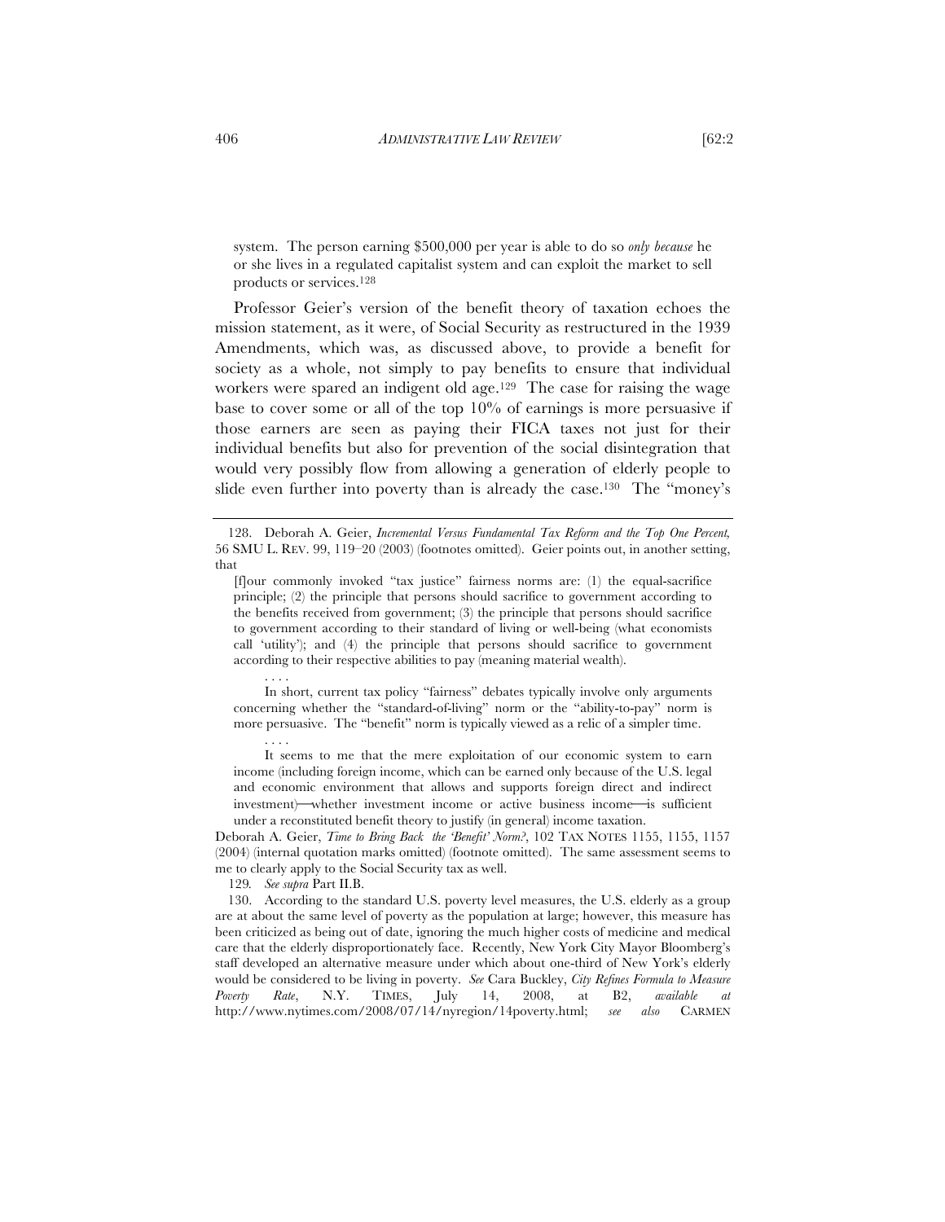system. The person earning $500,000 per year is able to do so *only because* he or she lives in a regulated capitalist system and can exploit the market to sell products or services.[128]

Professor Geier's version of the benefit theory of taxation echoes the mission statement, as it were, of Social Security as restructured in the 1939 Amendments, which was, as discussed above, to provide a benefit for society as a whole, not simply to pay benefits to ensure that individual workers were spared an indigent old age.[129] The case for raising the wage base to cover some or all of the top 10% of earnings is more persuasive if those earners are seen as paying their FICA taxes not just for their individual benefits but also for prevention of the social disintegration that would very possibly flow from allowing a generation of elderly people to slide even further into poverty than is already the case.[130] The "money's

---

128. Deborah A. Geier, *Incremental Versus Fundamental Tax Reform and the Top One Percent*, 56 SMU L. REV. 99, 119–20 (2003) (footnotes omitted). Geier points out, in another setting, that

> [f]our commonly invoked "tax justice" fairness norms are: (1) the equal-sacrifice principle; (2) the principle that persons should sacrifice to government according to the benefits received from government; (3) the principle that persons should sacrifice to government according to their standard of living or well-being (what economists call 'utility'); and (4) the principle that persons should sacrifice to government according to their respective abilities to pay (meaning material wealth).
>
> . . . .
>
> In short, current tax policy "fairness" debates typically involve only arguments concerning whether the "standard-of-living" norm or the "ability-to-pay" norm is more persuasive. The "benefit" norm is typically viewed as a relic of a simpler time.
>
> . . . .
>
> It seems to me that the mere exploitation of our economic system to earn income (including foreign income, which can be earned only because of the U.S. legal and economic environment that allows and supports foreign direct and indirect investment)—whether investment income or active business income—is sufficient under a reconstituted benefit theory to justify (in general) income taxation.

Deborah A. Geier, *Time to Bring Back the 'Benefit' Norm?*, 102 TAX NOTES 1155, 1155, 1157 (2004) (internal quotation marks omitted) (footnote omitted). The same assessment seems to me to clearly apply to the Social Security tax as well.

129. *See supra* Part II.B.

130. According to the standard U.S. poverty level measures, the U.S. elderly as a group are at about the same level of poverty as the population at large; however, this measure has been criticized as being out of date, ignoring the much higher costs of medicine and medical care that the elderly disproportionately face. Recently, New York City Mayor Bloomberg's staff developed an alternative measure under which about one-third of New York's elderly would be considered to be living in poverty. *See* Cara Buckley, *City Refines Formula to Measure Poverty Rate*, N.Y. TIMES, July 14, 2008, at B2, *available at* http://www.nytimes.com/2008/07/14/nyregion/14poverty.html; *see also* CARMEN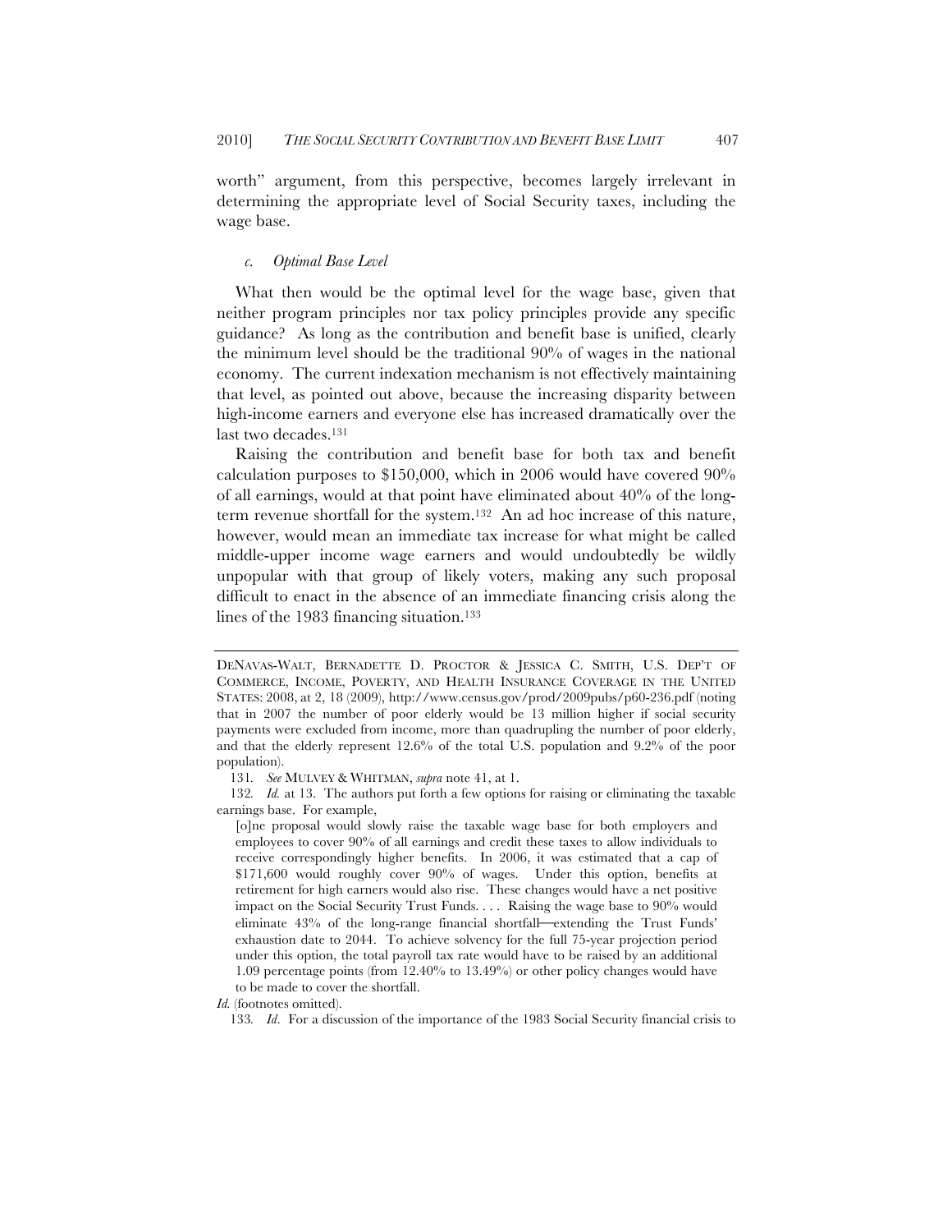worth" argument, from this perspective, becomes largely irrelevant in determining the appropriate level of Social Security taxes, including the wage base.

### *c. Optimal Base Level*

What then would be the optimal level for the wage base, given that neither program principles nor tax policy principles provide any specific guidance? As long as the contribution and benefit base is unified, clearly the minimum level should be the traditional 90% of wages in the national economy. The current indexation mechanism is not effectively maintaining that level, as pointed out above, because the increasing disparity between high-income earners and everyone else has increased dramatically over the last two decades.[131]

Raising the contribution and benefit base for both tax and benefit calculation purposes to $150,000, which in 2006 would have covered 90% of all earnings, would at that point have eliminated about 40% of the long-term revenue shortfall for the system.[132] An ad hoc increase of this nature, however, would mean an immediate tax increase for what might be called middle-upper income wage earners and would undoubtedly be wildly unpopular with that group of likely voters, making any such proposal difficult to enact in the absence of an immediate financing crisis along the lines of the 1983 financing situation.[133]

---

DENAVAS-WALT, BERNADETTE D. PROCTOR & JESSICA C. SMITH, U.S. DEP'T OF COMMERCE, INCOME, POVERTY, AND HEALTH INSURANCE COVERAGE IN THE UNITED STATES: 2008, at 2, 18 (2009), http://www.census.gov/prod/2009pubs/p60-236.pdf (noting that in 2007 the number of poor elderly would be 13 million higher if social security payments were excluded from income, more than quadrupling the number of poor elderly, and that the elderly represent 12.6% of the total U.S. population and 9.2% of the poor population).

131. *See* MULVEY & WHITMAN, *supra* note 41, at 1.

132. *Id.* at 13. The authors put forth a few options for raising or eliminating the taxable earnings base. For example,

> [o]ne proposal would slowly raise the taxable wage base for both employers and employees to cover 90% of all earnings and credit these taxes to allow individuals to receive correspondingly higher benefits. In 2006, it was estimated that a cap of $171,600 would roughly cover 90% of wages. Under this option, benefits at retirement for high earners would also rise. These changes would have a net positive impact on the Social Security Trust Funds. . . . Raising the wage base to 90% would eliminate 43% of the long-range financial shortfall—extending the Trust Funds' exhaustion date to 2044. To achieve solvency for the full 75-year projection period under this option, the total payroll tax rate would have to be raised by an additional 1.09 percentage points (from 12.40% to 13.49%) or other policy changes would have to be made to cover the shortfall.

*Id.* (footnotes omitted).

133. *Id*. For a discussion of the importance of the 1983 Social Security financial crisis to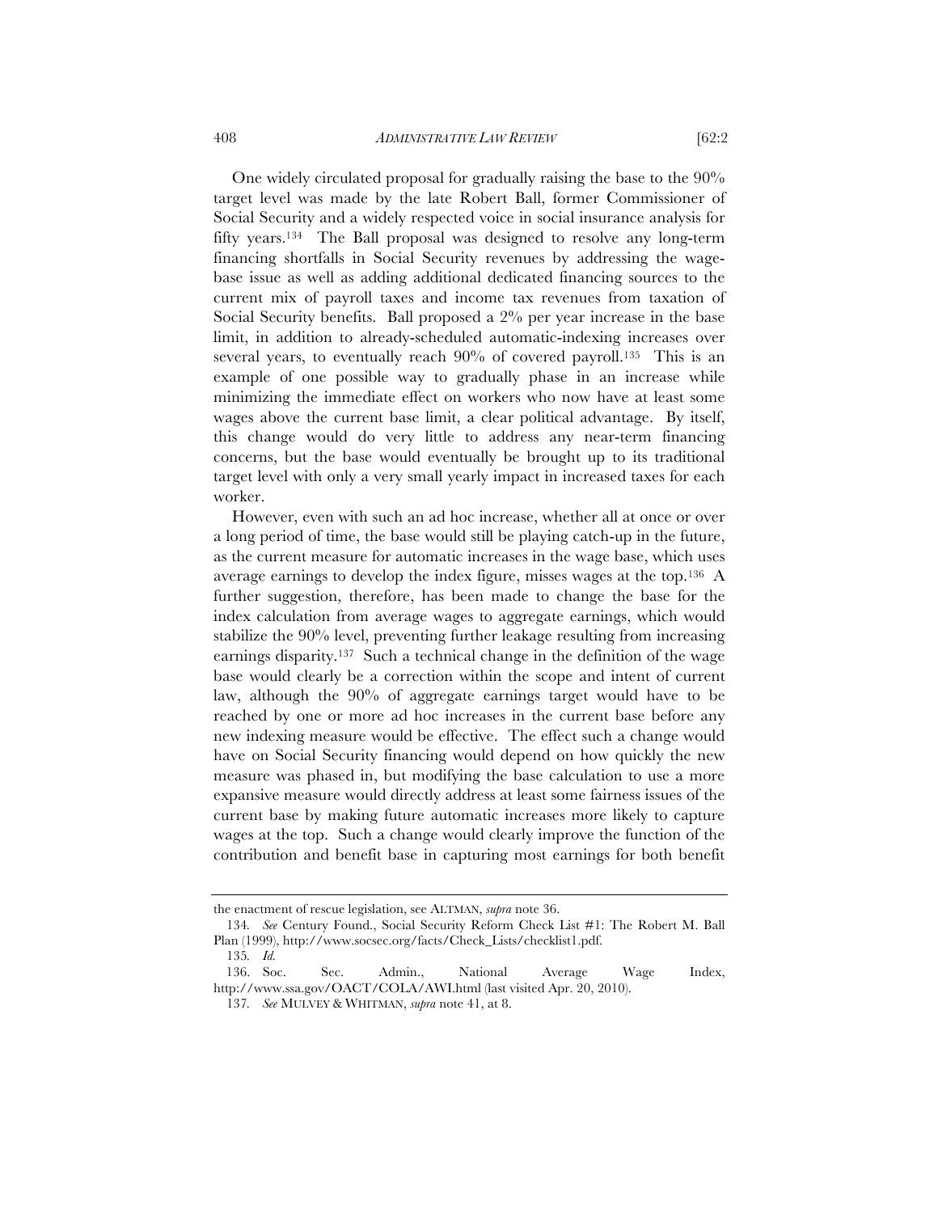One widely circulated proposal for gradually raising the base to the 90% target level was made by the late Robert Ball, former Commissioner of Social Security and a widely respected voice in social insurance analysis for fifty years.[134] The Ball proposal was designed to resolve any long-term financing shortfalls in Social Security revenues by addressing the wage-base issue as well as adding additional dedicated financing sources to the current mix of payroll taxes and income tax revenues from taxation of Social Security benefits. Ball proposed a 2% per year increase in the base limit, in addition to already-scheduled automatic-indexing increases over several years, to eventually reach 90% of covered payroll.[135] This is an example of one possible way to gradually phase in an increase while minimizing the immediate effect on workers who now have at least some wages above the current base limit, a clear political advantage. By itself, this change would do very little to address any near-term financing concerns, but the base would eventually be brought up to its traditional target level with only a very small yearly impact in increased taxes for each worker.

However, even with such an ad hoc increase, whether all at once or over a long period of time, the base would still be playing catch-up in the future, as the current measure for automatic increases in the wage base, which uses average earnings to develop the index figure, misses wages at the top.[136] A further suggestion, therefore, has been made to change the base for the index calculation from average wages to aggregate earnings, which would stabilize the 90% level, preventing further leakage resulting from increasing earnings disparity.[137] Such a technical change in the definition of the wage base would clearly be a correction within the scope and intent of current law, although the 90% of aggregate earnings target would have to be reached by one or more ad hoc increases in the current base before any new indexing measure would be effective. The effect such a change would have on Social Security financing would depend on how quickly the new measure was phased in, but modifying the base calculation to use a more expansive measure would directly address at least some fairness issues of the current base by making future automatic increases more likely to capture wages at the top. Such a change would clearly improve the function of the contribution and benefit base in capturing most earnings for both benefit

---

the enactment of rescue legislation, see ALTMAN, *supra* note 36.

134. *See* Century Found., Social Security Reform Check List #1: The Robert M. Ball Plan (1999), http://www.socsec.org/facts/Check_Lists/checklist1.pdf.

135. *Id.*

136. Soc. Sec. Admin., National Average Wage Index, http://www.ssa.gov/OACT/COLA/AWI.html (last visited Apr. 20, 2010).

137. *See* MULVEY & WHITMAN, *supra* note 41, at 8.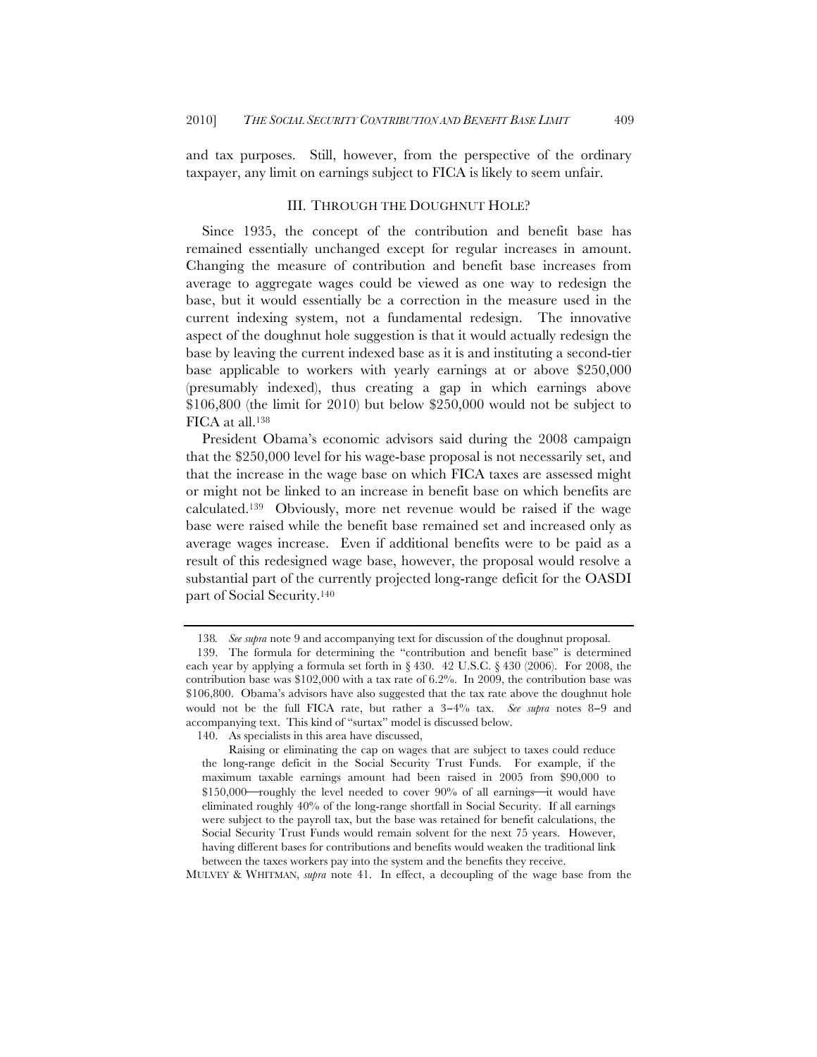and tax purposes. Still, however, from the perspective of the ordinary taxpayer, any limit on earnings subject to FICA is likely to seem unfair.

## III. THROUGH THE DOUGHNUT HOLE?

Since 1935, the concept of the contribution and benefit base has remained essentially unchanged except for regular increases in amount. Changing the measure of contribution and benefit base increases from average to aggregate wages could be viewed as one way to redesign the base, but it would essentially be a correction in the measure used in the current indexing system, not a fundamental redesign. The innovative aspect of the doughnut hole suggestion is that it would actually redesign the base by leaving the current indexed base as it is and instituting a second-tier base applicable to workers with yearly earnings at or above $250,000 (presumably indexed), thus creating a gap in which earnings above $106,800 (the limit for 2010) but below $250,000 would not be subject to FICA at all.[138]

President Obama's economic advisors said during the 2008 campaign that the $250,000 level for his wage-base proposal is not necessarily set, and that the increase in the wage base on which FICA taxes are assessed might or might not be linked to an increase in benefit base on which benefits are calculated.[139] Obviously, more net revenue would be raised if the wage base were raised while the benefit base remained set and increased only as average wages increase. Even if additional benefits were to be paid as a result of this redesigned wage base, however, the proposal would resolve a substantial part of the currently projected long-range deficit for the OASDI part of Social Security.[140]

---

138. *See supra* note 9 and accompanying text for discussion of the doughnut proposal.

139. The formula for determining the "contribution and benefit base" is determined each year by applying a formula set forth in § 430. 42 U.S.C. § 430 (2006). For 2008, the contribution base was $102,000 with a tax rate of 6.2%. In 2009, the contribution base was $106,800. Obama's advisors have also suggested that the tax rate above the doughnut hole would not be the full FICA rate, but rather a 3–4% tax. *See supra* notes 8–9 and accompanying text. This kind of "surtax" model is discussed below.

140. As specialists in this area have discussed,

> Raising or eliminating the cap on wages that are subject to taxes could reduce the long-range deficit in the Social Security Trust Funds. For example, if the maximum taxable earnings amount had been raised in 2005 from $90,000 to $150,000—roughly the level needed to cover 90% of all earnings—it would have eliminated roughly 40% of the long-range shortfall in Social Security. If all earnings were subject to the payroll tax, but the base was retained for benefit calculations, the Social Security Trust Funds would remain solvent for the next 75 years. However, having different bases for contributions and benefits would weaken the traditional link between the taxes workers pay into the system and the benefits they receive.

MULVEY & WHITMAN, *supra* note 41. In effect, a decoupling of the wage base from the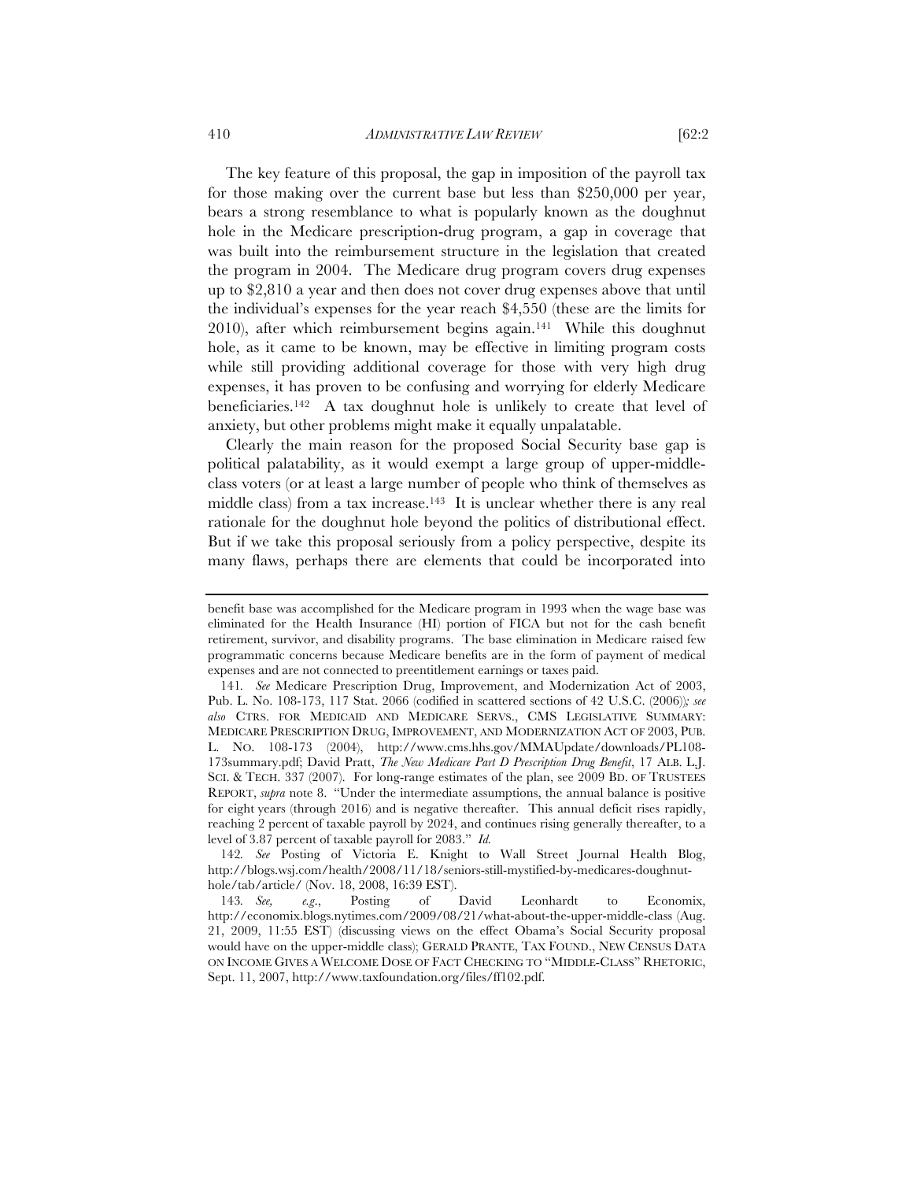The key feature of this proposal, the gap in imposition of the payroll tax for those making over the current base but less than $250,000 per year, bears a strong resemblance to what is popularly known as the doughnut hole in the Medicare prescription-drug program, a gap in coverage that was built into the reimbursement structure in the legislation that created the program in 2004. The Medicare drug program covers drug expenses up to $2,810 a year and then does not cover drug expenses above that until the individual's expenses for the year reach $4,550 (these are the limits for 2010), after which reimbursement begins again.[141] While this doughnut hole, as it came to be known, may be effective in limiting program costs while still providing additional coverage for those with very high drug expenses, it has proven to be confusing and worrying for elderly Medicare beneficiaries.[142] A tax doughnut hole is unlikely to create that level of anxiety, but other problems might make it equally unpalatable.

Clearly the main reason for the proposed Social Security base gap is political palatability, as it would exempt a large group of upper-middle-class voters (or at least a large number of people who think of themselves as middle class) from a tax increase.[143] It is unclear whether there is any real rationale for the doughnut hole beyond the politics of distributional effect. But if we take this proposal seriously from a policy perspective, despite its many flaws, perhaps there are elements that could be incorporated into

---

benefit base was accomplished for the Medicare program in 1993 when the wage base was eliminated for the Health Insurance (HI) portion of FICA but not for the cash benefit retirement, survivor, and disability programs. The base elimination in Medicare raised few programmatic concerns because Medicare benefits are in the form of payment of medical expenses and are not connected to preentitlement earnings or taxes paid.

141. *See* Medicare Prescription Drug, Improvement, and Modernization Act of 2003, Pub. L. No. 108-173, 117 Stat. 2066 (codified in scattered sections of 42 U.S.C. (2006)); *see also* CTRS. FOR MEDICAID AND MEDICARE SERVS., CMS LEGISLATIVE SUMMARY: MEDICARE PRESCRIPTION DRUG, IMPROVEMENT, AND MODERNIZATION ACT OF 2003, PUB. L. NO. 108-173 (2004), http://www.cms.hhs.gov/MMAUpdate/downloads/PL108-173summary.pdf; David Pratt, *The New Medicare Part D Prescription Drug Benefit*, 17 ALB. L.J. SCI. & TECH. 337 (2007). For long-range estimates of the plan, see 2009 BD. OF TRUSTEES REPORT, *supra* note 8. "Under the intermediate assumptions, the annual balance is positive for eight years (through 2016) and is negative thereafter. This annual deficit rises rapidly, reaching 2 percent of taxable payroll by 2024, and continues rising generally thereafter, to a level of 3.87 percent of taxable payroll for 2083." *Id.*

142. *See* Posting of Victoria E. Knight to Wall Street Journal Health Blog, http://blogs.wsj.com/health/2008/11/18/seniors-still-mystified-by-medicares-doughnut-hole/tab/article/ (Nov. 18, 2008, 16:39 EST).

143. *See, e.g.*, Posting of David Leonhardt to Economix, http://economix.blogs.nytimes.com/2009/08/21/what-about-the-upper-middle-class (Aug. 21, 2009, 11:55 EST) (discussing views on the effect Obama's Social Security proposal would have on the upper-middle class); GERALD PRANTE, TAX FOUND., NEW CENSUS DATA ON INCOME GIVES A WELCOME DOSE OF FACT CHECKING TO "MIDDLE-CLASS" RHETORIC, Sept. 11, 2007, http://www.taxfoundation.org/files/ff102.pdf.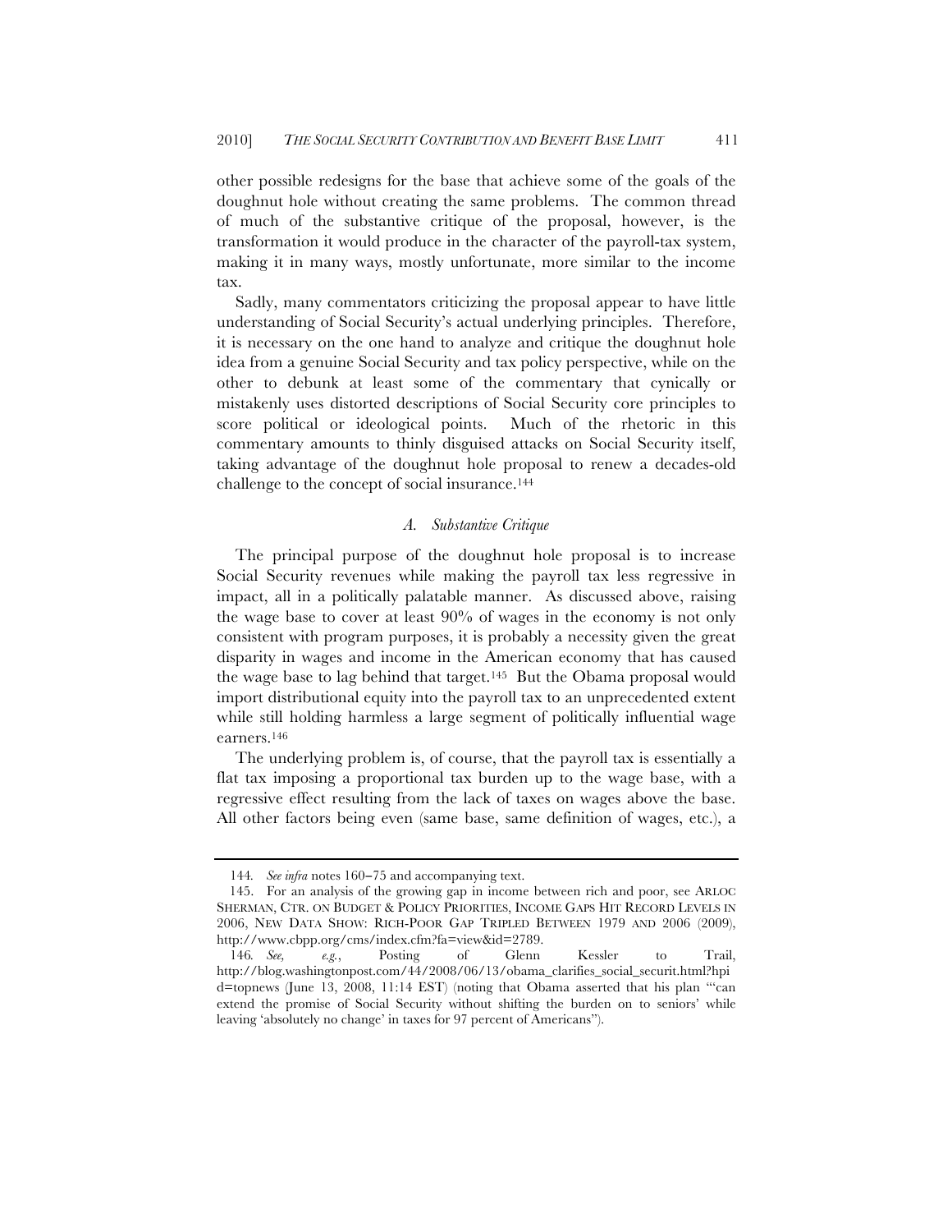other possible redesigns for the base that achieve some of the goals of the doughnut hole without creating the same problems. The common thread of much of the substantive critique of the proposal, however, is the transformation it would produce in the character of the payroll-tax system, making it in many ways, mostly unfortunate, more similar to the income tax.

Sadly, many commentators criticizing the proposal appear to have little understanding of Social Security's actual underlying principles. Therefore, it is necessary on the one hand to analyze and critique the doughnut hole idea from a genuine Social Security and tax policy perspective, while on the other to debunk at least some of the commentary that cynically or mistakenly uses distorted descriptions of Social Security core principles to score political or ideological points. Much of the rhetoric in this commentary amounts to thinly disguised attacks on Social Security itself, taking advantage of the doughnut hole proposal to renew a decades-old challenge to the concept of social insurance.[144]

### *A. Substantive Critique*

The principal purpose of the doughnut hole proposal is to increase Social Security revenues while making the payroll tax less regressive in impact, all in a politically palatable manner. As discussed above, raising the wage base to cover at least 90% of wages in the economy is not only consistent with program purposes, it is probably a necessity given the great disparity in wages and income in the American economy that has caused the wage base to lag behind that target.[145] But the Obama proposal would import distributional equity into the payroll tax to an unprecedented extent while still holding harmless a large segment of politically influential wage earners.[146]

The underlying problem is, of course, that the payroll tax is essentially a flat tax imposing a proportional tax burden up to the wage base, with a regressive effect resulting from the lack of taxes on wages above the base. All other factors being even (same base, same definition of wages, etc.), a

---

144. *See infra* notes 160–75 and accompanying text.

145. For an analysis of the growing gap in income between rich and poor, see ARLOC SHERMAN, CTR. ON BUDGET & POLICY PRIORITIES, INCOME GAPS HIT RECORD LEVELS IN 2006, NEW DATA SHOW: RICH-POOR GAP TRIPLED BETWEEN 1979 AND 2006 (2009), http://www.cbpp.org/cms/index.cfm?fa=view&id=2789.

146. *See, e.g.*, Posting of Glenn Kessler to Trail, http://blog.washingtonpost.com/44/2008/06/13/obama_clarifies_social_securit.html?hpid=topnews (June 13, 2008, 11:14 EST) (noting that Obama asserted that his plan "'can extend the promise of Social Security without shifting the burden on to seniors' while leaving 'absolutely no change' in taxes for 97 percent of Americans").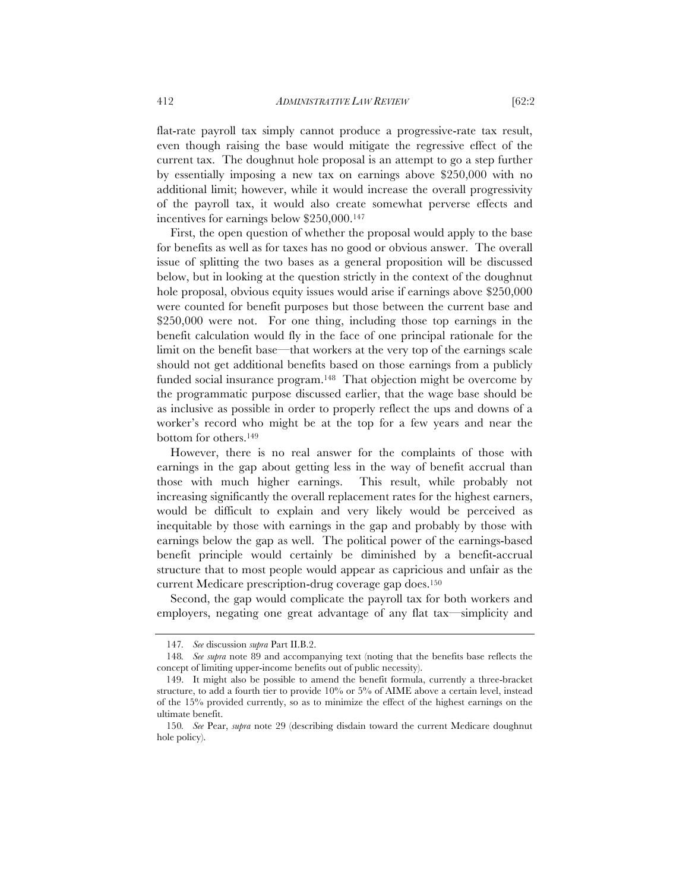flat-rate payroll tax simply cannot produce a progressive-rate tax result, even though raising the base would mitigate the regressive effect of the current tax. The doughnut hole proposal is an attempt to go a step further by essentially imposing a new tax on earnings above $250,000 with no additional limit; however, while it would increase the overall progressivity of the payroll tax, it would also create somewhat perverse effects and incentives for earnings below $250,000.[147]

First, the open question of whether the proposal would apply to the base for benefits as well as for taxes has no good or obvious answer. The overall issue of splitting the two bases as a general proposition will be discussed below, but in looking at the question strictly in the context of the doughnut hole proposal, obvious equity issues would arise if earnings above $250,000 were counted for benefit purposes but those between the current base and $250,000 were not. For one thing, including those top earnings in the benefit calculation would fly in the face of one principal rationale for the limit on the benefit base—that workers at the very top of the earnings scale should not get additional benefits based on those earnings from a publicly funded social insurance program.[148] That objection might be overcome by the programmatic purpose discussed earlier, that the wage base should be as inclusive as possible in order to properly reflect the ups and downs of a worker's record who might be at the top for a few years and near the bottom for others.[149]

However, there is no real answer for the complaints of those with earnings in the gap about getting less in the way of benefit accrual than those with much higher earnings. This result, while probably not increasing significantly the overall replacement rates for the highest earners, would be difficult to explain and very likely would be perceived as inequitable by those with earnings in the gap and probably by those with earnings below the gap as well. The political power of the earnings-based benefit principle would certainly be diminished by a benefit-accrual structure that to most people would appear as capricious and unfair as the current Medicare prescription-drug coverage gap does.[150]

Second, the gap would complicate the payroll tax for both workers and employers, negating one great advantage of any flat tax—simplicity and

---

147. *See* discussion *supra* Part II.B.2.

148. *See supra* note 89 and accompanying text (noting that the benefits base reflects the concept of limiting upper-income benefits out of public necessity).

149. It might also be possible to amend the benefit formula, currently a three-bracket structure, to add a fourth tier to provide 10% or 5% of AIME above a certain level, instead of the 15% provided currently, so as to minimize the effect of the highest earnings on the ultimate benefit.

150. *See* Pear, *supra* note 29 (describing disdain toward the current Medicare doughnut hole policy).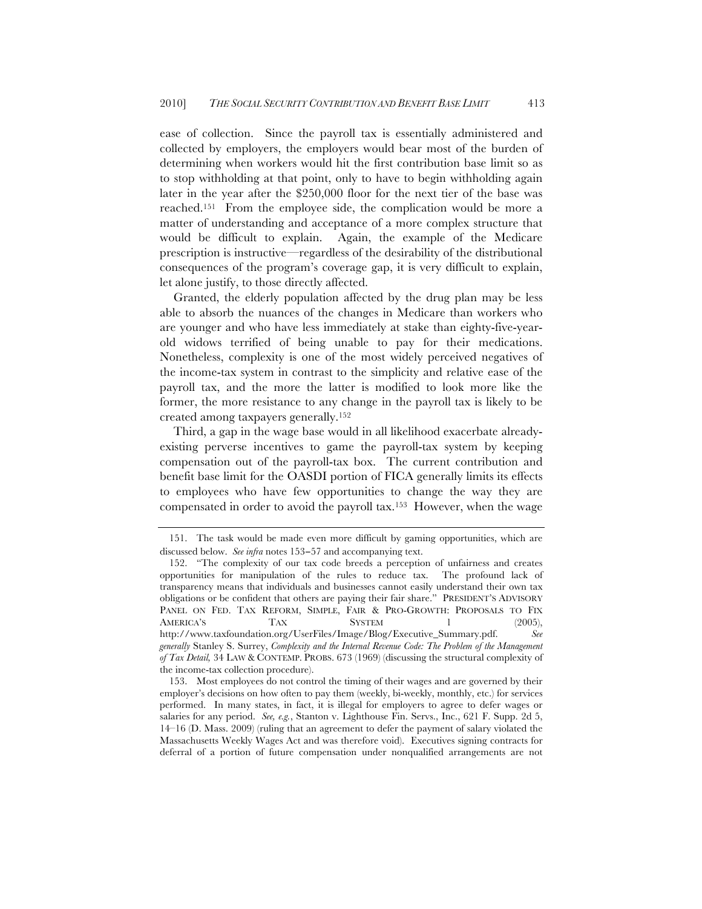ease of collection. Since the payroll tax is essentially administered and collected by employers, the employers would bear most of the burden of determining when workers would hit the first contribution base limit so as to stop withholding at that point, only to have to begin withholding again later in the year after the $250,000 floor for the next tier of the base was reached.[151] From the employee side, the complication would be more a matter of understanding and acceptance of a more complex structure that would be difficult to explain. Again, the example of the Medicare prescription is instructive—regardless of the desirability of the distributional consequences of the program's coverage gap, it is very difficult to explain, let alone justify, to those directly affected.

Granted, the elderly population affected by the drug plan may be less able to absorb the nuances of the changes in Medicare than workers who are younger and who have less immediately at stake than eighty-five-year-old widows terrified of being unable to pay for their medications. Nonetheless, complexity is one of the most widely perceived negatives of the income-tax system in contrast to the simplicity and relative ease of the payroll tax, and the more the latter is modified to look more like the former, the more resistance to any change in the payroll tax is likely to be created among taxpayers generally.[152]

Third, a gap in the wage base would in all likelihood exacerbate already-existing perverse incentives to game the payroll-tax system by keeping compensation out of the payroll-tax box. The current contribution and benefit base limit for the OASDI portion of FICA generally limits its effects to employees who have few opportunities to change the way they are compensated in order to avoid the payroll tax.[153] However, when the wage

---

151. The task would be made even more difficult by gaming opportunities, which are discussed below. *See infra* notes 153–57 and accompanying text.

152. "The complexity of our tax code breeds a perception of unfairness and creates opportunities for manipulation of the rules to reduce tax. The profound lack of transparency means that individuals and businesses cannot easily understand their own tax obligations or be confident that others are paying their fair share." PRESIDENT'S ADVISORY PANEL ON FED. TAX REFORM, SIMPLE, FAIR & PRO-GROWTH: PROPOSALS TO FIX AMERICA'S TAX SYSTEM 1 (2005), http://www.taxfoundation.org/UserFiles/Image/Blog/Executive_Summary.pdf. *See generally* Stanley S. Surrey, *Complexity and the Internal Revenue Code: The Problem of the Management of Tax Detail,* 34 LAW & CONTEMP. PROBS. 673 (1969) (discussing the structural complexity of the income-tax collection procedure).

153. Most employees do not control the timing of their wages and are governed by their employer's decisions on how often to pay them (weekly, bi-weekly, monthly, etc.) for services performed. In many states, in fact, it is illegal for employers to agree to defer wages or salaries for any period. *See, e.g.*, Stanton v. Lighthouse Fin. Servs., Inc., 621 F. Supp. 2d 5, 14–16 (D. Mass. 2009) (ruling that an agreement to defer the payment of salary violated the Massachusetts Weekly Wages Act and was therefore void). Executives signing contracts for deferral of a portion of future compensation under nonqualified arrangements are not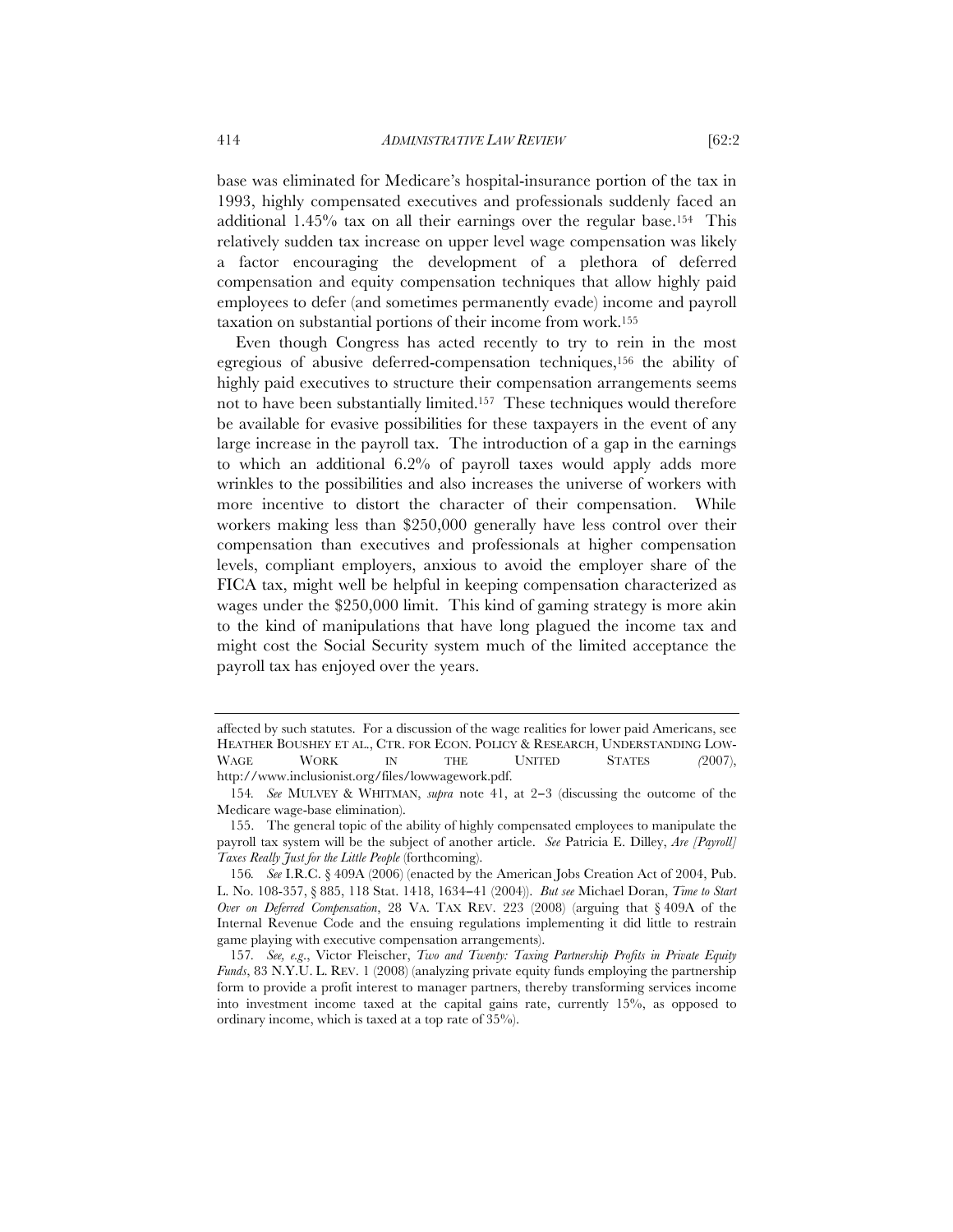base was eliminated for Medicare's hospital-insurance portion of the tax in 1993, highly compensated executives and professionals suddenly faced an additional 1.45% tax on all their earnings over the regular base.[154] This relatively sudden tax increase on upper level wage compensation was likely a factor encouraging the development of a plethora of deferred compensation and equity compensation techniques that allow highly paid employees to defer (and sometimes permanently evade) income and payroll taxation on substantial portions of their income from work.[155]

Even though Congress has acted recently to try to rein in the most egregious of abusive deferred-compensation techniques,[156] the ability of highly paid executives to structure their compensation arrangements seems not to have been substantially limited.[157] These techniques would therefore be available for evasive possibilities for these taxpayers in the event of any large increase in the payroll tax. The introduction of a gap in the earnings to which an additional 6.2% of payroll taxes would apply adds more wrinkles to the possibilities and also increases the universe of workers with more incentive to distort the character of their compensation. While workers making less than $250,000 generally have less control over their compensation than executives and professionals at higher compensation levels, compliant employers, anxious to avoid the employer share of the FICA tax, might well be helpful in keeping compensation characterized as wages under the $250,000 limit. This kind of gaming strategy is more akin to the kind of manipulations that have long plagued the income tax and might cost the Social Security system much of the limited acceptance the payroll tax has enjoyed over the years.

---

affected by such statutes. For a discussion of the wage realities for lower paid Americans, see HEATHER BOUSHEY ET AL., CTR. FOR ECON. POLICY & RESEARCH, UNDERSTANDING LOW-WAGE WORK IN THE UNITED STATES (2007), http://www.inclusionist.org/files/lowwagework.pdf.

154. *See* MULVEY & WHITMAN, *supra* note 41, at 2–3 (discussing the outcome of the Medicare wage-base elimination).

155. The general topic of the ability of highly compensated employees to manipulate the payroll tax system will be the subject of another article. *See* Patricia E. Dilley, *Are [Payroll] Taxes Really Just for the Little People* (forthcoming).

156. *See* I.R.C. § 409A (2006) (enacted by the American Jobs Creation Act of 2004, Pub. L. No. 108-357, § 885, 118 Stat. 1418, 1634–41 (2004)). *But see* Michael Doran, *Time to Start Over on Deferred Compensation*, 28 VA. TAX REV. 223 (2008) (arguing that § 409A of the Internal Revenue Code and the ensuing regulations implementing it did little to restrain game playing with executive compensation arrangements).

157. *See, e.g.*, Victor Fleischer, *Two and Twenty: Taxing Partnership Profits in Private Equity Funds*, 83 N.Y.U. L. REV. 1 (2008) (analyzing private equity funds employing the partnership form to provide a profit interest to manager partners, thereby transforming services income into investment income taxed at the capital gains rate, currently 15%, as opposed to ordinary income, which is taxed at a top rate of 35%).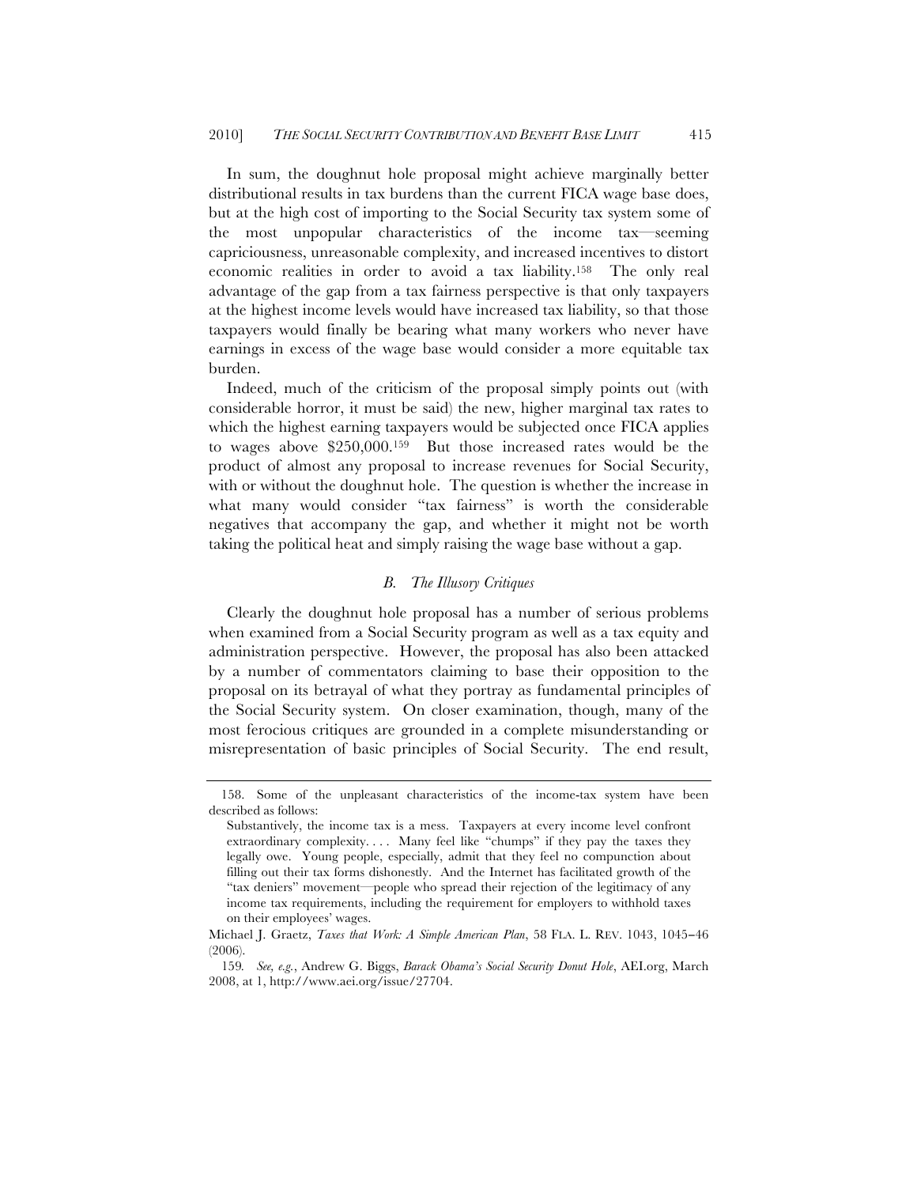In sum, the doughnut hole proposal might achieve marginally better distributional results in tax burdens than the current FICA wage base does, but at the high cost of importing to the Social Security tax system some of the most unpopular characteristics of the income tax—seeming capriciousness, unreasonable complexity, and increased incentives to distort economic realities in order to avoid a tax liability.[158] The only real advantage of the gap from a tax fairness perspective is that only taxpayers at the highest income levels would have increased tax liability, so that those taxpayers would finally be bearing what many workers who never have earnings in excess of the wage base would consider a more equitable tax burden.

Indeed, much of the criticism of the proposal simply points out (with considerable horror, it must be said) the new, higher marginal tax rates to which the highest earning taxpayers would be subjected once FICA applies to wages above $250,000.[159] But those increased rates would be the product of almost any proposal to increase revenues for Social Security, with or without the doughnut hole. The question is whether the increase in what many would consider "tax fairness" is worth the considerable negatives that accompany the gap, and whether it might not be worth taking the political heat and simply raising the wage base without a gap.

### B. *The Illusory Critiques*

Clearly the doughnut hole proposal has a number of serious problems when examined from a Social Security program as well as a tax equity and administration perspective. However, the proposal has also been attacked by a number of commentators claiming to base their opposition to the proposal on its betrayal of what they portray as fundamental principles of the Social Security system. On closer examination, though, many of the most ferocious critiques are grounded in a complete misunderstanding or misrepresentation of basic principles of Social Security. The end result,

---

158. Some of the unpleasant characteristics of the income-tax system have been described as follows:

> Substantively, the income tax is a mess. Taxpayers at every income level confront extraordinary complexity. . . . Many feel like "chumps" if they pay the taxes they legally owe. Young people, especially, admit that they feel no compunction about filling out their tax forms dishonestly. And the Internet has facilitated growth of the "tax deniers" movement—people who spread their rejection of the legitimacy of any income tax requirements, including the requirement for employers to withhold taxes on their employees' wages.

Michael J. Graetz, *Taxes that Work: A Simple American Plan*, 58 FLA. L. REV. 1043, 1045–46 (2006).

159. *See, e.g.*, Andrew G. Biggs, *Barack Obama's Social Security Donut Hole*, AEI.org, March 2008, at 1, http://www.aei.org/issue/27704.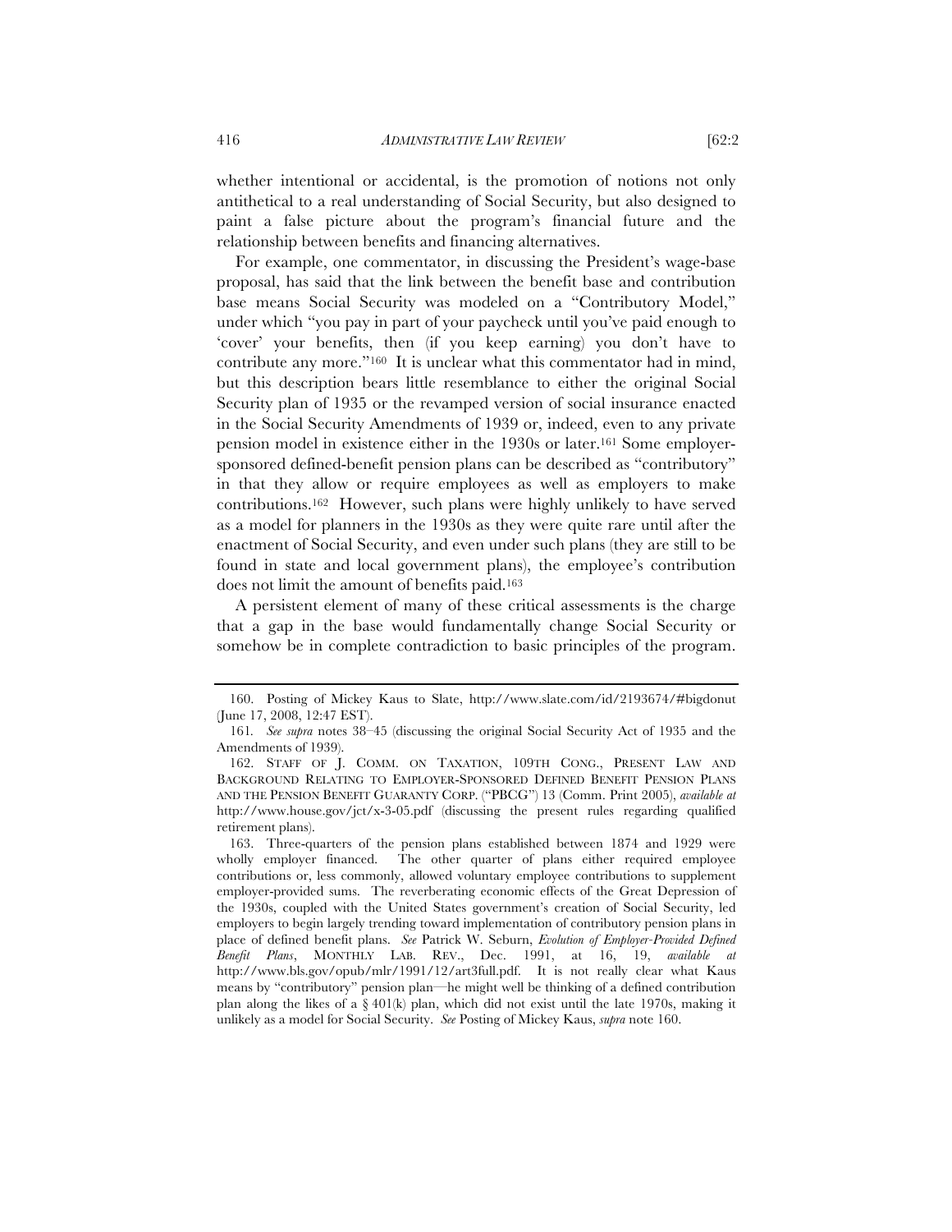whether intentional or accidental, is the promotion of notions not only antithetical to a real understanding of Social Security, but also designed to paint a false picture about the program's financial future and the relationship between benefits and financing alternatives.

For example, one commentator, in discussing the President's wage-base proposal, has said that the link between the benefit base and contribution base means Social Security was modeled on a "Contributory Model," under which "you pay in part of your paycheck until you've paid enough to 'cover' your benefits, then (if you keep earning) you don't have to contribute any more."[160] It is unclear what this commentator had in mind, but this description bears little resemblance to either the original Social Security plan of 1935 or the revamped version of social insurance enacted in the Social Security Amendments of 1939 or, indeed, even to any private pension model in existence either in the 1930s or later.[161] Some employer-sponsored defined-benefit pension plans can be described as "contributory" in that they allow or require employees as well as employers to make contributions.[162] However, such plans were highly unlikely to have served as a model for planners in the 1930s as they were quite rare until after the enactment of Social Security, and even under such plans (they are still to be found in state and local government plans), the employee's contribution does not limit the amount of benefits paid.[163]

A persistent element of many of these critical assessments is the charge that a gap in the base would fundamentally change Social Security or somehow be in complete contradiction to basic principles of the program.

---

160. Posting of Mickey Kaus to Slate, http://www.slate.com/id/2193674/#bigdonut (June 17, 2008, 12:47 EST).

161. *See supra* notes 38–45 (discussing the original Social Security Act of 1935 and the Amendments of 1939).

162. STAFF OF J. COMM. ON TAXATION, 109TH CONG., PRESENT LAW AND BACKGROUND RELATING TO EMPLOYER-SPONSORED DEFINED BENEFIT PENSION PLANS AND THE PENSION BENEFIT GUARANTY CORP. ("PBCG") 13 (Comm. Print 2005), *available at* http://www.house.gov/jct/x-3-05.pdf (discussing the present rules regarding qualified retirement plans).

163. Three-quarters of the pension plans established between 1874 and 1929 were wholly employer financed. The other quarter of plans either required employee contributions or, less commonly, allowed voluntary employee contributions to supplement employer-provided sums. The reverberating economic effects of the Great Depression of the 1930s, coupled with the United States government's creation of Social Security, led employers to begin largely trending toward implementation of contributory pension plans in place of defined benefit plans. *See* Patrick W. Seburn, *Evolution of Employer-Provided Defined Benefit Plans*, MONTHLY LAB. REV., Dec. 1991, at 16, 19, *available at* http://www.bls.gov/opub/mlr/1991/12/art3full.pdf. It is not really clear what Kaus means by "contributory" pension plan—he might well be thinking of a defined contribution plan along the likes of a § 401(k) plan, which did not exist until the late 1970s, making it unlikely as a model for Social Security. *See* Posting of Mickey Kaus, *supra* note 160.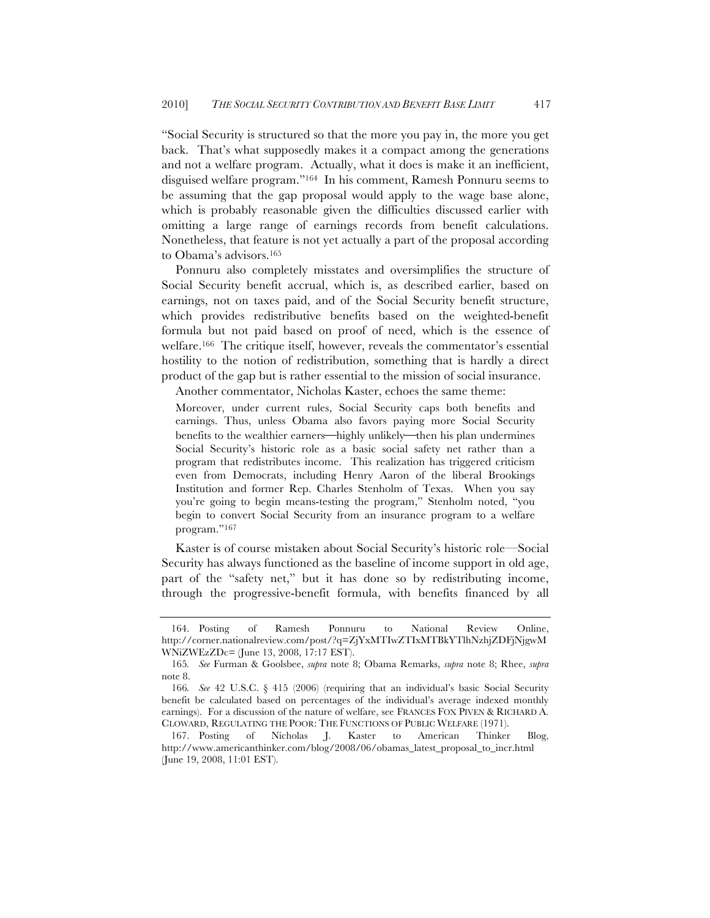"Social Security is structured so that the more you pay in, the more you get back. That's what supposedly makes it a compact among the generations and not a welfare program. Actually, what it does is make it an inefficient, disguised welfare program."[164] In his comment, Ramesh Ponnuru seems to be assuming that the gap proposal would apply to the wage base alone, which is probably reasonable given the difficulties discussed earlier with omitting a large range of earnings records from benefit calculations. Nonetheless, that feature is not yet actually a part of the proposal according to Obama's advisors.[165]

Ponnuru also completely misstates and oversimplifies the structure of Social Security benefit accrual, which is, as described earlier, based on earnings, not on taxes paid, and of the Social Security benefit structure, which provides redistributive benefits based on the weighted-benefit formula but not paid based on proof of need, which is the essence of welfare.[166] The critique itself, however, reveals the commentator's essential hostility to the notion of redistribution, something that is hardly a direct product of the gap but is rather essential to the mission of social insurance.

Another commentator, Nicholas Kaster, echoes the same theme:

> Moreover, under current rules, Social Security caps both benefits and earnings. Thus, unless Obama also favors paying more Social Security benefits to the wealthier earners—highly unlikely—then his plan undermines Social Security's historic role as a basic social safety net rather than a program that redistributes income. This realization has triggered criticism even from Democrats, including Henry Aaron of the liberal Brookings Institution and former Rep. Charles Stenholm of Texas. When you say you're going to begin means-testing the program," Stenholm noted, "you begin to convert Social Security from an insurance program to a welfare program."[167]

Kaster is of course mistaken about Social Security's historic role—Social Security has always functioned as the baseline of income support in old age, part of the "safety net," but it has done so by redistributing income, through the progressive-benefit formula, with benefits financed by all

---

164. Posting of Ramesh Ponnuru to National Review Online, http://corner.nationalreview.com/post/?q=ZjYxMTIwZTIxMTBkYTlhNzhjZDFjNjgwMWNiZWEzZDc= (June 13, 2008, 17:17 EST).

165. *See* Furman & Goolsbee, *supra* note 8; Obama Remarks, *supra* note 8; Rhee, *supra* note 8.

166. *See* 42 U.S.C. § 415 (2006) (requiring that an individual's basic Social Security benefit be calculated based on percentages of the individual's average indexed monthly earnings). For a discussion of the nature of welfare, see FRANCES FOX PIVEN & RICHARD A. CLOWARD, REGULATING THE POOR: THE FUNCTIONS OF PUBLIC WELFARE (1971).

167. Posting of Nicholas J. Kaster to American Thinker Blog, http://www.americanthinker.com/blog/2008/06/obamas_latest_proposal_to_incr.html (June 19, 2008, 11:01 EST).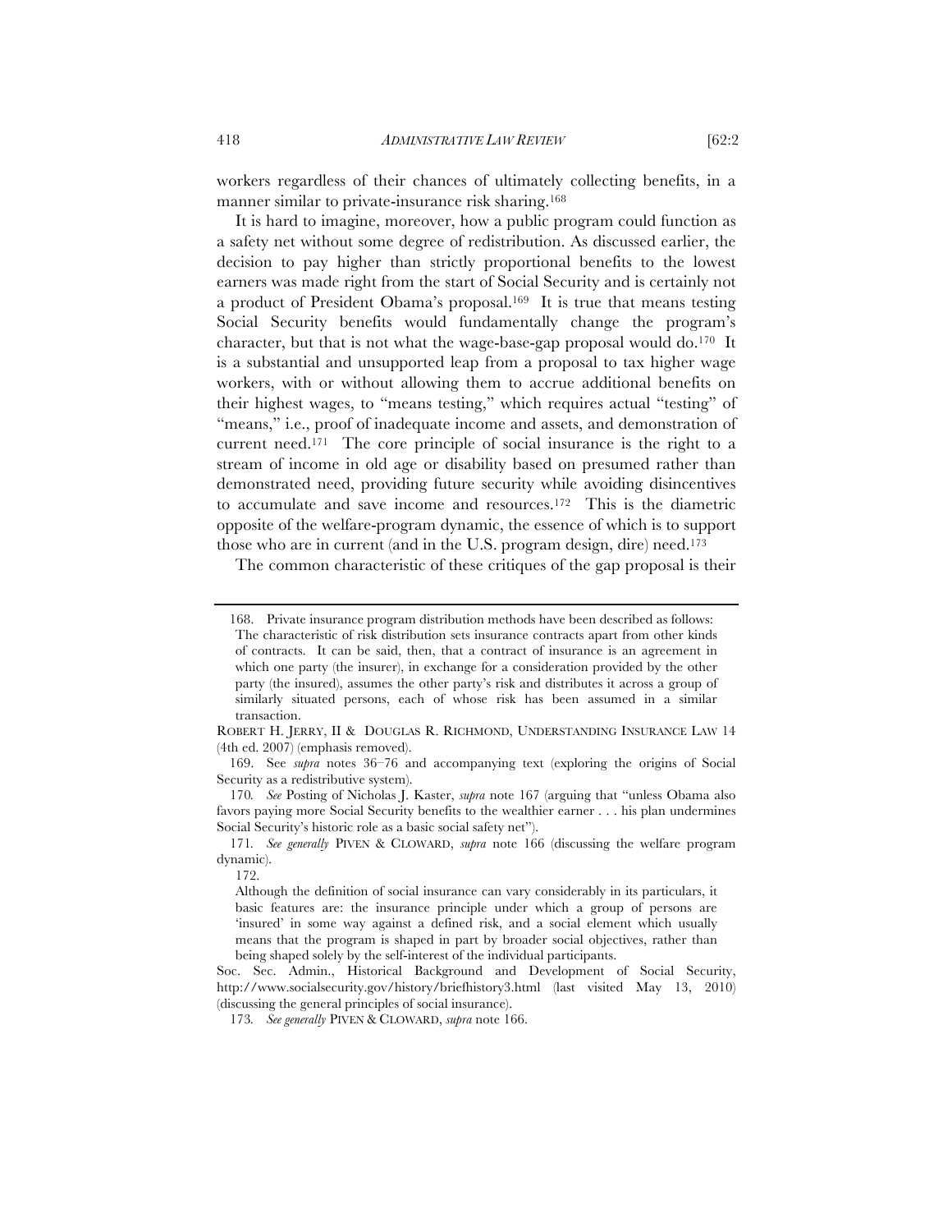workers regardless of their chances of ultimately collecting benefits, in a manner similar to private-insurance risk sharing.[168]

It is hard to imagine, moreover, how a public program could function as a safety net without some degree of redistribution. As discussed earlier, the decision to pay higher than strictly proportional benefits to the lowest earners was made right from the start of Social Security and is certainly not a product of President Obama's proposal.[169] It is true that means testing Social Security benefits would fundamentally change the program's character, but that is not what the wage-base-gap proposal would do.[170] It is a substantial and unsupported leap from a proposal to tax higher wage workers, with or without allowing them to accrue additional benefits on their highest wages, to "means testing," which requires actual "testing" of "means," i.e., proof of inadequate income and assets, and demonstration of current need.[171] The core principle of social insurance is the right to a stream of income in old age or disability based on presumed rather than demonstrated need, providing future security while avoiding disincentives to accumulate and save income and resources.[172] This is the diametric opposite of the welfare-program dynamic, the essence of which is to support those who are in current (and in the U.S. program design, dire) need.[173]

The common characteristic of these critiques of the gap proposal is their

---

168. Private insurance program distribution methods have been described as follows:

> The characteristic of risk distribution sets insurance contracts apart from other kinds of contracts. It can be said, then, that a contract of insurance is an agreement in which one party (the insurer), in exchange for a consideration provided by the other party (the insured), assumes the other party's risk and distributes it across a group of similarly situated persons, each of whose risk has been assumed in a similar transaction.

ROBERT H. JERRY, II & DOUGLAS R. RICHMOND, UNDERSTANDING INSURANCE LAW 14 (4th ed. 2007) (emphasis removed).

169. See *supra* notes 36–76 and accompanying text (exploring the origins of Social Security as a redistributive system).

170. *See* Posting of Nicholas J. Kaster, *supra* note 167 (arguing that "unless Obama also favors paying more Social Security benefits to the wealthier earner . . . his plan undermines Social Security's historic role as a basic social safety net").

171. *See generally* PIVEN & CLOWARD, *supra* note 166 (discussing the welfare program dynamic).

172.

> Although the definition of social insurance can vary considerably in its particulars, it basic features are: the insurance principle under which a group of persons are 'insured' in some way against a defined risk, and a social element which usually means that the program is shaped in part by broader social objectives, rather than being shaped solely by the self-interest of the individual participants.

Soc. Sec. Admin., Historical Background and Development of Social Security, http://www.socialsecurity.gov/history/briefhistory3.html (last visited May 13, 2010) (discussing the general principles of social insurance).

173. *See generally* PIVEN & CLOWARD, *supra* note 166.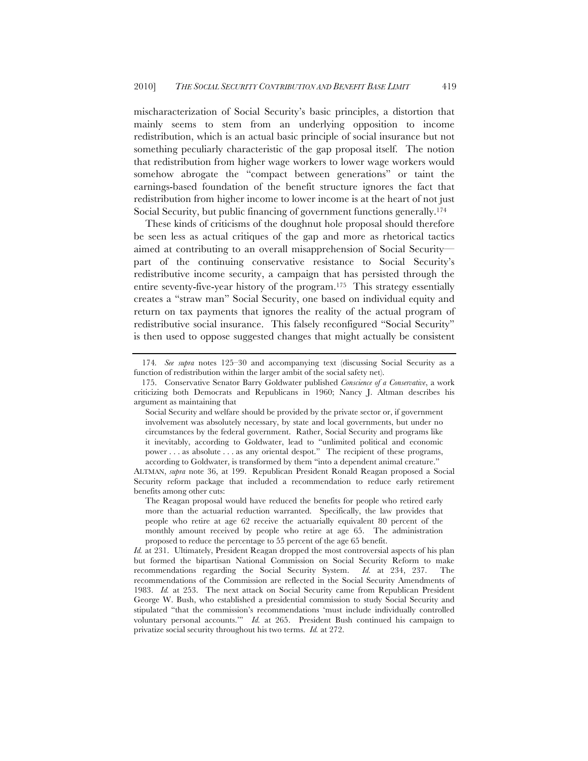mischaracterization of Social Security's basic principles, a distortion that mainly seems to stem from an underlying opposition to income redistribution, which is an actual basic principle of social insurance but not something peculiarly characteristic of the gap proposal itself. The notion that redistribution from higher wage workers to lower wage workers would somehow abrogate the "compact between generations" or taint the earnings-based foundation of the benefit structure ignores the fact that redistribution from higher income to lower income is at the heart of not just Social Security, but public financing of government functions generally.[174]

These kinds of criticisms of the doughnut hole proposal should therefore be seen less as actual critiques of the gap and more as rhetorical tactics aimed at contributing to an overall misapprehension of Social Security—part of the continuing conservative resistance to Social Security's redistributive income security, a campaign that has persisted through the entire seventy-five-year history of the program.[175] This strategy essentially creates a "straw man" Social Security, one based on individual equity and return on tax payments that ignores the reality of the actual program of redistributive social insurance. This falsely reconfigured "Social Security" is then used to oppose suggested changes that might actually be consistent

---

174. *See supra* notes 125–30 and accompanying text (discussing Social Security as a function of redistribution within the larger ambit of the social safety net).

175. Conservative Senator Barry Goldwater published *Conscience of a Conservative*, a work criticizing both Democrats and Republicans in 1960; Nancy J. Altman describes his argument as maintaining that

> Social Security and welfare should be provided by the private sector or, if government involvement was absolutely necessary, by state and local governments, but under no circumstances by the federal government. Rather, Social Security and programs like it inevitably, according to Goldwater, lead to "unlimited political and economic power . . . as absolute . . . as any oriental despot." The recipient of these programs, according to Goldwater, is transformed by them "into a dependent animal creature."

ALTMAN, *supra* note 36, at 199. Republican President Ronald Reagan proposed a Social Security reform package that included a recommendation to reduce early retirement benefits among other cuts:

> The Reagan proposal would have reduced the benefits for people who retired early more than the actuarial reduction warranted. Specifically, the law provides that people who retire at age 62 receive the actuarially equivalent 80 percent of the monthly amount received by people who retire at age 65. The administration proposed to reduce the percentage to 55 percent of the age 65 benefit.

*Id.* at 231. Ultimately, President Reagan dropped the most controversial aspects of his plan but formed the bipartisan National Commission on Social Security Reform to make recommendations regarding the Social Security System. *Id.* at 234, 237. The recommendations of the Commission are reflected in the Social Security Amendments of 1983. *Id.* at 253. The next attack on Social Security came from Republican President George W. Bush, who established a presidential commission to study Social Security and stipulated "that the commission's recommendations 'must include individually controlled voluntary personal accounts.'" *Id.* at 265. President Bush continued his campaign to privatize social security throughout his two terms. *Id.* at 272.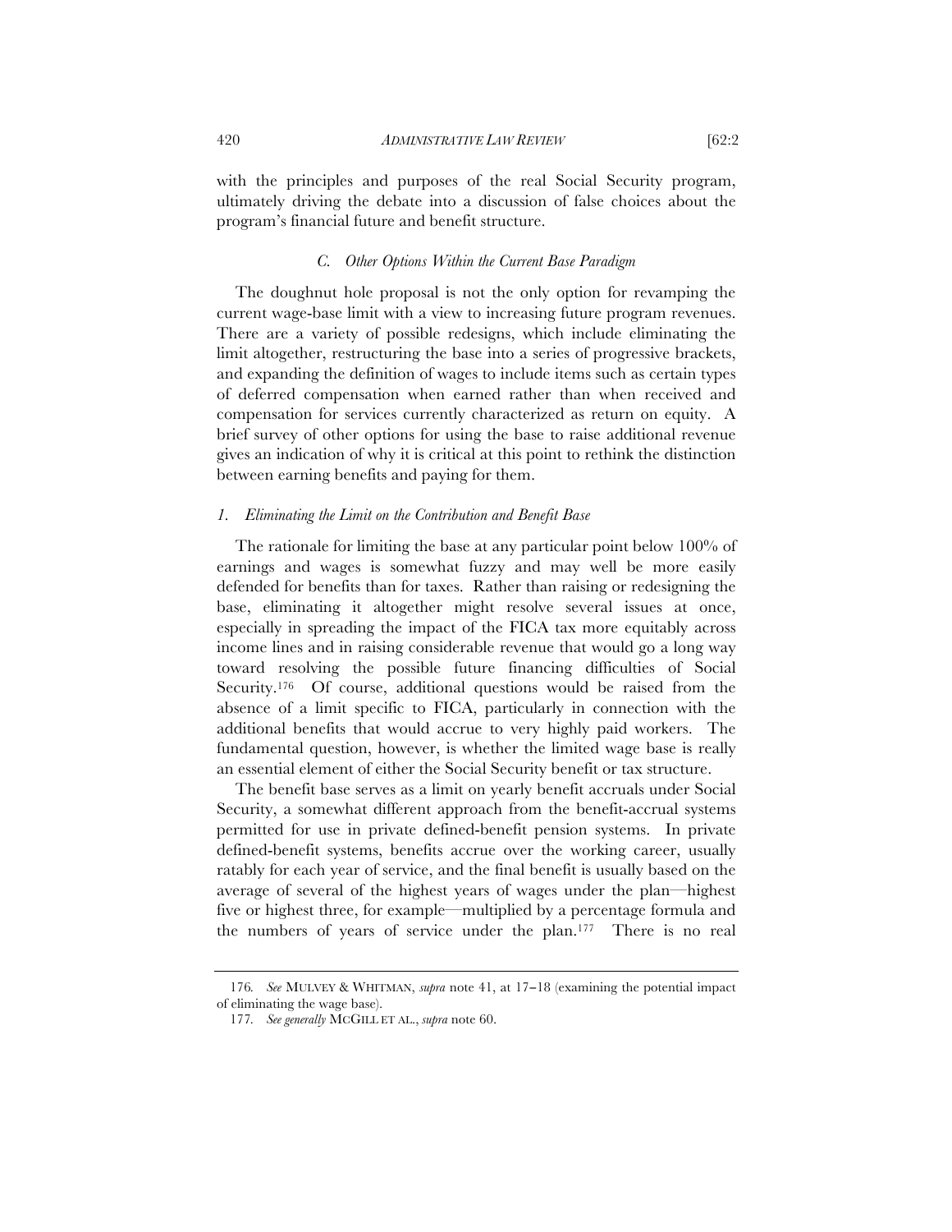with the principles and purposes of the real Social Security program, ultimately driving the debate into a discussion of false choices about the program's financial future and benefit structure.

### *C. Other Options Within the Current Base Paradigm*

The doughnut hole proposal is not the only option for revamping the current wage-base limit with a view to increasing future program revenues. There are a variety of possible redesigns, which include eliminating the limit altogether, restructuring the base into a series of progressive brackets, and expanding the definition of wages to include items such as certain types of deferred compensation when earned rather than when received and compensation for services currently characterized as return on equity. A brief survey of other options for using the base to raise additional revenue gives an indication of why it is critical at this point to rethink the distinction between earning benefits and paying for them.

#### *1. Eliminating the Limit on the Contribution and Benefit Base*

The rationale for limiting the base at any particular point below 100% of earnings and wages is somewhat fuzzy and may well be more easily defended for benefits than for taxes. Rather than raising or redesigning the base, eliminating it altogether might resolve several issues at once, especially in spreading the impact of the FICA tax more equitably across income lines and in raising considerable revenue that would go a long way toward resolving the possible future financing difficulties of Social Security.[176] Of course, additional questions would be raised from the absence of a limit specific to FICA, particularly in connection with the additional benefits that would accrue to very highly paid workers. The fundamental question, however, is whether the limited wage base is really an essential element of either the Social Security benefit or tax structure.

The benefit base serves as a limit on yearly benefit accruals under Social Security, a somewhat different approach from the benefit-accrual systems permitted for use in private defined-benefit pension systems. In private defined-benefit systems, benefits accrue over the working career, usually ratably for each year of service, and the final benefit is usually based on the average of several of the highest years of wages under the plan—highest five or highest three, for example—multiplied by a percentage formula and the numbers of years of service under the plan.[177] There is no real

---

176. *See* MULVEY & WHITMAN, *supra* note 41, at 17–18 (examining the potential impact of eliminating the wage base).

177. *See generally* MCGILL ET AL., *supra* note 60.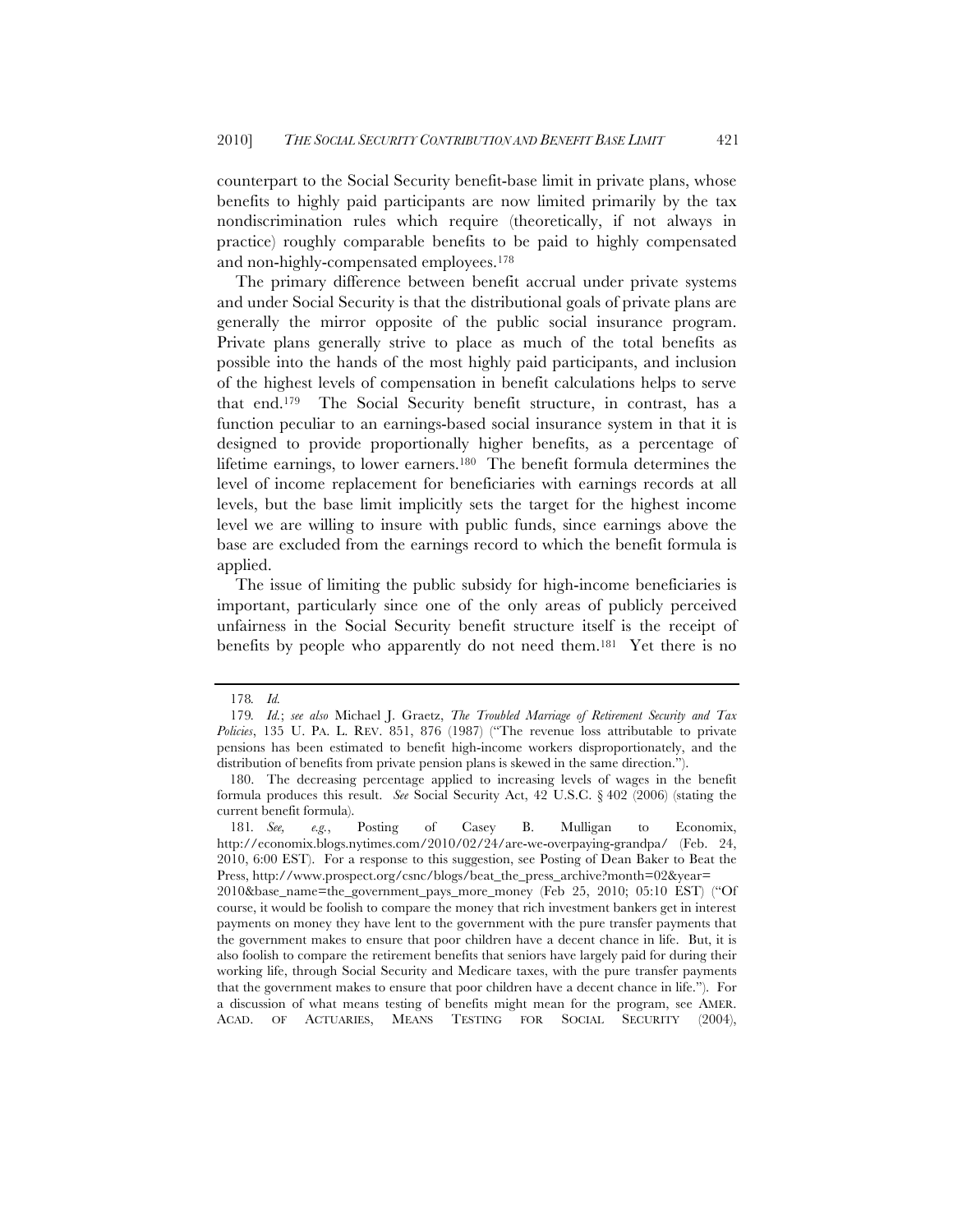counterpart to the Social Security benefit-base limit in private plans, whose benefits to highly paid participants are now limited primarily by the tax nondiscrimination rules which require (theoretically, if not always in practice) roughly comparable benefits to be paid to highly compensated and non-highly-compensated employees.[178]

The primary difference between benefit accrual under private systems and under Social Security is that the distributional goals of private plans are generally the mirror opposite of the public social insurance program. Private plans generally strive to place as much of the total benefits as possible into the hands of the most highly paid participants, and inclusion of the highest levels of compensation in benefit calculations helps to serve that end.[179] The Social Security benefit structure, in contrast, has a function peculiar to an earnings-based social insurance system in that it is designed to provide proportionally higher benefits, as a percentage of lifetime earnings, to lower earners.[180] The benefit formula determines the level of income replacement for beneficiaries with earnings records at all levels, but the base limit implicitly sets the target for the highest income level we are willing to insure with public funds, since earnings above the base are excluded from the earnings record to which the benefit formula is applied.

The issue of limiting the public subsidy for high-income beneficiaries is important, particularly since one of the only areas of publicly perceived unfairness in the Social Security benefit structure itself is the receipt of benefits by people who apparently do not need them.[181] Yet there is no

---

178. *Id.*

179. *Id.*; *see also* Michael J. Graetz, *The Troubled Marriage of Retirement Security and Tax Policies*, 135 U. PA. L. REV. 851, 876 (1987) ("The revenue loss attributable to private pensions has been estimated to benefit high-income workers disproportionately, and the distribution of benefits from private pension plans is skewed in the same direction.").

180. The decreasing percentage applied to increasing levels of wages in the benefit formula produces this result. *See* Social Security Act, 42 U.S.C. § 402 (2006) (stating the current benefit formula).

181. *See, e.g.*, Posting of Casey B. Mulligan to Economix, http://economix.blogs.nytimes.com/2010/02/24/are-we-overpaying-grandpa/ (Feb. 24, 2010, 6:00 EST). For a response to this suggestion, see Posting of Dean Baker to Beat the Press, http://www.prospect.org/csnc/blogs/beat_the_press_archive?month=02&year=2010&base_name=the_government_pays_more_money (Feb 25, 2010; 05:10 EST) ("Of course, it would be foolish to compare the money that rich investment bankers get in interest payments on money they have lent to the government with the pure transfer payments that the government makes to ensure that poor children have a decent chance in life. But, it is also foolish to compare the retirement benefits that seniors have largely paid for during their working life, through Social Security and Medicare taxes, with the pure transfer payments that the government makes to ensure that poor children have a decent chance in life."). For a discussion of what means testing of benefits might mean for the program, see AMER. ACAD. OF ACTUARIES, MEANS TESTING FOR SOCIAL SECURITY (2004),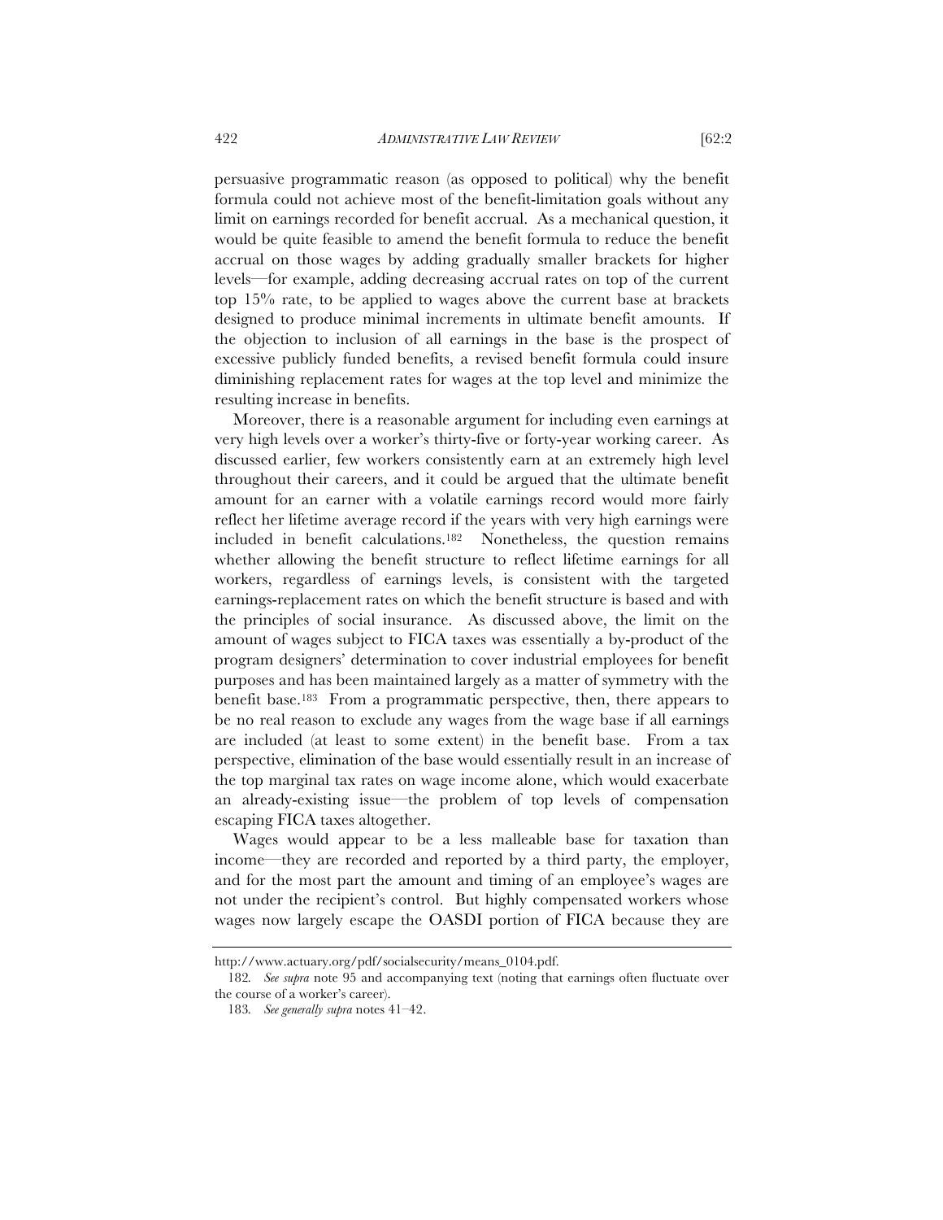persuasive programmatic reason (as opposed to political) why the benefit formula could not achieve most of the benefit-limitation goals without any limit on earnings recorded for benefit accrual. As a mechanical question, it would be quite feasible to amend the benefit formula to reduce the benefit accrual on those wages by adding gradually smaller brackets for higher levels—for example, adding decreasing accrual rates on top of the current top 15% rate, to be applied to wages above the current base at brackets designed to produce minimal increments in ultimate benefit amounts. If the objection to inclusion of all earnings in the base is the prospect of excessive publicly funded benefits, a revised benefit formula could insure diminishing replacement rates for wages at the top level and minimize the resulting increase in benefits.

Moreover, there is a reasonable argument for including even earnings at very high levels over a worker's thirty-five or forty-year working career. As discussed earlier, few workers consistently earn at an extremely high level throughout their careers, and it could be argued that the ultimate benefit amount for an earner with a volatile earnings record would more fairly reflect her lifetime average record if the years with very high earnings were included in benefit calculations.[182] Nonetheless, the question remains whether allowing the benefit structure to reflect lifetime earnings for all workers, regardless of earnings levels, is consistent with the targeted earnings-replacement rates on which the benefit structure is based and with the principles of social insurance. As discussed above, the limit on the amount of wages subject to FICA taxes was essentially a by-product of the program designers' determination to cover industrial employees for benefit purposes and has been maintained largely as a matter of symmetry with the benefit base.[183] From a programmatic perspective, then, there appears to be no real reason to exclude any wages from the wage base if all earnings are included (at least to some extent) in the benefit base. From a tax perspective, elimination of the base would essentially result in an increase of the top marginal tax rates on wage income alone, which would exacerbate an already-existing issue—the problem of top levels of compensation escaping FICA taxes altogether.

Wages would appear to be a less malleable base for taxation than income—they are recorded and reported by a third party, the employer, and for the most part the amount and timing of an employee's wages are not under the recipient's control. But highly compensated workers whose wages now largely escape the OASDI portion of FICA because they are

---

http://www.actuary.org/pdf/socialsecurity/means_0104.pdf.

182. *See supra* note 95 and accompanying text (noting that earnings often fluctuate over the course of a worker's career).

183. *See generally supra* notes 41–42.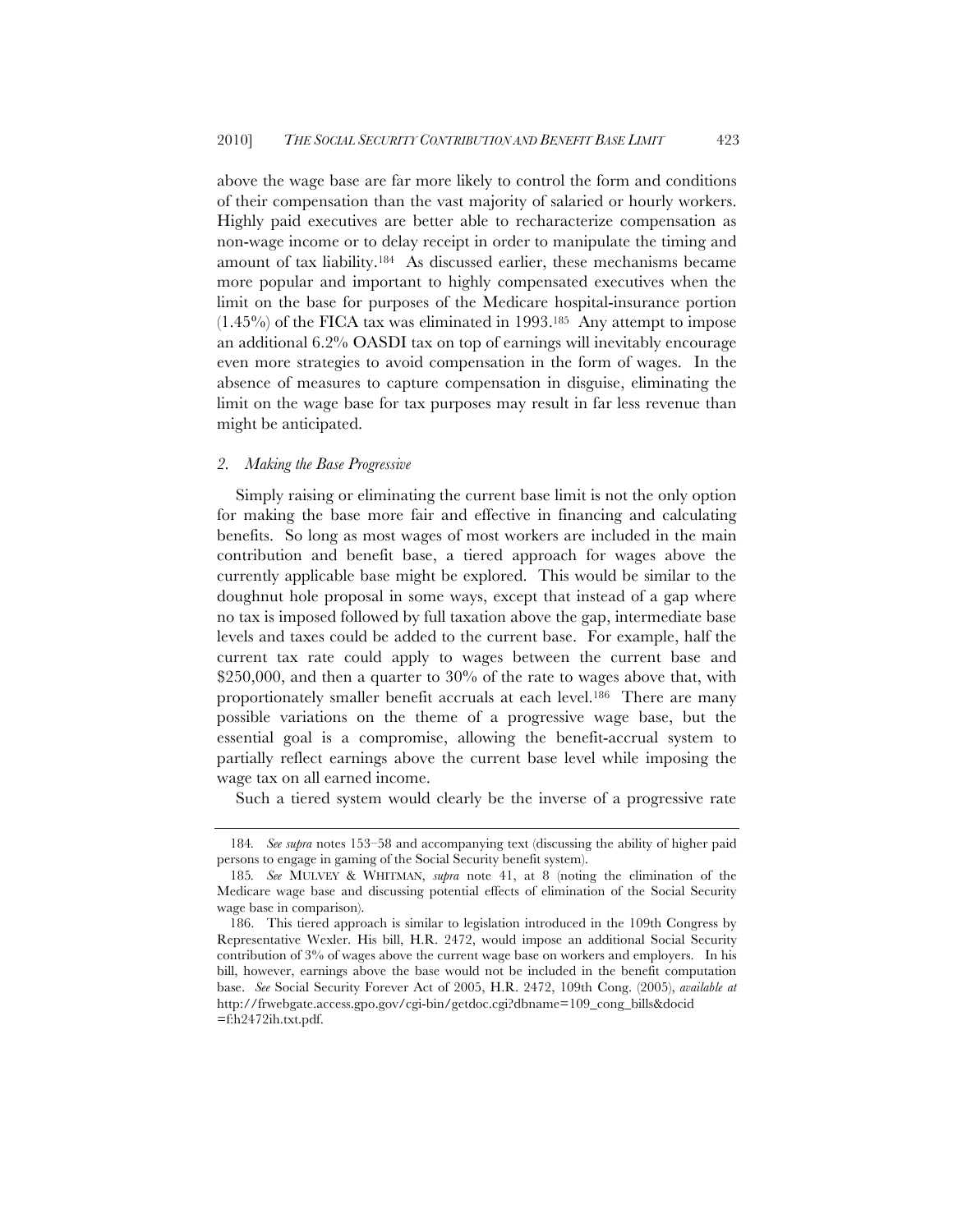above the wage base are far more likely to control the form and conditions of their compensation than the vast majority of salaried or hourly workers. Highly paid executives are better able to recharacterize compensation as non-wage income or to delay receipt in order to manipulate the timing and amount of tax liability.[184] As discussed earlier, these mechanisms became more popular and important to highly compensated executives when the limit on the base for purposes of the Medicare hospital-insurance portion (1.45%) of the FICA tax was eliminated in 1993.[185] Any attempt to impose an additional 6.2% OASDI tax on top of earnings will inevitably encourage even more strategies to avoid compensation in the form of wages. In the absence of measures to capture compensation in disguise, eliminating the limit on the wage base for tax purposes may result in far less revenue than might be anticipated.

### 2. *Making the Base Progressive*

Simply raising or eliminating the current base limit is not the only option for making the base more fair and effective in financing and calculating benefits. So long as most wages of most workers are included in the main contribution and benefit base, a tiered approach for wages above the currently applicable base might be explored. This would be similar to the doughnut hole proposal in some ways, except that instead of a gap where no tax is imposed followed by full taxation above the gap, intermediate base levels and taxes could be added to the current base. For example, half the current tax rate could apply to wages between the current base and \$250,000, and then a quarter to 30% of the rate to wages above that, with proportionately smaller benefit accruals at each level.[186] There are many possible variations on the theme of a progressive wage base, but the essential goal is a compromise, allowing the benefit-accrual system to partially reflect earnings above the current base level while imposing the wage tax on all earned income.

Such a tiered system would clearly be the inverse of a progressive rate

---

184. *See supra* notes 153–58 and accompanying text (discussing the ability of higher paid persons to engage in gaming of the Social Security benefit system).

185. *See* MULVEY & WHITMAN, *supra* note 41, at 8 (noting the elimination of the Medicare wage base and discussing potential effects of elimination of the Social Security wage base in comparison).

186. This tiered approach is similar to legislation introduced in the 109th Congress by Representative Wexler. His bill, H.R. 2472, would impose an additional Social Security contribution of 3% of wages above the current wage base on workers and employers. In his bill, however, earnings above the base would not be included in the benefit computation base. *See* Social Security Forever Act of 2005, H.R. 2472, 109th Cong. (2005), *available at* http://frwebgate.access.gpo.gov/cgi-bin/getdoc.cgi?dbname=109_cong_bills&docid=f:h2472ih.txt.pdf.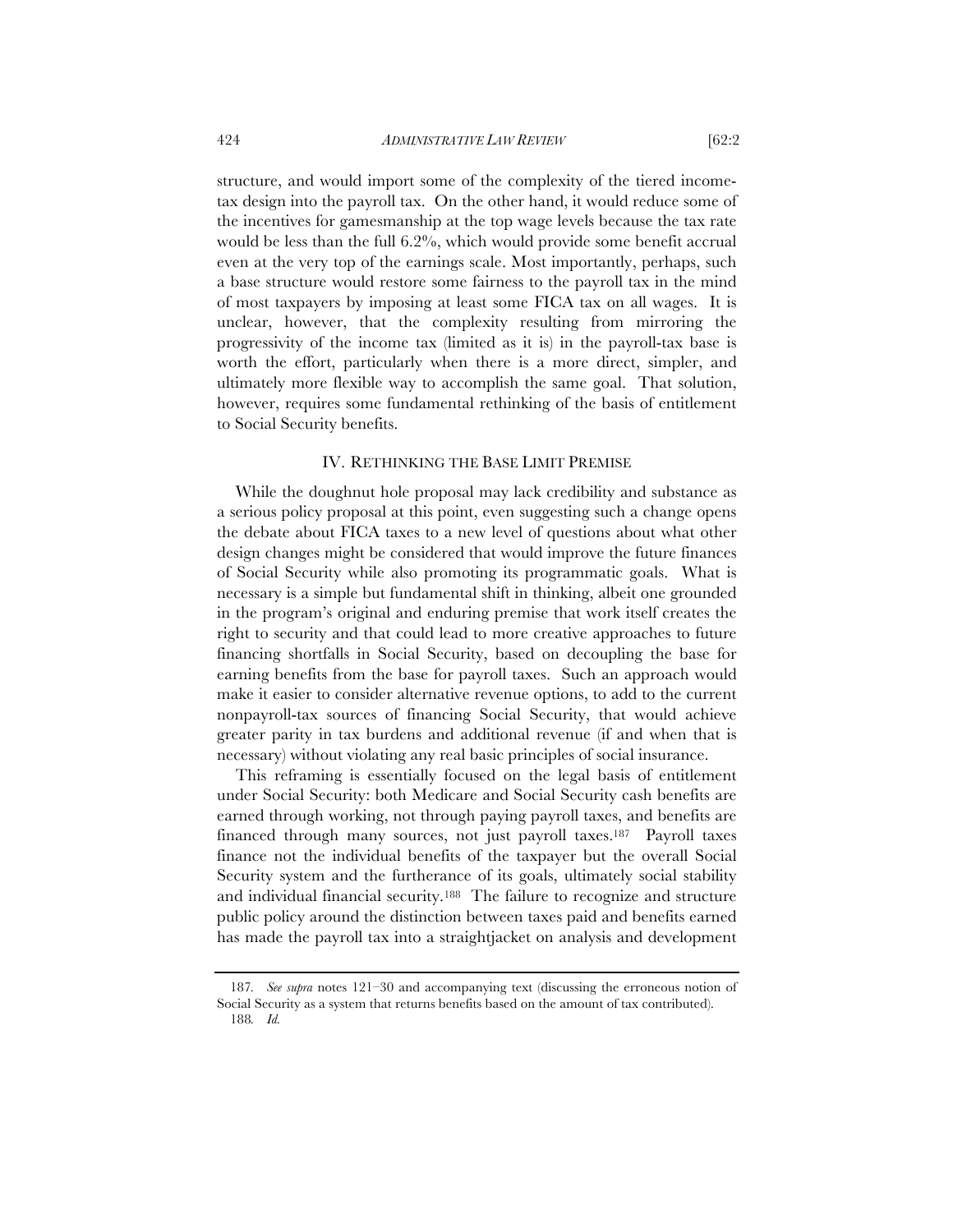structure, and would import some of the complexity of the tiered income-tax design into the payroll tax. On the other hand, it would reduce some of the incentives for gamesmanship at the top wage levels because the tax rate would be less than the full 6.2%, which would provide some benefit accrual even at the very top of the earnings scale. Most importantly, perhaps, such a base structure would restore some fairness to the payroll tax in the mind of most taxpayers by imposing at least some FICA tax on all wages. It is unclear, however, that the complexity resulting from mirroring the progressivity of the income tax (limited as it is) in the payroll-tax base is worth the effort, particularly when there is a more direct, simpler, and ultimately more flexible way to accomplish the same goal. That solution, however, requires some fundamental rethinking of the basis of entitlement to Social Security benefits.

## IV. Rethinking the Base Limit Premise

While the doughnut hole proposal may lack credibility and substance as a serious policy proposal at this point, even suggesting such a change opens the debate about FICA taxes to a new level of questions about what other design changes might be considered that would improve the future finances of Social Security while also promoting its programmatic goals. What is necessary is a simple but fundamental shift in thinking, albeit one grounded in the program's original and enduring premise that work itself creates the right to security and that could lead to more creative approaches to future financing shortfalls in Social Security, based on decoupling the base for earning benefits from the base for payroll taxes. Such an approach would make it easier to consider alternative revenue options, to add to the current nonpayroll-tax sources of financing Social Security, that would achieve greater parity in tax burdens and additional revenue (if and when that is necessary) without violating any real basic principles of social insurance.

This reframing is essentially focused on the legal basis of entitlement under Social Security: both Medicare and Social Security cash benefits are earned through working, not through paying payroll taxes, and benefits are financed through many sources, not just payroll taxes.[187] Payroll taxes finance not the individual benefits of the taxpayer but the overall Social Security system and the furtherance of its goals, ultimately social stability and individual financial security.[188] The failure to recognize and structure public policy around the distinction between taxes paid and benefits earned has made the payroll tax into a straightjacket on analysis and development

187. *See supra* notes 121–30 and accompanying text (discussing the erroneous notion of Social Security as a system that returns benefits based on the amount of tax contributed).

188. *Id.*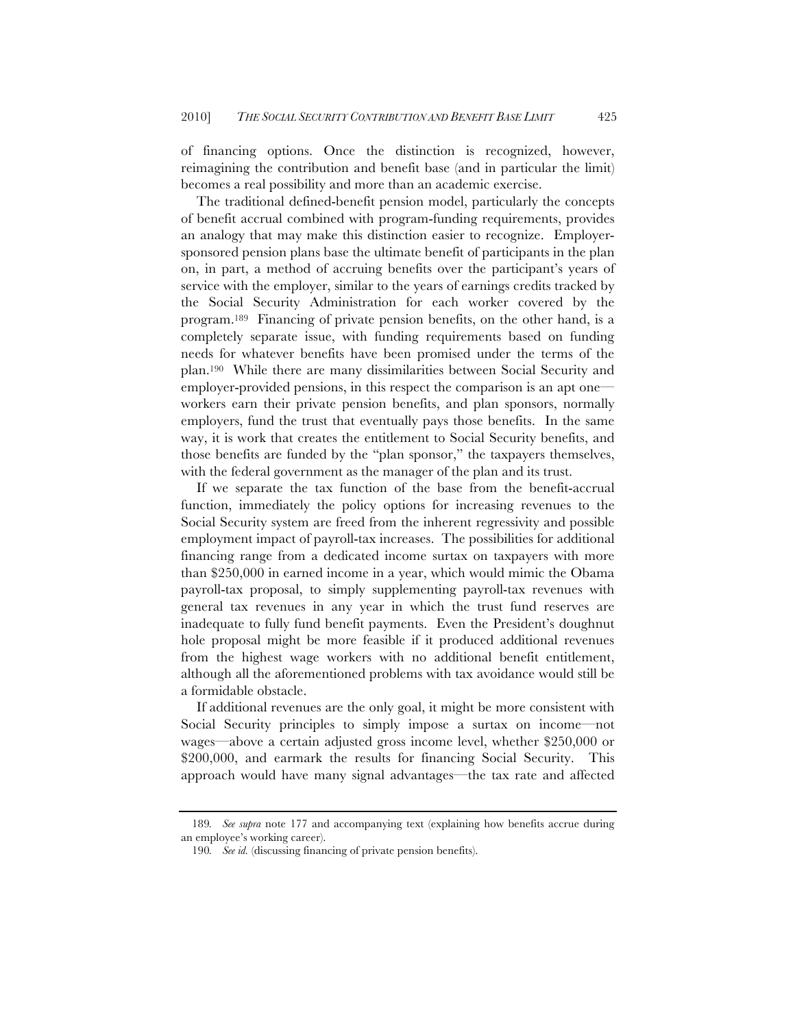of financing options. Once the distinction is recognized, however, reimagining the contribution and benefit base (and in particular the limit) becomes a real possibility and more than an academic exercise.

The traditional defined-benefit pension model, particularly the concepts of benefit accrual combined with program-funding requirements, provides an analogy that may make this distinction easier to recognize. Employer-sponsored pension plans base the ultimate benefit of participants in the plan on, in part, a method of accruing benefits over the participant's years of service with the employer, similar to the years of earnings credits tracked by the Social Security Administration for each worker covered by the program.[189] Financing of private pension benefits, on the other hand, is a completely separate issue, with funding requirements based on funding needs for whatever benefits have been promised under the terms of the plan.[190] While there are many dissimilarities between Social Security and employer-provided pensions, in this respect the comparison is an apt one—workers earn their private pension benefits, and plan sponsors, normally employers, fund the trust that eventually pays those benefits. In the same way, it is work that creates the entitlement to Social Security benefits, and those benefits are funded by the "plan sponsor," the taxpayers themselves, with the federal government as the manager of the plan and its trust.

If we separate the tax function of the base from the benefit-accrual function, immediately the policy options for increasing revenues to the Social Security system are freed from the inherent regressivity and possible employment impact of payroll-tax increases. The possibilities for additional financing range from a dedicated income surtax on taxpayers with more than $250,000 in earned income in a year, which would mimic the Obama payroll-tax proposal, to simply supplementing payroll-tax revenues with general tax revenues in any year in which the trust fund reserves are inadequate to fully fund benefit payments. Even the President's doughnut hole proposal might be more feasible if it produced additional revenues from the highest wage workers with no additional benefit entitlement, although all the aforementioned problems with tax avoidance would still be a formidable obstacle.

If additional revenues are the only goal, it might be more consistent with Social Security principles to simply impose a surtax on income—not wages—above a certain adjusted gross income level, whether $250,000 or $200,000, and earmark the results for financing Social Security. This approach would have many signal advantages—the tax rate and affected

---

189. *See supra* note 177 and accompanying text (explaining how benefits accrue during an employee's working career).

190. *See id.* (discussing financing of private pension benefits).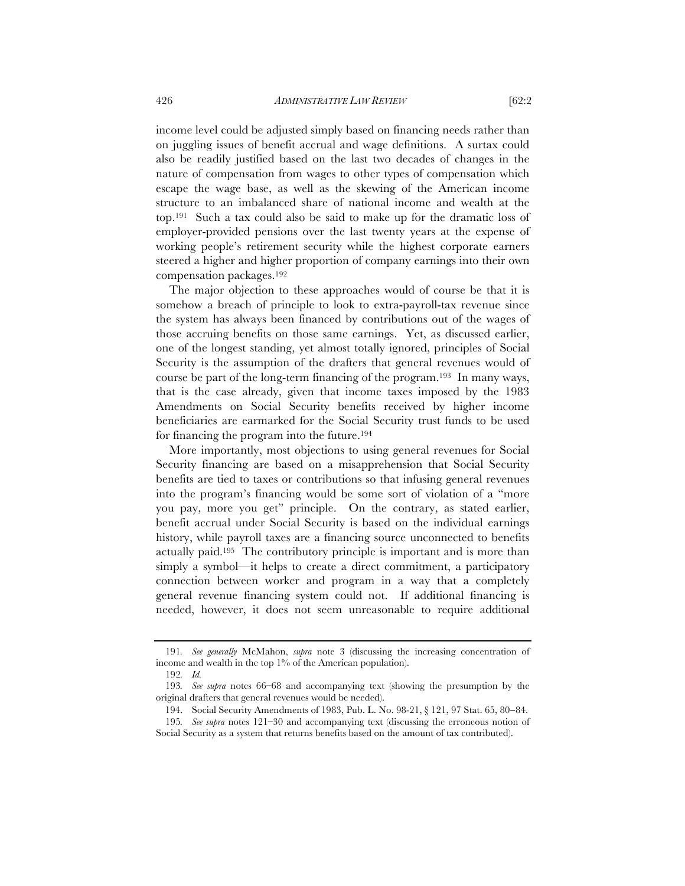income level could be adjusted simply based on financing needs rather than on juggling issues of benefit accrual and wage definitions. A surtax could also be readily justified based on the last two decades of changes in the nature of compensation from wages to other types of compensation which escape the wage base, as well as the skewing of the American income structure to an imbalanced share of national income and wealth at the top.[191] Such a tax could also be said to make up for the dramatic loss of employer-provided pensions over the last twenty years at the expense of working people's retirement security while the highest corporate earners steered a higher and higher proportion of company earnings into their own compensation packages.[192]

The major objection to these approaches would of course be that it is somehow a breach of principle to look to extra-payroll-tax revenue since the system has always been financed by contributions out of the wages of those accruing benefits on those same earnings. Yet, as discussed earlier, one of the longest standing, yet almost totally ignored, principles of Social Security is the assumption of the drafters that general revenues would of course be part of the long-term financing of the program.[193] In many ways, that is the case already, given that income taxes imposed by the 1983 Amendments on Social Security benefits received by higher income beneficiaries are earmarked for the Social Security trust funds to be used for financing the program into the future.[194]

More importantly, most objections to using general revenues for Social Security financing are based on a misapprehension that Social Security benefits are tied to taxes or contributions so that infusing general revenues into the program's financing would be some sort of violation of a "more you pay, more you get" principle. On the contrary, as stated earlier, benefit accrual under Social Security is based on the individual earnings history, while payroll taxes are a financing source unconnected to benefits actually paid.[195] The contributory principle is important and is more than simply a symbol—it helps to create a direct commitment, a participatory connection between worker and program in a way that a completely general revenue financing system could not. If additional financing is needed, however, it does not seem unreasonable to require additional

---

191. *See generally* McMahon, *supra* note 3 (discussing the increasing concentration of income and wealth in the top 1% of the American population).

192. *Id.*

193. *See supra* notes 66–68 and accompanying text (showing the presumption by the original drafters that general revenues would be needed).

194. Social Security Amendments of 1983, Pub. L. No. 98-21, § 121, 97 Stat. 65, 80–84.

195. *See supra* notes 121–30 and accompanying text (discussing the erroneous notion of Social Security as a system that returns benefits based on the amount of tax contributed).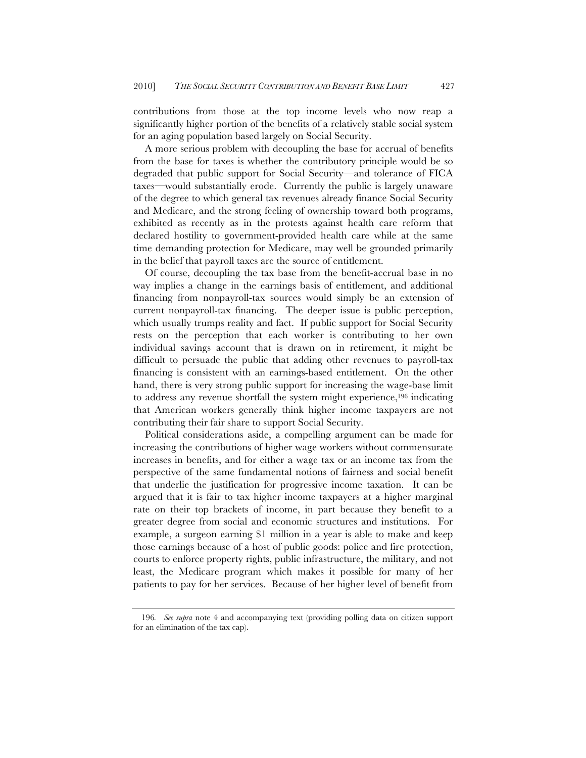contributions from those at the top income levels who now reap a significantly higher portion of the benefits of a relatively stable social system for an aging population based largely on Social Security.

A more serious problem with decoupling the base for accrual of benefits from the base for taxes is whether the contributory principle would be so degraded that public support for Social Security—and tolerance of FICA taxes—would substantially erode. Currently the public is largely unaware of the degree to which general tax revenues already finance Social Security and Medicare, and the strong feeling of ownership toward both programs, exhibited as recently as in the protests against health care reform that declared hostility to government-provided health care while at the same time demanding protection for Medicare, may well be grounded primarily in the belief that payroll taxes are the source of entitlement.

Of course, decoupling the tax base from the benefit-accrual base in no way implies a change in the earnings basis of entitlement, and additional financing from nonpayroll-tax sources would simply be an extension of current nonpayroll-tax financing. The deeper issue is public perception, which usually trumps reality and fact. If public support for Social Security rests on the perception that each worker is contributing to her own individual savings account that is drawn on in retirement, it might be difficult to persuade the public that adding other revenues to payroll-tax financing is consistent with an earnings-based entitlement. On the other hand, there is very strong public support for increasing the wage-base limit to address any revenue shortfall the system might experience,[196] indicating that American workers generally think higher income taxpayers are not contributing their fair share to support Social Security.

Political considerations aside, a compelling argument can be made for increasing the contributions of higher wage workers without commensurate increases in benefits, and for either a wage tax or an income tax from the perspective of the same fundamental notions of fairness and social benefit that underlie the justification for progressive income taxation. It can be argued that it is fair to tax higher income taxpayers at a higher marginal rate on their top brackets of income, in part because they benefit to a greater degree from social and economic structures and institutions. For example, a surgeon earning $1 million in a year is able to make and keep those earnings because of a host of public goods: police and fire protection, courts to enforce property rights, public infrastructure, the military, and not least, the Medicare program which makes it possible for many of her patients to pay for her services. Because of her higher level of benefit from

---

196. *See supra* note 4 and accompanying text (providing polling data on citizen support for an elimination of the tax cap).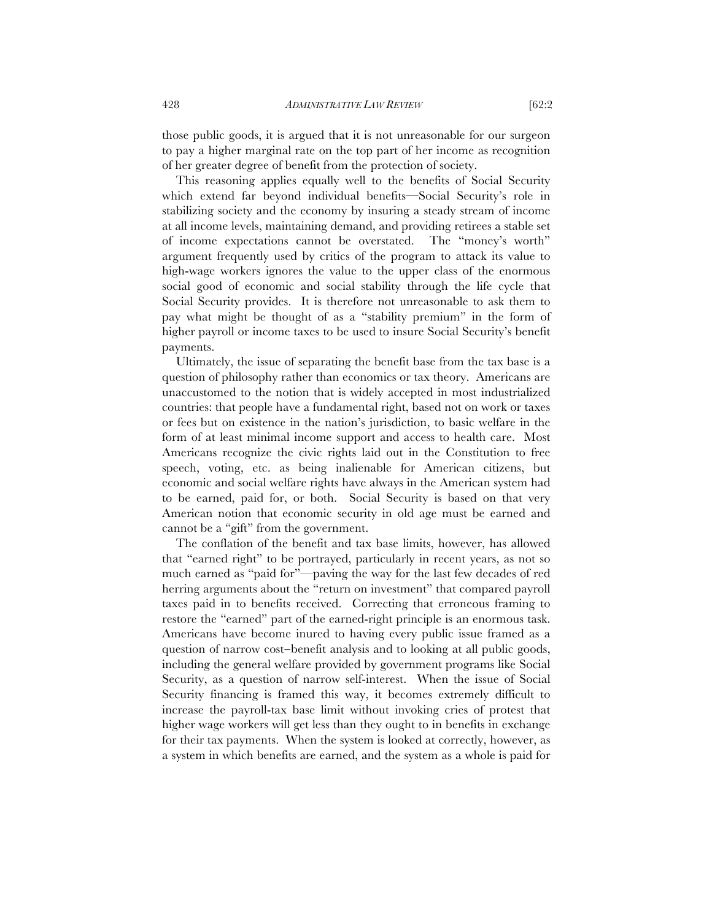those public goods, it is argued that it is not unreasonable for our surgeon to pay a higher marginal rate on the top part of her income as recognition of her greater degree of benefit from the protection of society.

This reasoning applies equally well to the benefits of Social Security which extend far beyond individual benefits—Social Security's role in stabilizing society and the economy by insuring a steady stream of income at all income levels, maintaining demand, and providing retirees a stable set of income expectations cannot be overstated. The "money's worth" argument frequently used by critics of the program to attack its value to high-wage workers ignores the value to the upper class of the enormous social good of economic and social stability through the life cycle that Social Security provides. It is therefore not unreasonable to ask them to pay what might be thought of as a "stability premium" in the form of higher payroll or income taxes to be used to insure Social Security's benefit payments.

Ultimately, the issue of separating the benefit base from the tax base is a question of philosophy rather than economics or tax theory. Americans are unaccustomed to the notion that is widely accepted in most industrialized countries: that people have a fundamental right, based not on work or taxes or fees but on existence in the nation's jurisdiction, to basic welfare in the form of at least minimal income support and access to health care. Most Americans recognize the civic rights laid out in the Constitution to free speech, voting, etc. as being inalienable for American citizens, but economic and social welfare rights have always in the American system had to be earned, paid for, or both. Social Security is based on that very American notion that economic security in old age must be earned and cannot be a "gift" from the government.

The conflation of the benefit and tax base limits, however, has allowed that "earned right" to be portrayed, particularly in recent years, as not so much earned as "paid for"—paving the way for the last few decades of red herring arguments about the "return on investment" that compared payroll taxes paid in to benefits received. Correcting that erroneous framing to restore the "earned" part of the earned-right principle is an enormous task. Americans have become inured to having every public issue framed as a question of narrow cost–benefit analysis and to looking at all public goods, including the general welfare provided by government programs like Social Security, as a question of narrow self-interest. When the issue of Social Security financing is framed this way, it becomes extremely difficult to increase the payroll-tax base limit without invoking cries of protest that higher wage workers will get less than they ought to in benefits in exchange for their tax payments. When the system is looked at correctly, however, as a system in which benefits are earned, and the system as a whole is paid for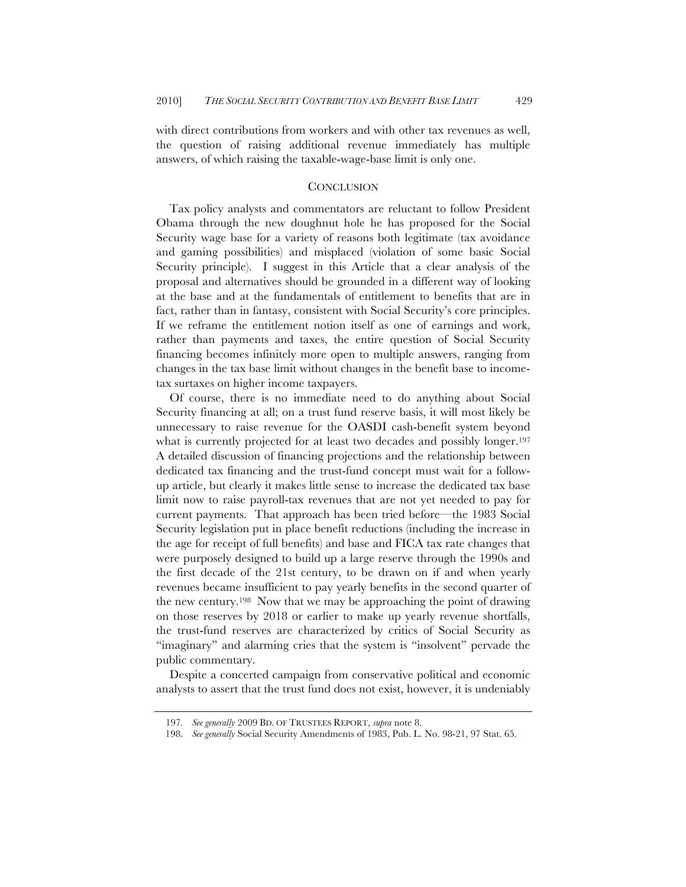with direct contributions from workers and with other tax revenues as well, the question of raising additional revenue immediately has multiple answers, of which raising the taxable-wage-base limit is only one.

## CONCLUSION

Tax policy analysts and commentators are reluctant to follow President Obama through the new doughnut hole he has proposed for the Social Security wage base for a variety of reasons both legitimate (tax avoidance and gaming possibilities) and misplaced (violation of some basic Social Security principle). I suggest in this Article that a clear analysis of the proposal and alternatives should be grounded in a different way of looking at the base and at the fundamentals of entitlement to benefits that are in fact, rather than in fantasy, consistent with Social Security's core principles. If we reframe the entitlement notion itself as one of earnings and work, rather than payments and taxes, the entire question of Social Security financing becomes infinitely more open to multiple answers, ranging from changes in the tax base limit without changes in the benefit base to income-tax surtaxes on higher income taxpayers.

Of course, there is no immediate need to do anything about Social Security financing at all; on a trust fund reserve basis, it will most likely be unnecessary to raise revenue for the OASDI cash-benefit system beyond what is currently projected for at least two decades and possibly longer.[197] A detailed discussion of financing projections and the relationship between dedicated tax financing and the trust-fund concept must wait for a follow-up article, but clearly it makes little sense to increase the dedicated tax base limit now to raise payroll-tax revenues that are not yet needed to pay for current payments. That approach has been tried before—the 1983 Social Security legislation put in place benefit reductions (including the increase in the age for receipt of full benefits) and base and FICA tax rate changes that were purposely designed to build up a large reserve through the 1990s and the first decade of the 21st century, to be drawn on if and when yearly revenues became insufficient to pay yearly benefits in the second quarter of the new century.[198] Now that we may be approaching the point of drawing on those reserves by 2018 or earlier to make up yearly revenue shortfalls, the trust-fund reserves are characterized by critics of Social Security as "imaginary" and alarming cries that the system is "insolvent" pervade the public commentary.

Despite a concerted campaign from conservative political and economic analysts to assert that the trust fund does not exist, however, it is undeniably

---

197. *See generally* 2009 BD. OF TRUSTEES REPORT, *supra* note 8.

198. *See generally* Social Security Amendments of 1983, Pub. L. No. 98-21, 97 Stat. 65.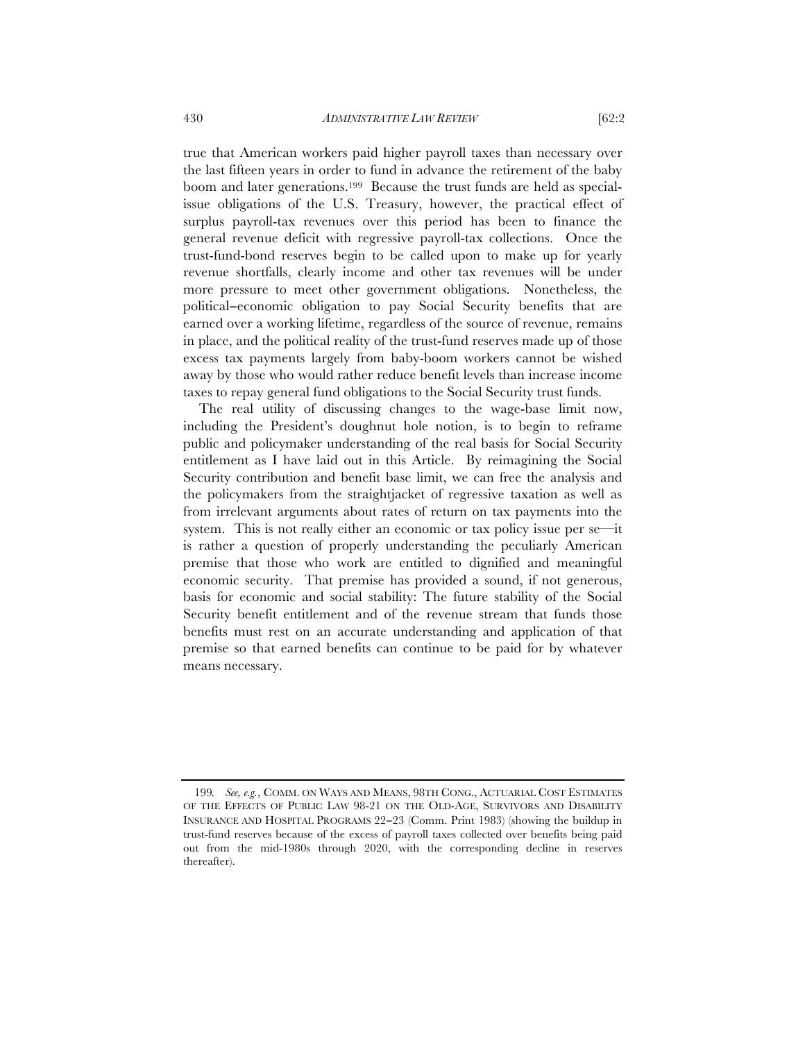true that American workers paid higher payroll taxes than necessary over the last fifteen years in order to fund in advance the retirement of the baby boom and later generations.[199] Because the trust funds are held as special-issue obligations of the U.S. Treasury, however, the practical effect of surplus payroll-tax revenues over this period has been to finance the general revenue deficit with regressive payroll-tax collections. Once the trust-fund-bond reserves begin to be called upon to make up for yearly revenue shortfalls, clearly income and other tax revenues will be under more pressure to meet other government obligations. Nonetheless, the political–economic obligation to pay Social Security benefits that are earned over a working lifetime, regardless of the source of revenue, remains in place, and the political reality of the trust-fund reserves made up of those excess tax payments largely from baby-boom workers cannot be wished away by those who would rather reduce benefit levels than increase income taxes to repay general fund obligations to the Social Security trust funds.

The real utility of discussing changes to the wage-base limit now, including the President's doughnut hole notion, is to begin to reframe public and policymaker understanding of the real basis for Social Security entitlement as I have laid out in this Article. By reimagining the Social Security contribution and benefit base limit, we can free the analysis and the policymakers from the straightjacket of regressive taxation as well as from irrelevant arguments about rates of return on tax payments into the system. This is not really either an economic or tax policy issue per se—it is rather a question of properly understanding the peculiarly American premise that those who work are entitled to dignified and meaningful economic security. That premise has provided a sound, if not generous, basis for economic and social stability: The future stability of the Social Security benefit entitlement and of the revenue stream that funds those benefits must rest on an accurate understanding and application of that premise so that earned benefits can continue to be paid for by whatever means necessary.

---

199. *See, e.g.*, COMM. ON WAYS AND MEANS, 98TH CONG., ACTUARIAL COST ESTIMATES OF THE EFFECTS OF PUBLIC LAW 98-21 ON THE OLD-AGE, SURVIVORS AND DISABILITY INSURANCE AND HOSPITAL PROGRAMS 22–23 (Comm. Print 1983) (showing the buildup in trust-fund reserves because of the excess of payroll taxes collected over benefits being paid out from the mid-1980s through 2020, with the corresponding decline in reserves thereafter).